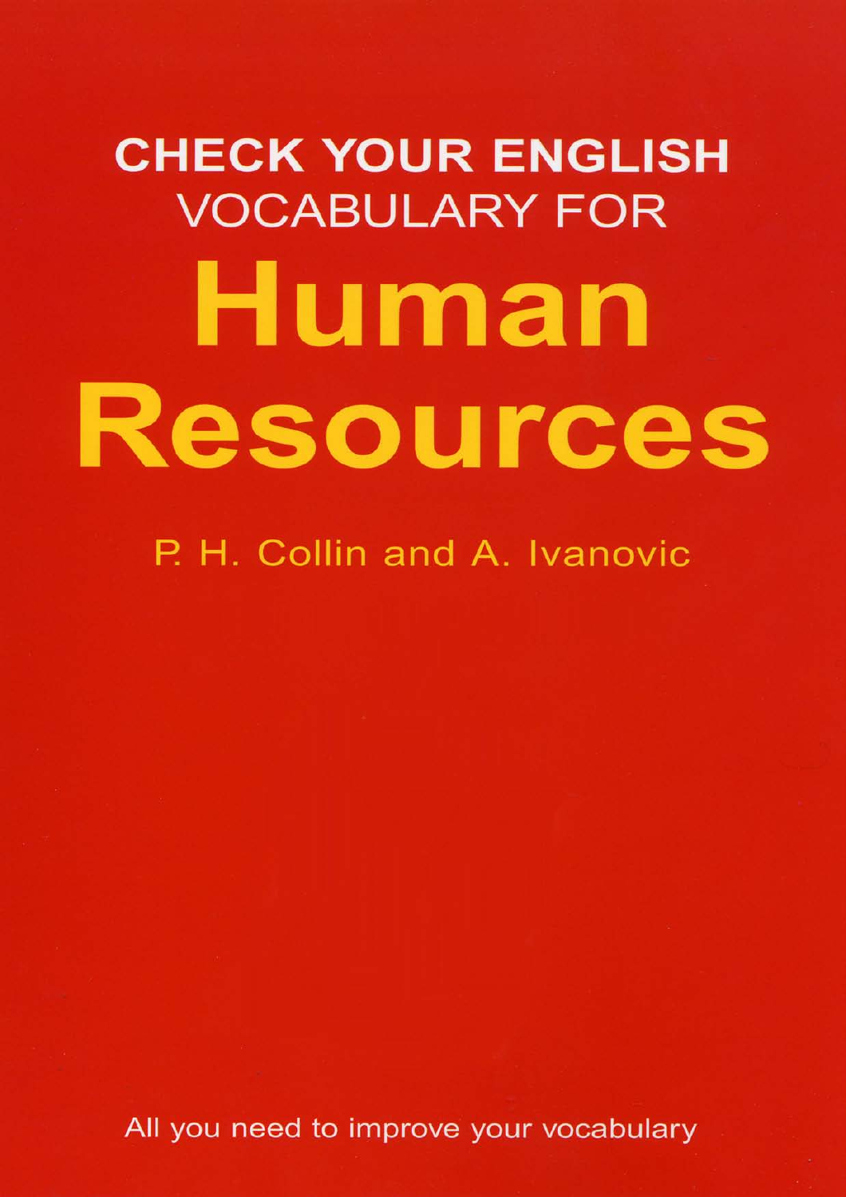# CHECK YOUR ENGLISH VOCABULARY FOR

# Human Resources

P. H. Collin and A. Ivanovic

All you need to improve your vocabulary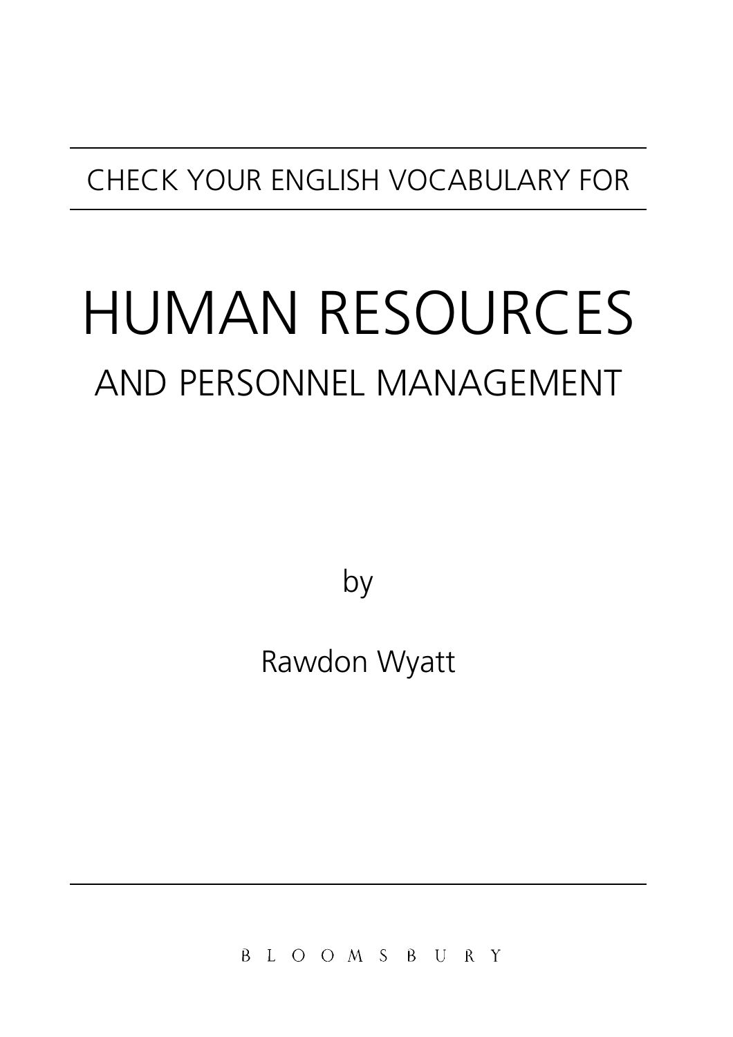CHECK YOUR ENGLISH VOCABULARY FOR

# HUMAN RESOURCES

## AND PERSONNEL MANAGEMENT

by

Rawdon Wyatt

BLOOMSBURY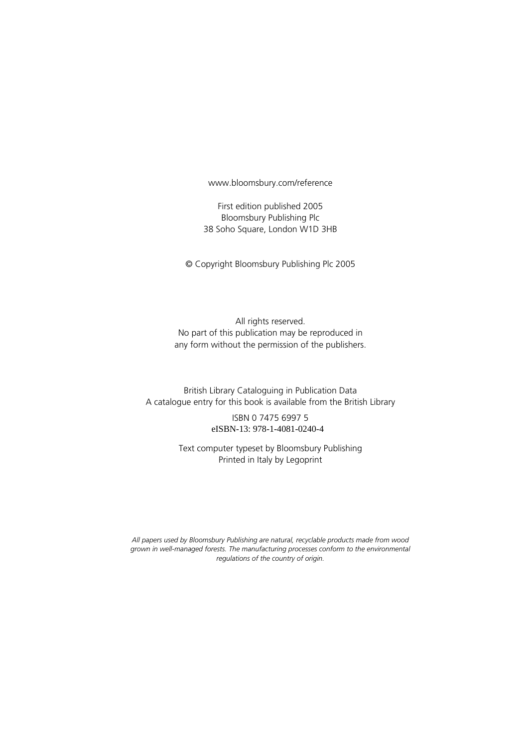www.bloomsbury.com/reference

First edition published 2005
Bloomsbury Publishing Plc
38 Soho Square, London W1D 3HB

© Copyright Bloomsbury Publishing Plc 2005

All rights reserved.
No part of this publication may be reproduced in
any form without the permission of the publishers.

British Library Cataloguing in Publication Data
A catalogue entry for this book is available from the British Library

ISBN 0 7475 6997 5
eISBN-13: 978-1-4081-0240-4

Text computer typeset by Bloomsbury Publishing
Printed in Italy by Legoprint

*All papers used by Bloomsbury Publishing are natural, recyclable products made from wood grown in well-managed forests. The manufacturing processes conform to the environmental regulations of the country of origin.*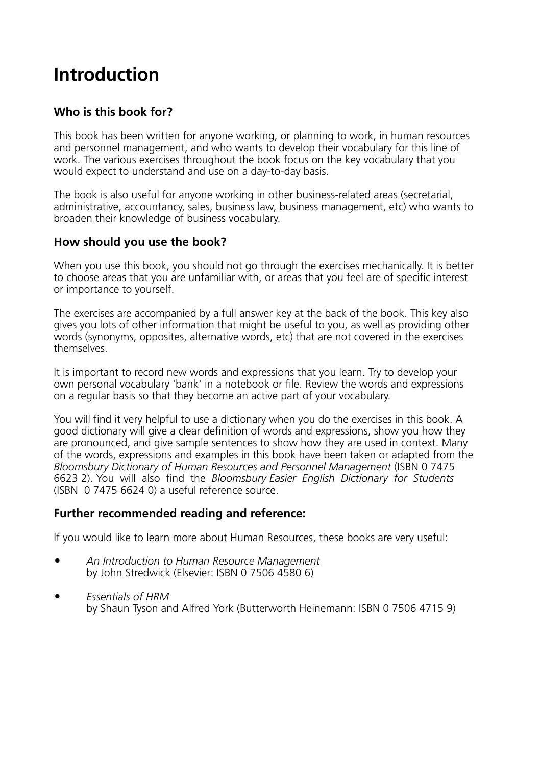# Introduction

## Who is this book for?

This book has been written for anyone working, or planning to work, in human resources and personnel management, and who wants to develop their vocabulary for this line of work. The various exercises throughout the book focus on the key vocabulary that you would expect to understand and use on a day-to-day basis.

The book is also useful for anyone working in other business-related areas (secretarial, administrative, accountancy, sales, business law, business management, etc) who wants to broaden their knowledge of business vocabulary.

## How should you use the book?

When you use this book, you should not go through the exercises mechanically. It is better to choose areas that you are unfamiliar with, or areas that you feel are of specific interest or importance to yourself.

The exercises are accompanied by a full answer key at the back of the book. This key also gives you lots of other information that might be useful to you, as well as providing other words (synonyms, opposites, alternative words, etc) that are not covered in the exercises themselves.

It is important to record new words and expressions that you learn. Try to develop your own personal vocabulary 'bank' in a notebook or file. Review the words and expressions on a regular basis so that they become an active part of your vocabulary.

You will find it very helpful to use a dictionary when you do the exercises in this book. A good dictionary will give a clear definition of words and expressions, show you how they are pronounced, and give sample sentences to show how they are used in context. Many of the words, expressions and examples in this book have been taken or adapted from the *Bloomsbury Dictionary of Human Resources and Personnel Management* (ISBN 0 7475 6623 2). You will also find the *Bloomsbury Easier English Dictionary for Students* (ISBN 0 7475 6624 0) a useful reference source.

## Further recommended reading and reference:

If you would like to learn more about Human Resources, these books are very useful:

- *An Introduction to Human Resource Management*
  by John Stredwick (Elsevier: ISBN 0 7506 4580 6)

- *Essentials of HRM*
  by Shaun Tyson and Alfred York (Butterworth Heinemann: ISBN 0 7506 4715 9)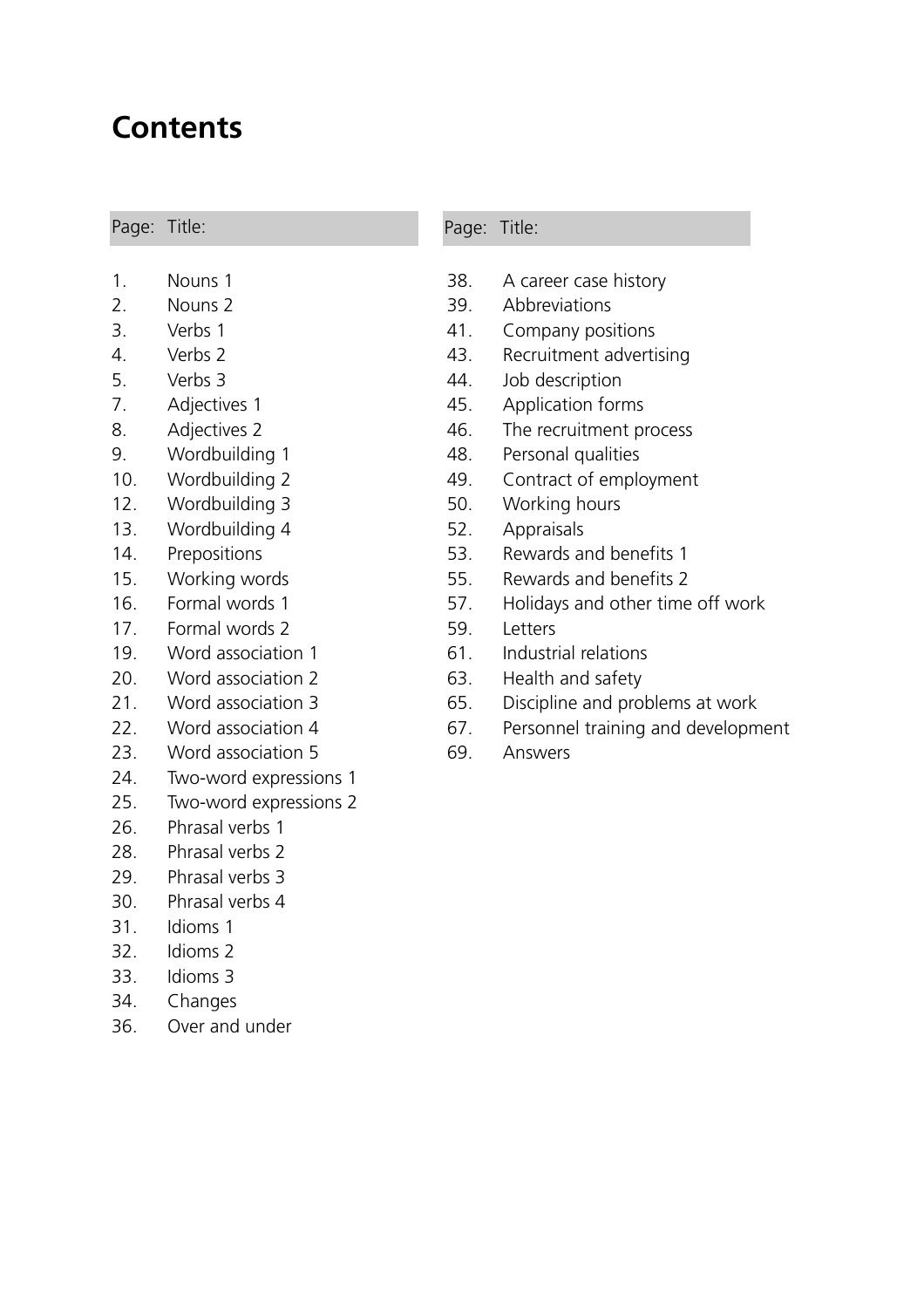# Contents

| Page: | Title: |
|---|---|
| 1. | Nouns 1 |
| 2. | Nouns 2 |
| 3. | Verbs 1 |
| 4. | Verbs 2 |
| 5. | Verbs 3 |
| 7. | Adjectives 1 |
| 8. | Adjectives 2 |
| 9. | Wordbuilding 1 |
| 10. | Wordbuilding 2 |
| 12. | Wordbuilding 3 |
| 13. | Wordbuilding 4 |
| 14. | Prepositions |
| 15. | Working words |
| 16. | Formal words 1 |
| 17. | Formal words 2 |
| 19. | Word association 1 |
| 20. | Word association 2 |
| 21. | Word association 3 |
| 22. | Word association 4 |
| 23. | Word association 5 |
| 24. | Two-word expressions 1 |
| 25. | Two-word expressions 2 |
| 26. | Phrasal verbs 1 |
| 28. | Phrasal verbs 2 |
| 29. | Phrasal verbs 3 |
| 30. | Phrasal verbs 4 |
| 31. | Idioms 1 |
| 32. | Idioms 2 |
| 33. | Idioms 3 |
| 34. | Changes |
| 36. | Over and under |

| Page: | Title: |
|---|---|
| 38. | A career case history |
| 39. | Abbreviations |
| 41. | Company positions |
| 43. | Recruitment advertising |
| 44. | Job description |
| 45. | Application forms |
| 46. | The recruitment process |
| 48. | Personal qualities |
| 49. | Contract of employment |
| 50. | Working hours |
| 52. | Appraisals |
| 53. | Rewards and benefits 1 |
| 55. | Rewards and benefits 2 |
| 57. | Holidays and other time off work |
| 59. | Letters |
| 61. | Industrial relations |
| 63. | Health and safety |
| 65. | Discipline and problems at work |
| 67. | Personnel training and development |
| 69. | Answers |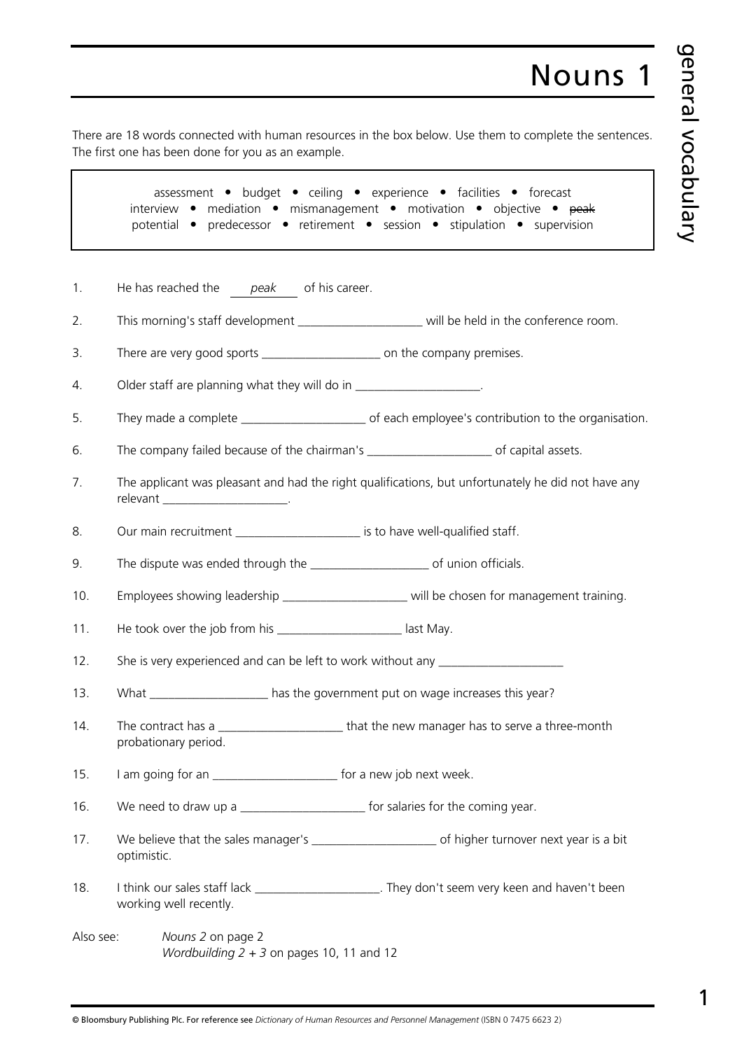# Nouns 1

There are 18 words connected with human resources in the box below. Use them to complete the sentences. The first one has been done for you as an example.

> assessment • budget • ceiling • experience • facilities • forecast
> interview • mediation • mismanagement • motivation • objective • ~~peak~~
> potential • predecessor • retirement • session • stipulation • supervision

1. He has reached the *peak* of his career.
2. This morning's staff development ____________________ will be held in the conference room.
3. There are very good sports ____________________ on the company premises.
4. Older staff are planning what they will do in ____________________.
5. They made a complete ____________________ of each employee's contribution to the organisation.
6. The company failed because of the chairman's ____________________ of capital assets.
7. The applicant was pleasant and had the right qualifications, but unfortunately he did not have any relevant ____________________.
8. Our main recruitment ____________________ is to have well-qualified staff.
9. The dispute was ended through the ____________________ of union officials.
10. Employees showing leadership ____________________ will be chosen for management training.
11. He took over the job from his ____________________ last May.
12. She is very experienced and can be left to work without any ____________________
13. What ____________________ has the government put on wage increases this year?
14. The contract has a ____________________ that the new manager has to serve a three-month probationary period.
15. I am going for an ____________________ for a new job next week.
16. We need to draw up a ____________________ for salaries for the coming year.
17. We believe that the sales manager's ____________________ of higher turnover next year is a bit optimistic.
18. I think our sales staff lack ____________________. They don't seem very keen and haven't been working well recently.

Also see: *Nouns 2* on page 2
*Wordbuilding 2 + 3* on pages 10, 11 and 12

© Bloomsbury Publishing Plc. For reference see *Dictionary of Human Resources and Personnel Management* (ISBN 0 7475 6623 2)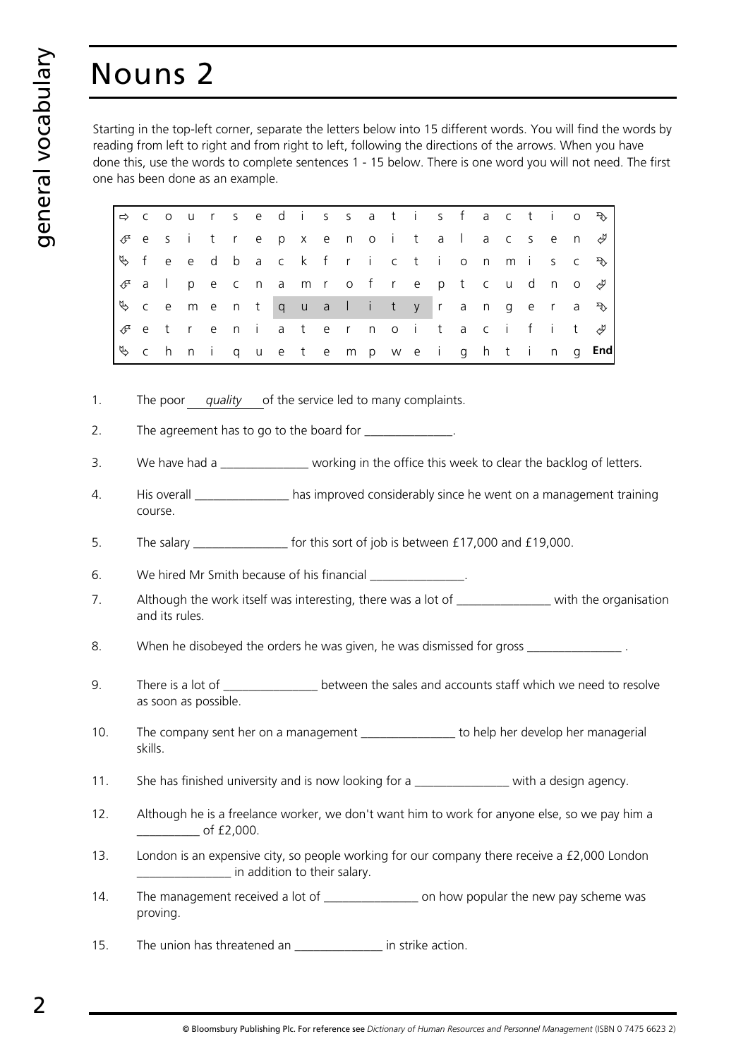# Nouns 2

Starting in the top-left corner, separate the letters below into 15 different words. You will find the words by reading from left to right and from right to left, following the directions of the arrows. When you have done this, use the words to complete sentences 1 - 15 below. There is one word you will not need. The first one has been done as an example.

| | | | | | | | | | | | | | | | | | | | | | |
|---|---|---|---|---|---|---|---|---|---|---|---|---|---|---|---|---|---|---|---|---|---|
| ⇨ | c | o | u | r | s | e | d | i | s | s | a | t | i | s | f | a | c | t | i | o | ↴ |
| ↲ | e | s | i | t | r | e | p | x | e | n | o | i | t | a | l | a | c | s | e | n | ↵ |
| ↳ | f | e | e | d | b | a | c | k | f | r | i | c | t | i | o | n | m | i | s | c | ↴ |
| ↲ | a | l | p | e | c | n | a | m | r | o | f | r | e | p | t | c | u | d | n | o | ↵ |
| ↳ | c | e | m | e | n | t | q | u | a | l | i | t | y | r | a | n | g | e | r | a | ↴ |
| ↲ | e | t | r | e | n | i | a | t | e | r | n | o | i | t | a | c | i | f | i | t | ↵ |
| ↳ | c | h | n | i | q | u | e | t | e | m | p | w | e | i | g | h | t | i | n | g | **End** |

1. The poor *quality* of the service led to many complaints.

2. The agreement has to go to the board for ______________.

3. We have had a ______________ working in the office this week to clear the backlog of letters.

4. His overall _______________ has improved considerably since he went on a management training course.

5. The salary _______________ for this sort of job is between £17,000 and £19,000.

6. We hired Mr Smith because of his financial _______________.

7. Although the work itself was interesting, there was a lot of _______________ with the organisation and its rules.

8. When he disobeyed the orders he was given, he was dismissed for gross _______________ .

9. There is a lot of _______________ between the sales and accounts staff which we need to resolve as soon as possible.

10. The company sent her on a management _______________ to help her develop her managerial skills.

11. She has finished university and is now looking for a _______________ with a design agency.

12. Although he is a freelance worker, we don't want him to work for anyone else, so we pay him a __________ of £2,000.

13. London is an expensive city, so people working for our company there receive a £2,000 London _______________ in addition to their salary.

14. The management received a lot of _______________ on how popular the new pay scheme was proving.

15. The union has threatened an ______________ in strike action.

© Bloomsbury Publishing Plc. For reference see *Dictionary of Human Resources and Personnel Management* (ISBN 0 7475 6623 2)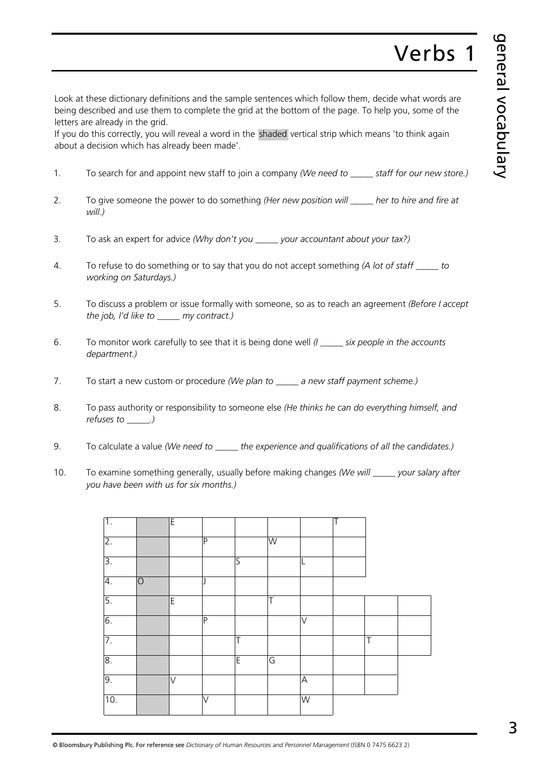# Verbs 1

Look at these dictionary definitions and the sample sentences which follow them, decide what words are being described and use them to complete the grid at the bottom of the page. To help you, some of the letters are already in the grid.

If you do this correctly, you will reveal a word in the shaded vertical strip which means 'to think again about a decision which has already been made'.

1. To search for and appoint new staff to join a company *(We need to _____ staff for our new store.)*
2. To give someone the power to do something *(Her new position will _____ her to hire and fire at will.)*
3. To ask an expert for advice *(Why don't you _____ your accountant about your tax?)*
4. To refuse to do something or to say that you do not accept something *(A lot of staff _____ to working on Saturdays.)*
5. To discuss a problem or issue formally with someone, so as to reach an agreement *(Before I accept the job, I'd like to _____ my contract.)*
6. To monitor work carefully to see that it is being done well *(I _____ six people in the accounts department.)*
7. To start a new custom or procedure *(We plan to _____ a new staff payment scheme.)*
8. To pass authority or responsibility to someone else *(He thinks he can do everything himself, and refuses to _____.)*
9. To calculate a value *(We need to _____ the experience and qualifications of all the candidates.)*
10. To examine something generally, usually before making changes *(We will _____ your salary after you have been with us for six months.)*

| | (shaded) | | | | | | | | |
|---|---|---|---|---|---|---|---|---|---|
| 1. | | E | | | | | T | | |
| 2. | | | P | | W | | | | |
| 3. | | | | S | | L | | | |
| 4. | O | | J | | | | | | |
| 5. | | E | | | T | | | | |
| 6. | | | P | | | V | | | |
| 7. | | | | T | | | | T | |
| 8. | | | | E | G | | | | |
| 9. | | V | | | | A | | | |
| 10. | | | V | | | W | | | |

© Bloomsbury Publishing Plc. For reference see *Dictionary of Human Resources and Personnel Management* (ISBN 0 7475 6623 2)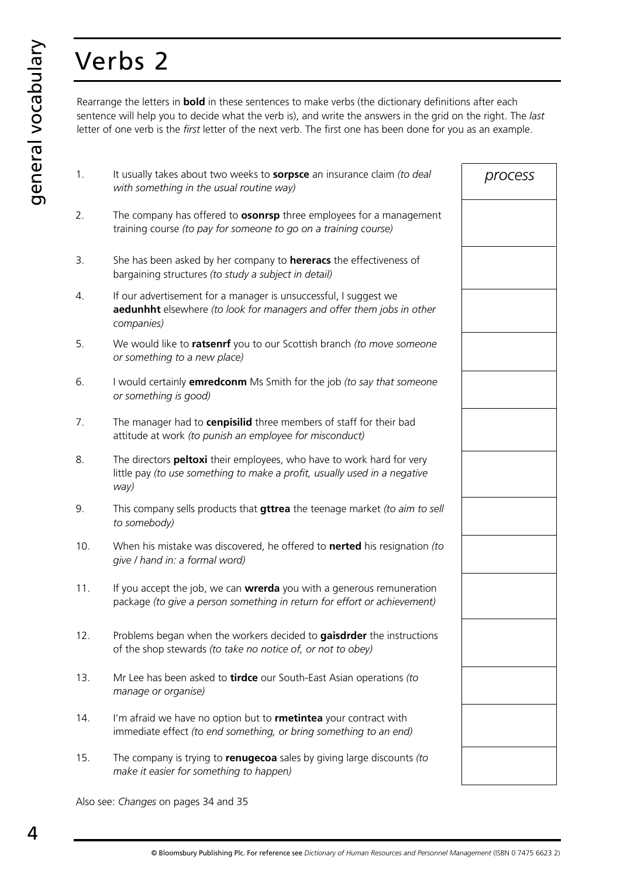# Verbs 2

Rearrange the letters in **bold** in these sentences to make verbs (the dictionary definitions after each sentence will help you to decide what the verb is), and write the answers in the grid on the right. The *last* letter of one verb is the *first* letter of the next verb. The first one has been done for you as an example.

| | | |
|---|---|---|
| 1. | It usually takes about two weeks to **sorpsce** an insurance claim *(to deal with something in the usual routine way)* | *process* |
| 2. | The company has offered to **osonrsp** three employees for a management training course *(to pay for someone to go on a training course)* | |
| 3. | She has been asked by her company to **hereracs** the effectiveness of bargaining structures *(to study a subject in detail)* | |
| 4. | If our advertisement for a manager is unsuccessful, I suggest we **aedunhht** elsewhere *(to look for managers and offer them jobs in other companies)* | |
| 5. | We would like to **ratsenrf** you to our Scottish branch *(to move someone or something to a new place)* | |
| 6. | I would certainly **emredconm** Ms Smith for the job *(to say that someone or something is good)* | |
| 7. | The manager had to **cenpisilid** three members of staff for their bad attitude at work *(to punish an employee for misconduct)* | |
| 8. | The directors **peltoxi** their employees, who have to work hard for very little pay *(to use something to make a profit, usually used in a negative way)* | |
| 9. | This company sells products that **gttrea** the teenage market *(to aim to sell to somebody)* | |
| 10. | When his mistake was discovered, he offered to **nerted** his resignation *(to give / hand in: a formal word)* | |
| 11. | If you accept the job, we can **wrerda** you with a generous remuneration package *(to give a person something in return for effort or achievement)* | |
| 12. | Problems began when the workers decided to **gaisdrder** the instructions of the shop stewards *(to take no notice of, or not to obey)* | |
| 13. | Mr Lee has been asked to **tirdce** our South-East Asian operations *(to manage or organise)* | |
| 14. | I'm afraid we have no option but to **rmetintea** your contract with immediate effect *(to end something, or bring something to an end)* | |
| 15. | The company is trying to **renugecoa** sales by giving large discounts *(to make it easier for something to happen)* | |

Also see: *Changes* on pages 34 and 35

© Bloomsbury Publishing Plc. For reference see *Dictionary of Human Resources and Personnel Management* (ISBN 0 7475 6623 2)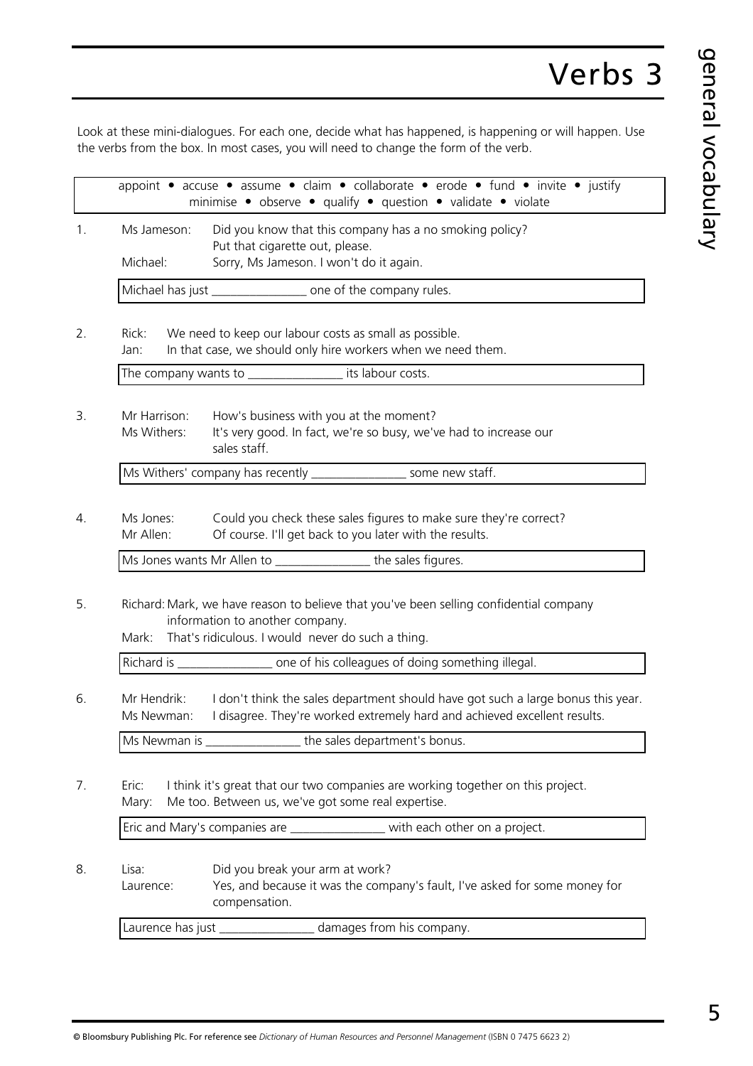# Verbs 3

Look at these mini-dialogues. For each one, decide what has happened, is happening or will happen. Use the verbs from the box. In most cases, you will need to change the form of the verb.

> appoint • accuse • assume • claim • collaborate • erode • fund • invite • justify
> minimise • observe • qualify • question • validate • violate

1. Ms Jameson: Did you know that this company has a no smoking policy? Put that cigarette out, please.
   Michael: Sorry, Ms Jameson. I won't do it again.

   Michael has just _______________ one of the company rules.

2. Rick: We need to keep our labour costs as small as possible.
   Jan: In that case, we should only hire workers when we need them.

   The company wants to _______________ its labour costs.

3. Mr Harrison: How's business with you at the moment?
   Ms Withers: It's very good. In fact, we're so busy, we've had to increase our sales staff.

   Ms Withers' company has recently _______________ some new staff.

4. Ms Jones: Could you check these sales figures to make sure they're correct?
   Mr Allen: Of course. I'll get back to you later with the results.

   Ms Jones wants Mr Allen to _______________ the sales figures.

5. Richard: Mark, we have reason to believe that you've been selling confidential company information to another company.
   Mark: That's ridiculous. I would never do such a thing.

   Richard is _______________ one of his colleagues of doing something illegal.

6. Mr Hendrik: I don't think the sales department should have got such a large bonus this year.
   Ms Newman: I disagree. They're worked extremely hard and achieved excellent results.

   Ms Newman is _______________ the sales department's bonus.

7. Eric: I think it's great that our two companies are working together on this project.
   Mary: Me too. Between us, we've got some real expertise.

   Eric and Mary's companies are _______________ with each other on a project.

8. Lisa: Did you break your arm at work?
   Laurence: Yes, and because it was the company's fault, I've asked for some money for compensation.

   Laurence has just _______________ damages from his company.

© Bloomsbury Publishing Plc. For reference see *Dictionary of Human Resources and Personnel Management* (ISBN 0 7475 6623 2)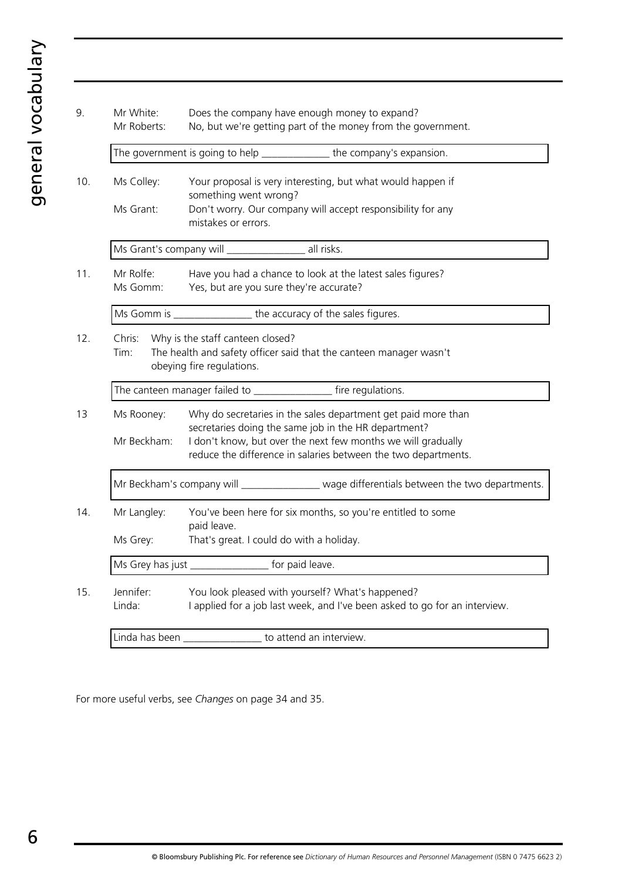9. Mr White: Does the company have enough money to expand?
   Mr Roberts: No, but we're getting part of the money from the government.

   The government is going to help _____________ the company's expansion.

10. Ms Colley: Your proposal is very interesting, but what would happen if something went wrong?
    Ms Grant: Don't worry. Our company will accept responsibility for any mistakes or errors.

    Ms Grant's company will _______________ all risks.

11. Mr Rolfe: Have you had a chance to look at the latest sales figures?
    Ms Gomm: Yes, but are you sure they're accurate?

    Ms Gomm is _______________ the accuracy of the sales figures.

12. Chris: Why is the staff canteen closed?
    Tim: The health and safety officer said that the canteen manager wasn't obeying fire regulations.

    The canteen manager failed to _______________ fire regulations.

13 Ms Rooney: Why do secretaries in the sales department get paid more than secretaries doing the same job in the HR department?
   Mr Beckham: I don't know, but over the next few months we will gradually reduce the difference in salaries between the two departments.

   Mr Beckham's company will _______________ wage differentials between the two departments.

14. Mr Langley: You've been here for six months, so you're entitled to some paid leave.
    Ms Grey: That's great. I could do with a holiday.

    Ms Grey has just _______________ for paid leave.

15. Jennifer: You look pleased with yourself? What's happened?
    Linda: I applied for a job last week, and I've been asked to go for an interview.

    Linda has been _______________ to attend an interview.

For more useful verbs, see *Changes* on page 34 and 35.

© Bloomsbury Publishing Plc. For reference see *Dictionary of Human Resources and Personnel Management* (ISBN 0 7475 6623 2)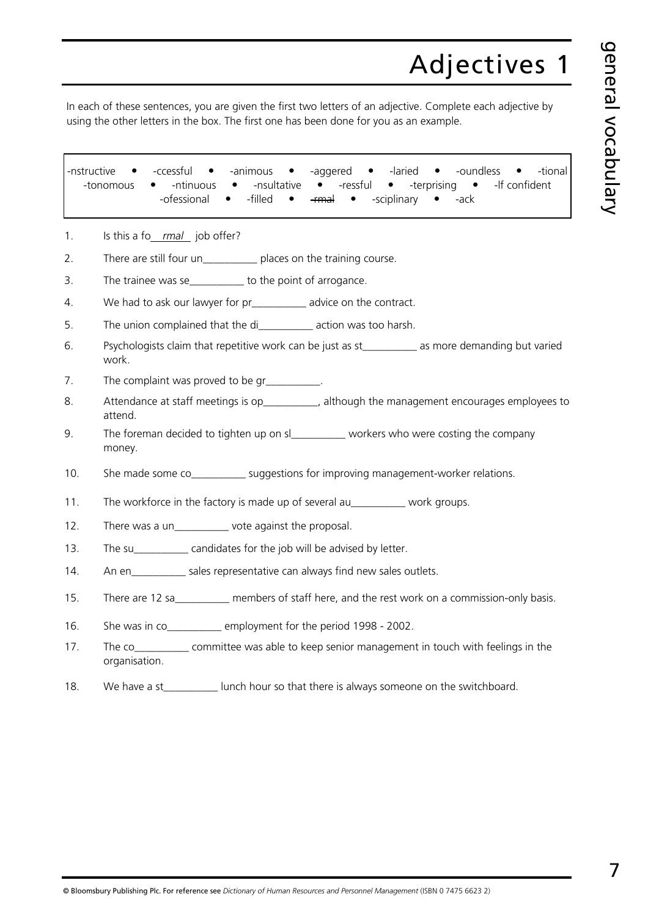# Adjectives 1

In each of these sentences, you are given the first two letters of an adjective. Complete each adjective by using the other letters in the box. The first one has been done for you as an example.

> -nstructive • -ccessful • -animous • -aggered • -laried • -oundless • -tional • -tonomous • -ntinuous • -nsultative • -ressful • -terprising • -lf confident • -ofessional • -filled • ~~-rmal~~ • -sciplinary • -ack

1. Is this a fo*rmal* job offer?
2. There are still four un__________ places on the training course.
3. The trainee was se__________ to the point of arrogance.
4. We had to ask our lawyer for pr__________ advice on the contract.
5. The union complained that the di__________ action was too harsh.
6. Psychologists claim that repetitive work can be just as st__________ as more demanding but varied work.
7. The complaint was proved to be gr__________.
8. Attendance at staff meetings is op__________, although the management encourages employees to attend.
9. The foreman decided to tighten up on sl__________ workers who were costing the company money.
10. She made some co__________ suggestions for improving management-worker relations.
11. The workforce in the factory is made up of several au__________ work groups.
12. There was a un__________ vote against the proposal.
13. The su__________ candidates for the job will be advised by letter.
14. An en__________ sales representative can always find new sales outlets.
15. There are 12 sa__________ members of staff here, and the rest work on a commission-only basis.
16. She was in co__________ employment for the period 1998 - 2002.
17. The co__________ committee was able to keep senior management in touch with feelings in the organisation.
18. We have a st__________ lunch hour so that there is always someone on the switchboard.

© Bloomsbury Publishing Plc. For reference see *Dictionary of Human Resources and Personnel Management* (ISBN 0 7475 6623 2)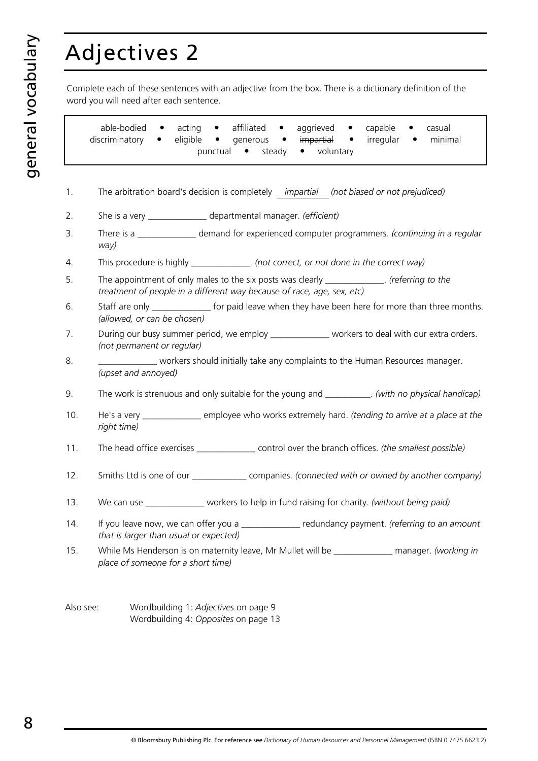# Adjectives 2

Complete each of these sentences with an adjective from the box. There is a dictionary definition of the word you will need after each sentence.

> able-bodied • acting • affiliated • aggrieved • capable • casual
> discriminatory • eligible • generous • ~~impartial~~ • irregular • minimal
> punctual • steady • voluntary

1. The arbitration board's decision is completely *impartial* *(not biased or not prejudiced)*
2. She is a very _____________ departmental manager. *(efficient)*
3. There is a _____________ demand for experienced computer programmers. *(continuing in a regular way)*
4. This procedure is highly _____________. *(not correct, or not done in the correct way)*
5. The appointment of only males to the six posts was clearly _____________. *(referring to the treatment of people in a different way because of race, age, sex, etc)*
6. Staff are only _____________ for paid leave when they have been here for more than three months. *(allowed, or can be chosen)*
7. During our busy summer period, we employ _____________ workers to deal with our extra orders. *(not permanent or regular)*
8. _____________ workers should initially take any complaints to the Human Resources manager. *(upset and annoyed)*
9. The work is strenuous and only suitable for the young and __________. *(with no physical handicap)*
10. He's a very _____________ employee who works extremely hard. *(tending to arrive at a place at the right time)*
11. The head office exercises _____________ control over the branch offices. *(the smallest possible)*
12. Smiths Ltd is one of our ____________ companies. *(connected with or owned by another company)*
13. We can use _____________ workers to help in fund raising for charity. *(without being paid)*
14. If you leave now, we can offer you a _____________ redundancy payment. *(referring to an amount that is larger than usual or expected)*
15. While Ms Henderson is on maternity leave, Mr Mullet will be _____________ manager. *(working in place of someone for a short time)*

Also see: Wordbuilding 1: *Adjectives* on page 9
Wordbuilding 4: *Opposites* on page 13

© Bloomsbury Publishing Plc. For reference see *Dictionary of Human Resources and Personnel Management* (ISBN 0 7475 6623 2)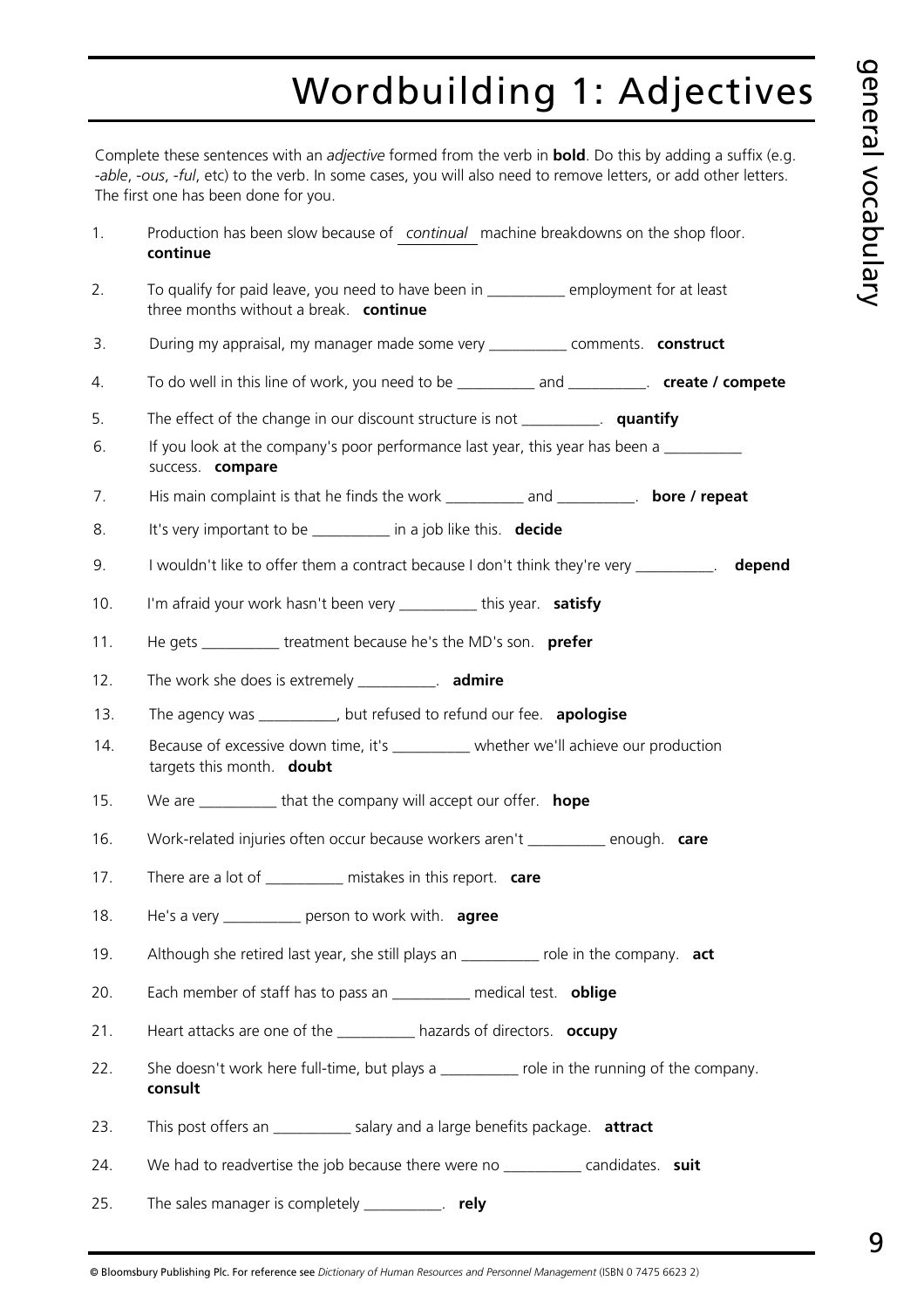# Wordbuilding 1: Adjectives

Complete these sentences with an *adjective* formed from the verb in **bold**. Do this by adding a suffix (e.g. *-able*, *-ous*, *-ful*, etc) to the verb. In some cases, you will also need to remove letters, or add other letters. The first one has been done for you.

1. Production has been slow because of *continual* machine breakdowns on the shop floor. **continue**
2. To qualify for paid leave, you need to have been in __________ employment for at least three months without a break. **continue**
3. During my appraisal, my manager made some very __________ comments. **construct**
4. To do well in this line of work, you need to be __________ and __________. **create / compete**
5. The effect of the change in our discount structure is not __________. **quantify**
6. If you look at the company's poor performance last year, this year has been a __________ success. **compare**
7. His main complaint is that he finds the work __________ and __________. **bore / repeat**
8. It's very important to be __________ in a job like this. **decide**
9. I wouldn't like to offer them a contract because I don't think they're very __________. **depend**
10. I'm afraid your work hasn't been very __________ this year. **satisfy**
11. He gets __________ treatment because he's the MD's son. **prefer**
12. The work she does is extremely __________. **admire**
13. The agency was __________, but refused to refund our fee. **apologise**
14. Because of excessive down time, it's __________ whether we'll achieve our production targets this month. **doubt**
15. We are __________ that the company will accept our offer. **hope**
16. Work-related injuries often occur because workers aren't __________ enough. **care**
17. There are a lot of __________ mistakes in this report. **care**
18. He's a very __________ person to work with. **agree**
19. Although she retired last year, she still plays an __________ role in the company. **act**
20. Each member of staff has to pass an __________ medical test. **oblige**
21. Heart attacks are one of the __________ hazards of directors. **occupy**
22. She doesn't work here full-time, but plays a __________ role in the running of the company. **consult**
23. This post offers an __________ salary and a large benefits package. **attract**
24. We had to readvertise the job because there were no __________ candidates. **suit**
25. The sales manager is completely __________. **rely**

© Bloomsbury Publishing Plc. For reference see *Dictionary of Human Resources and Personnel Management* (ISBN 0 7475 6623 2)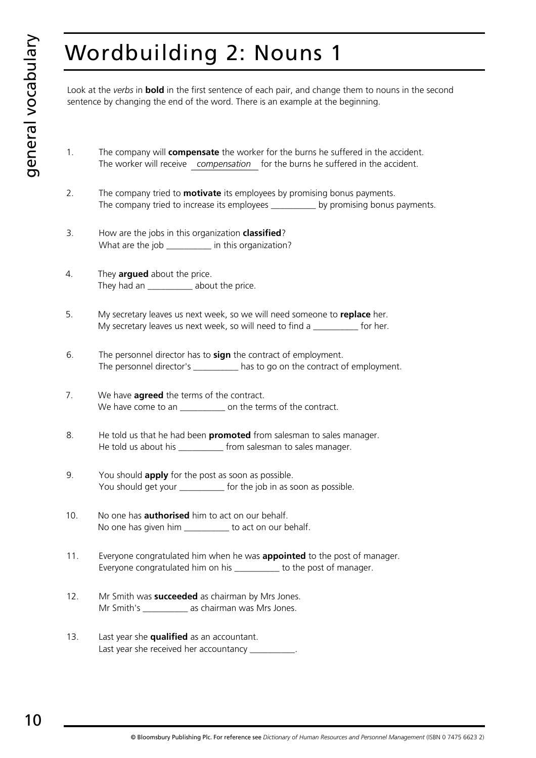# Wordbuilding 2: Nouns 1

Look at the *verbs* in **bold** in the first sentence of each pair, and change them to nouns in the second sentence by changing the end of the word. There is an example at the beginning.

1. The company will **compensate** the worker for the burns he suffered in the accident.
   The worker will receive *compensation* for the burns he suffered in the accident.

2. The company tried to **motivate** its employees by promising bonus payments.
   The company tried to increase its employees __________ by promising bonus payments.

3. How are the jobs in this organization **classified**?
   What are the job __________ in this organization?

4. They **argued** about the price.
   They had an __________ about the price.

5. My secretary leaves us next week, so we will need someone to **replace** her.
   My secretary leaves us next week, so will need to find a __________ for her.

6. The personnel director has to **sign** the contract of employment.
   The personnel director's __________ has to go on the contract of employment.

7. We have **agreed** the terms of the contract.
   We have come to an __________ on the terms of the contract.

8. He told us that he had been **promoted** from salesman to sales manager.
   He told us about his __________ from salesman to sales manager.

9. You should **apply** for the post as soon as possible.
   You should get your __________ for the job in as soon as possible.

10. No one has **authorised** him to act on our behalf.
    No one has given him __________ to act on our behalf.

11. Everyone congratulated him when he was **appointed** to the post of manager.
    Everyone congratulated him on his __________ to the post of manager.

12. Mr Smith was **succeeded** as chairman by Mrs Jones.
    Mr Smith's __________ as chairman was Mrs Jones.

13. Last year she **qualified** as an accountant.
    Last year she received her accountancy __________.

© Bloomsbury Publishing Plc. For reference see *Dictionary of Human Resources and Personnel Management* (ISBN 0 7475 6623 2)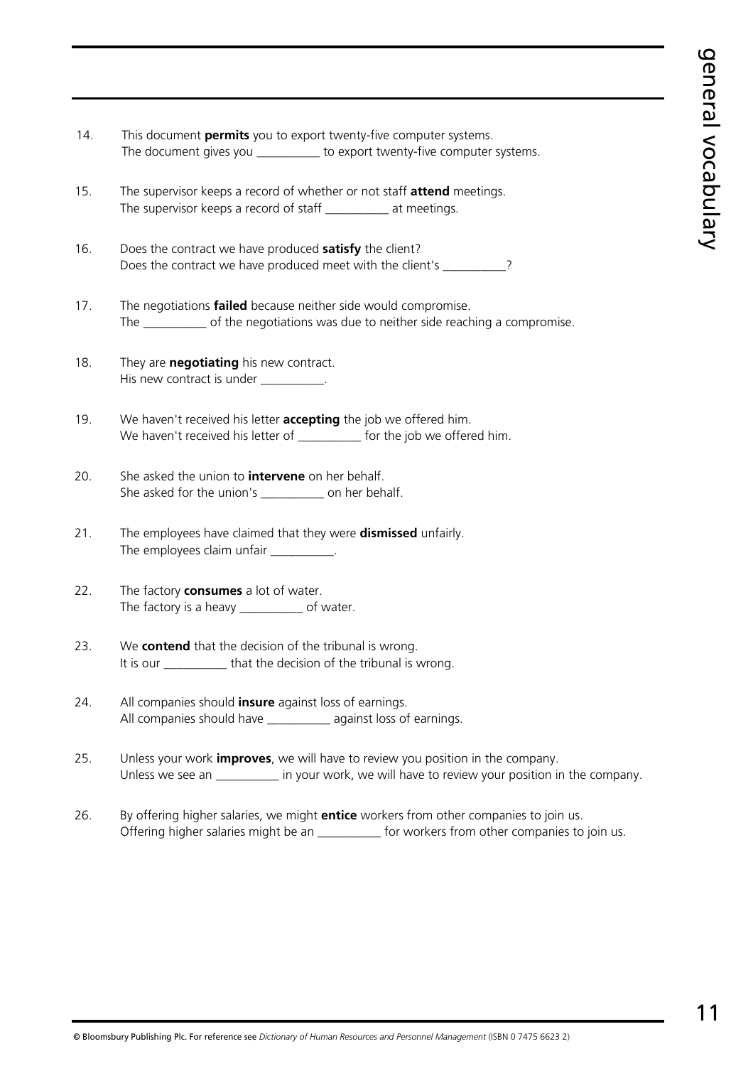14. This document **permits** you to export twenty-five computer systems.
    The document gives you __________ to export twenty-five computer systems.

15. The supervisor keeps a record of whether or not staff **attend** meetings.
    The supervisor keeps a record of staff __________ at meetings.

16. Does the contract we have produced **satisfy** the client?
    Does the contract we have produced meet with the client's __________?

17. The negotiations **failed** because neither side would compromise.
    The __________ of the negotiations was due to neither side reaching a compromise.

18. They are **negotiating** his new contract.
    His new contract is under __________.

19. We haven't received his letter **accepting** the job we offered him.
    We haven't received his letter of __________ for the job we offered him.

20. She asked the union to **intervene** on her behalf.
    She asked for the union's __________ on her behalf.

21. The employees have claimed that they were **dismissed** unfairly.
    The employees claim unfair __________.

22. The factory **consumes** a lot of water.
    The factory is a heavy __________ of water.

23. We **contend** that the decision of the tribunal is wrong.
    It is our __________ that the decision of the tribunal is wrong.

24. All companies should **insure** against loss of earnings.
    All companies should have __________ against loss of earnings.

25. Unless your work **improves**, we will have to review you position in the company.
    Unless we see an __________ in your work, we will have to review your position in the company.

26. By offering higher salaries, we might **entice** workers from other companies to join us.
    Offering higher salaries might be an __________ for workers from other companies to join us.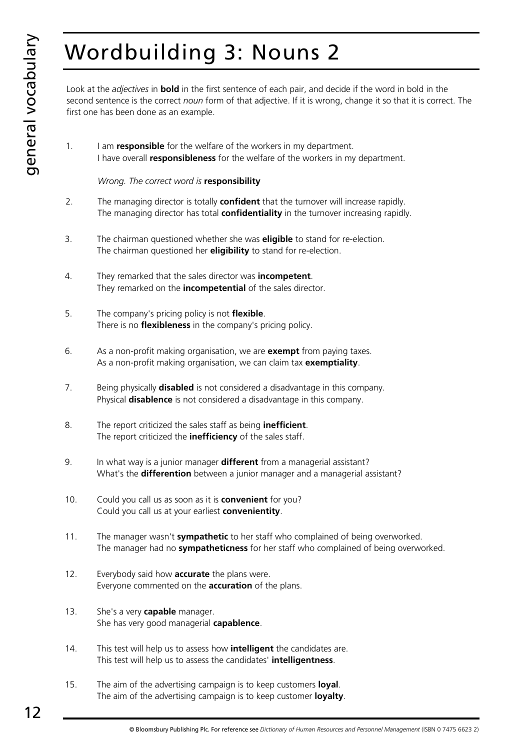# Wordbuilding 3: Nouns 2

Look at the *adjectives* in **bold** in the first sentence of each pair, and decide if the word in bold in the second sentence is the correct *noun* form of that adjective. If it is wrong, change it so that it is correct. The first one has been done as an example.

1. I am **responsible** for the welfare of the workers in my department.
   I have overall **responsibleness** for the welfare of the workers in my department.

   *Wrong. The correct word is* **responsibility**

2. The managing director is totally **confident** that the turnover will increase rapidly.
   The managing director has total **confidentiality** in the turnover increasing rapidly.

3. The chairman questioned whether she was **eligible** to stand for re-election.
   The chairman questioned her **eligibility** to stand for re-election.

4. They remarked that the sales director was **incompetent**.
   They remarked on the **incompetential** of the sales director.

5. The company's pricing policy is not **flexible**.
   There is no **flexibleness** in the company's pricing policy.

6. As a non-profit making organisation, we are **exempt** from paying taxes.
   As a non-profit making organisation, we can claim tax **exemptiality**.

7. Being physically **disabled** is not considered a disadvantage in this company.
   Physical **disablence** is not considered a disadvantage in this company.

8. The report criticized the sales staff as being **inefficient**.
   The report criticized the **inefficiency** of the sales staff.

9. In what way is a junior manager **different** from a managerial assistant?
   What's the **differention** between a junior manager and a managerial assistant?

10. Could you call us as soon as it is **convenient** for you?
    Could you call us at your earliest **convenientity**.

11. The manager wasn't **sympathetic** to her staff who complained of being overworked.
    The manager had no **sympatheticness** for her staff who complained of being overworked.

12. Everybody said how **accurate** the plans were.
    Everyone commented on the **accuration** of the plans.

13. She's a very **capable** manager.
    She has very good managerial **capablence**.

14. This test will help us to assess how **intelligent** the candidates are.
    This test will help us to assess the candidates' **intelligentness**.

15. The aim of the advertising campaign is to keep customers **loyal**.
    The aim of the advertising campaign is to keep customer **loyalty**.

© Bloomsbury Publishing Plc. For reference see *Dictionary of Human Resources and Personnel Management* (ISBN 0 7475 6623 2)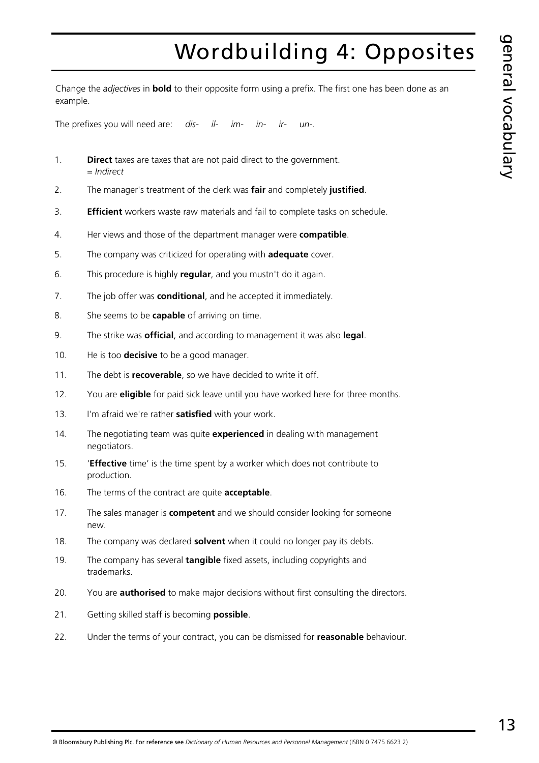# Wordbuilding 4: Opposites

Change the *adjectives* in **bold** to their opposite form using a prefix. The first one has been done as an example.

The prefixes you will need are: *dis-* *il-* *im-* *in-* *ir-* *un-*.

1. **Direct** taxes are taxes that are not paid direct to the government.
   = *Indirect*
2. The manager's treatment of the clerk was **fair** and completely **justified**.
3. **Efficient** workers waste raw materials and fail to complete tasks on schedule.
4. Her views and those of the department manager were **compatible**.
5. The company was criticized for operating with **adequate** cover.
6. This procedure is highly **regular**, and you mustn't do it again.
7. The job offer was **conditional**, and he accepted it immediately.
8. She seems to be **capable** of arriving on time.
9. The strike was **official**, and according to management it was also **legal**.
10. He is too **decisive** to be a good manager.
11. The debt is **recoverable**, so we have decided to write it off.
12. You are **eligible** for paid sick leave until you have worked here for three months.
13. I'm afraid we're rather **satisfied** with your work.
14. The negotiating team was quite **experienced** in dealing with management negotiators.
15. '**Effective** time' is the time spent by a worker which does not contribute to production.
16. The terms of the contract are quite **acceptable**.
17. The sales manager is **competent** and we should consider looking for someone new.
18. The company was declared **solvent** when it could no longer pay its debts.
19. The company has several **tangible** fixed assets, including copyrights and trademarks.
20. You are **authorised** to make major decisions without first consulting the directors.
21. Getting skilled staff is becoming **possible**.
22. Under the terms of your contract, you can be dismissed for **reasonable** behaviour.

© Bloomsbury Publishing Plc. For reference see *Dictionary of Human Resources and Personnel Management* (ISBN 0 7475 6623 2)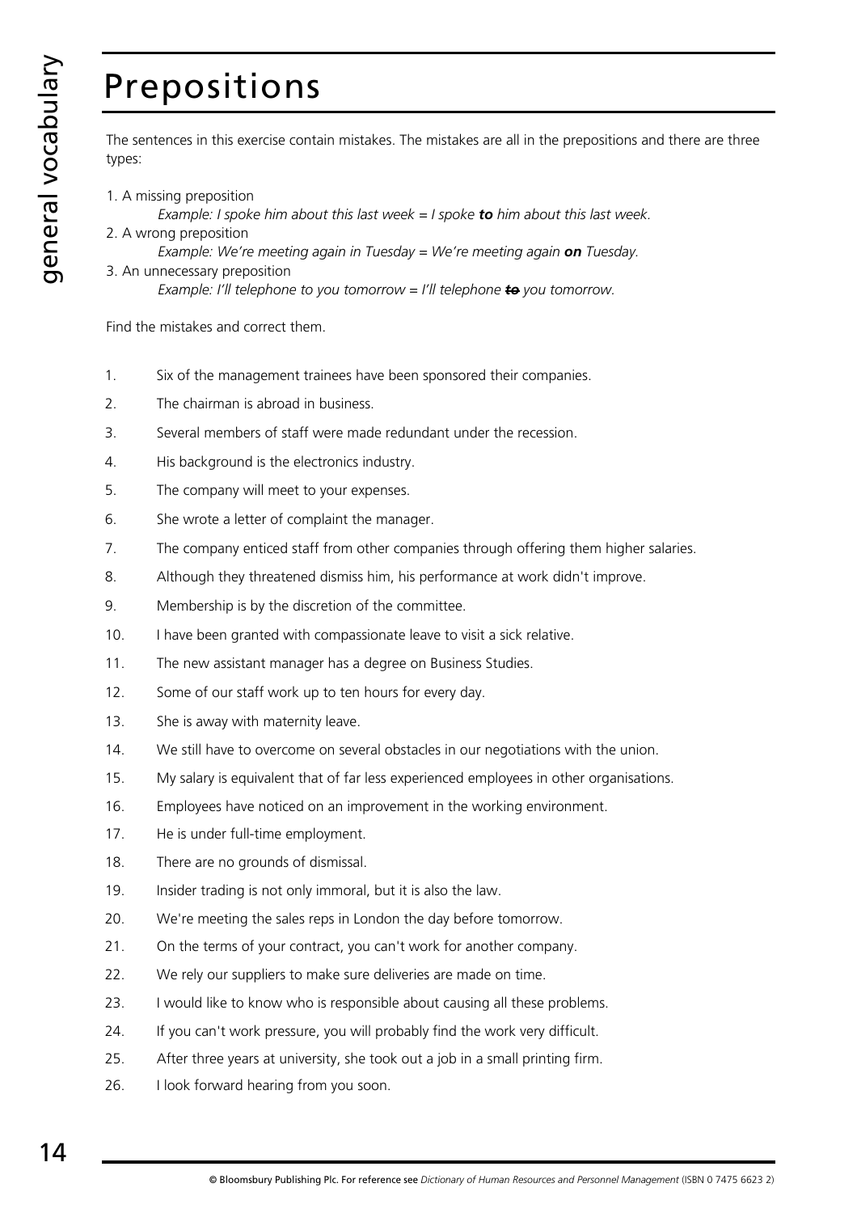# Prepositions

The sentences in this exercise contain mistakes. The mistakes are all in the prepositions and there are three types:

1. A missing preposition
   *Example: I spoke him about this last week = I spoke **to** him about this last week.*
2. A wrong preposition
   *Example: We're meeting again in Tuesday = We're meeting again **on** Tuesday.*
3. An unnecessary preposition
   *Example: I'll telephone to you tomorrow = I'll telephone ~~**to**~~ you tomorrow.*

Find the mistakes and correct them.

1. Six of the management trainees have been sponsored their companies.
2. The chairman is abroad in business.
3. Several members of staff were made redundant under the recession.
4. His background is the electronics industry.
5. The company will meet to your expenses.
6. She wrote a letter of complaint the manager.
7. The company enticed staff from other companies through offering them higher salaries.
8. Although they threatened dismiss him, his performance at work didn't improve.
9. Membership is by the discretion of the committee.
10. I have been granted with compassionate leave to visit a sick relative.
11. The new assistant manager has a degree on Business Studies.
12. Some of our staff work up to ten hours for every day.
13. She is away with maternity leave.
14. We still have to overcome on several obstacles in our negotiations with the union.
15. My salary is equivalent that of far less experienced employees in other organisations.
16. Employees have noticed on an improvement in the working environment.
17. He is under full-time employment.
18. There are no grounds of dismissal.
19. Insider trading is not only immoral, but it is also the law.
20. We're meeting the sales reps in London the day before tomorrow.
21. On the terms of your contract, you can't work for another company.
22. We rely our suppliers to make sure deliveries are made on time.
23. I would like to know who is responsible about causing all these problems.
24. If you can't work pressure, you will probably find the work very difficult.
25. After three years at university, she took out a job in a small printing firm.
26. I look forward hearing from you soon.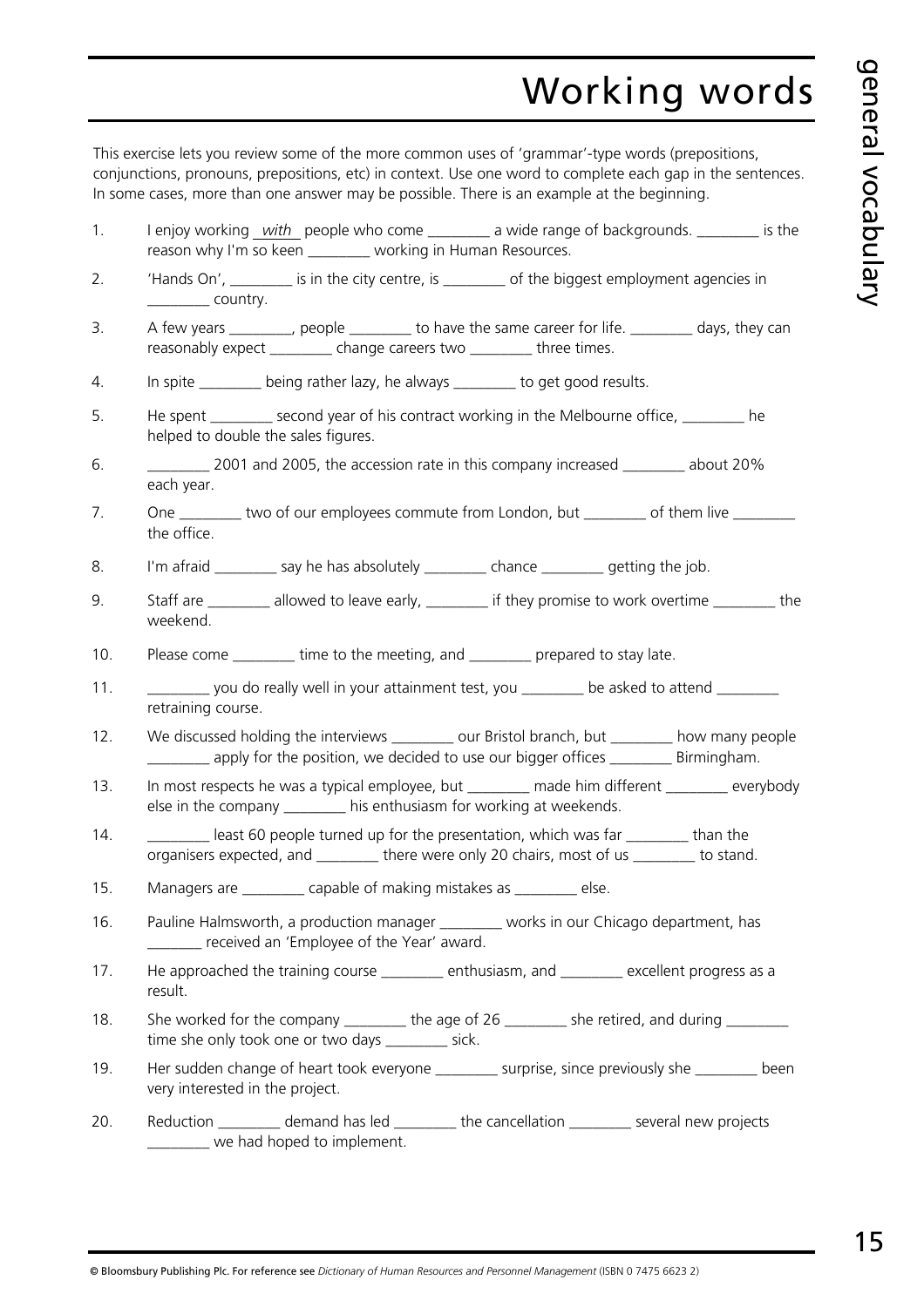# Working words

This exercise lets you review some of the more common uses of 'grammar'-type words (prepositions, conjunctions, pronouns, prepositions, etc) in context. Use one word to complete each gap in the sentences. In some cases, more than one answer may be possible. There is an example at the beginning.

1. I enjoy working *with* people who come ________ a wide range of backgrounds. ________ is the reason why I'm so keen ________ working in Human Resources.
2. 'Hands On', ________ is in the city centre, is ________ of the biggest employment agencies in ________ country.
3. A few years ________, people ________ to have the same career for life. ________ days, they can reasonably expect ________ change careers two ________ three times.
4. In spite ________ being rather lazy, he always ________ to get good results.
5. He spent ________ second year of his contract working in the Melbourne office, ________ he helped to double the sales figures.
6. ________ 2001 and 2005, the accession rate in this company increased ________ about 20% each year.
7. One ________ two of our employees commute from London, but ________ of them live ________ the office.
8. I'm afraid ________ say he has absolutely ________ chance ________ getting the job.
9. Staff are ________ allowed to leave early, ________ if they promise to work overtime ________ the weekend.
10. Please come ________ time to the meeting, and ________ prepared to stay late.
11. ________ you do really well in your attainment test, you ________ be asked to attend ________ retraining course.
12. We discussed holding the interviews ________ our Bristol branch, but ________ how many people ________ apply for the position, we decided to use our bigger offices ________ Birmingham.
13. In most respects he was a typical employee, but ________ made him different ________ everybody else in the company ________ his enthusiasm for working at weekends.
14. ________ least 60 people turned up for the presentation, which was far ________ than the organisers expected, and ________ there were only 20 chairs, most of us ________ to stand.
15. Managers are ________ capable of making mistakes as ________ else.
16. Pauline Halmsworth, a production manager ________ works in our Chicago department, has _______ received an 'Employee of the Year' award.
17. He approached the training course ________ enthusiasm, and ________ excellent progress as a result.
18. She worked for the company ________ the age of 26 ________ she retired, and during ________ time she only took one or two days ________ sick.
19. Her sudden change of heart took everyone ________ surprise, since previously she ________ been very interested in the project.
20. Reduction ________ demand has led ________ the cancellation ________ several new projects ________ we had hoped to implement.

© Bloomsbury Publishing Plc. For reference see *Dictionary of Human Resources and Personnel Management* (ISBN 0 7475 6623 2)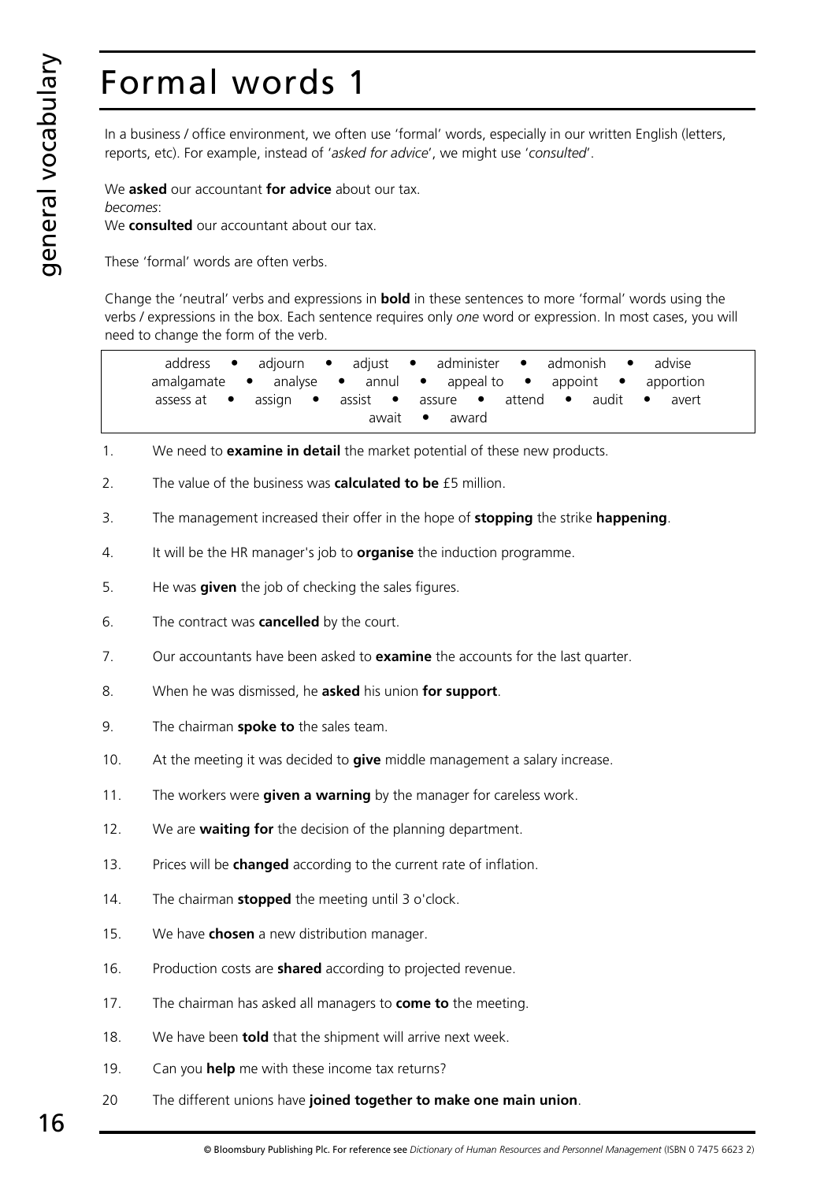# Formal words 1

In a business / office environment, we often use 'formal' words, especially in our written English (letters, reports, etc). For example, instead of '*asked for advice*', we might use '*consulted*'.

We **asked** our accountant **for advice** about our tax.
*becomes*:
We **consulted** our accountant about our tax.

These 'formal' words are often verbs.

Change the 'neutral' verbs and expressions in **bold** in these sentences to more 'formal' words using the verbs / expressions in the box. Each sentence requires only *one* word or expression. In most cases, you will need to change the form of the verb.

| address • adjourn • adjust • administer • admonish • advise<br>amalgamate • analyse • annul • appeal to • appoint • apportion<br>assess at • assign • assist • assure • attend • audit • avert<br>await • award |
|---|

1. We need to **examine in detail** the market potential of these new products.
2. The value of the business was **calculated to be** £5 million.
3. The management increased their offer in the hope of **stopping** the strike **happening**.
4. It will be the HR manager's job to **organise** the induction programme.
5. He was **given** the job of checking the sales figures.
6. The contract was **cancelled** by the court.
7. Our accountants have been asked to **examine** the accounts for the last quarter.
8. When he was dismissed, he **asked** his union **for support**.
9. The chairman **spoke to** the sales team.
10. At the meeting it was decided to **give** middle management a salary increase.
11. The workers were **given a warning** by the manager for careless work.
12. We are **waiting for** the decision of the planning department.
13. Prices will be **changed** according to the current rate of inflation.
14. The chairman **stopped** the meeting until 3 o'clock.
15. We have **chosen** a new distribution manager.
16. Production costs are **shared** according to projected revenue.
17. The chairman has asked all managers to **come to** the meeting.
18. We have been **told** that the shipment will arrive next week.
19. Can you **help** me with these income tax returns?
20. The different unions have **joined together to make one main union**.

© Bloomsbury Publishing Plc. For reference see *Dictionary of Human Resources and Personnel Management* (ISBN 0 7475 6623 2)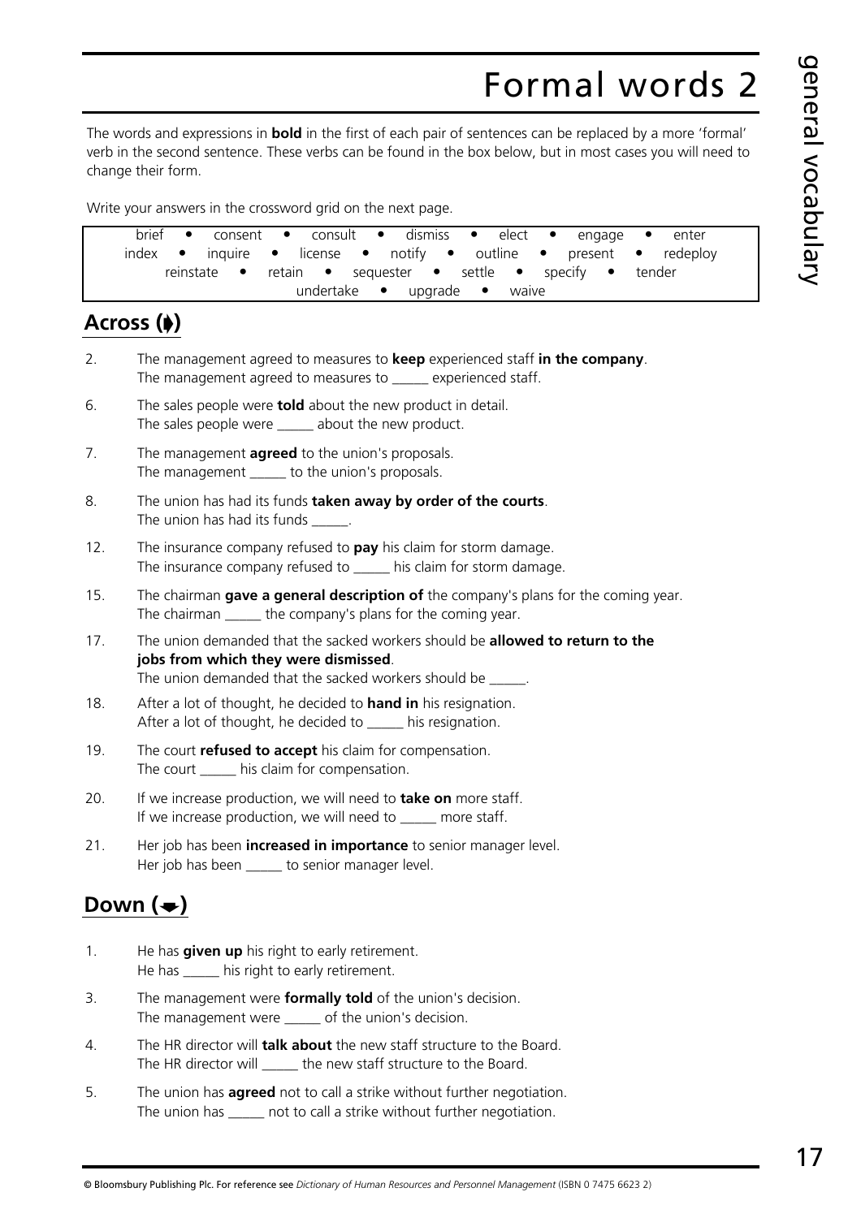# Formal words 2

The words and expressions in **bold** in the first of each pair of sentences can be replaced by a more 'formal' verb in the second sentence. These verbs can be found in the box below, but in most cases you will need to change their form.

Write your answers in the crossword grid on the next page.

| brief • consent • consult • dismiss • elect • engage • enter<br>index • inquire • license • notify • outline • present • redeploy<br>reinstate • retain • sequester • settle • specify • tender<br>undertake • upgrade • waive |
|---|

## Across (➧)

2. The management agreed to measures to **keep** experienced staff **in the company**.
   The management agreed to measures to _____ experienced staff.

6. The sales people were **told** about the new product in detail.
   The sales people were _____ about the new product.

7. The management **agreed** to the union's proposals.
   The management _____ to the union's proposals.

8. The union has had its funds **taken away by order of the courts**.
   The union has had its funds _____.

12. The insurance company refused to **pay** his claim for storm damage.
    The insurance company refused to _____ his claim for storm damage.

15. The chairman **gave a general description of** the company's plans for the coming year.
    The chairman _____ the company's plans for the coming year.

17. The union demanded that the sacked workers should be **allowed to return to the jobs from which they were dismissed**.
    The union demanded that the sacked workers should be _____.

18. After a lot of thought, he decided to **hand in** his resignation.
    After a lot of thought, he decided to _____ his resignation.

19. The court **refused to accept** his claim for compensation.
    The court _____ his claim for compensation.

20. If we increase production, we will need to **take on** more staff.
    If we increase production, we will need to _____ more staff.

21. Her job has been **increased in importance** to senior manager level.
    Her job has been _____ to senior manager level.

## Down (➧)

1. He has **given up** his right to early retirement.
   He has _____ his right to early retirement.

3. The management were **formally told** of the union's decision.
   The management were _____ of the union's decision.

4. The HR director will **talk about** the new staff structure to the Board.
   The HR director will _____ the new staff structure to the Board.

5. The union has **agreed** not to call a strike without further negotiation.
   The union has _____ not to call a strike without further negotiation.

© Bloomsbury Publishing Plc. For reference see *Dictionary of Human Resources and Personnel Management* (ISBN 0 7475 6623 2)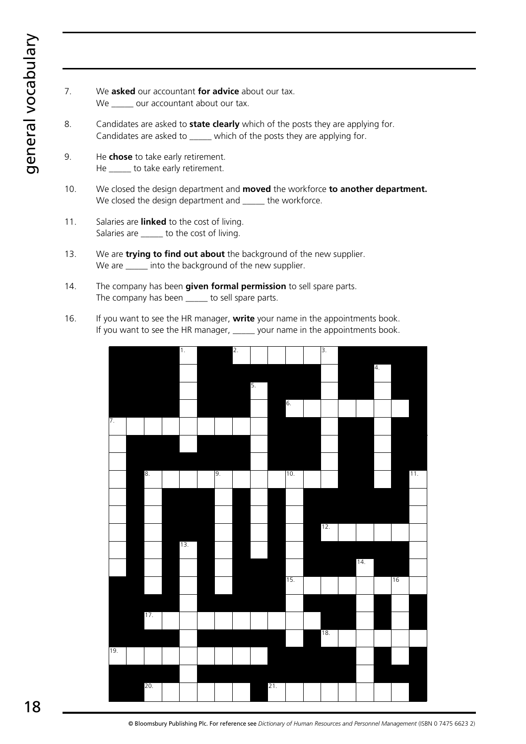7. We **asked** our accountant **for advice** about our tax.
   We _____ our accountant about our tax.

8. Candidates are asked to **state clearly** which of the posts they are applying for.
   Candidates are asked to _____ which of the posts they are applying for.

9. He **chose** to take early retirement.
   He _____ to take early retirement.

10. We closed the design department and **moved** the workforce **to another department.**
    We closed the design department and _____ the workforce.

11. Salaries are **linked** to the cost of living.
    Salaries are _____ to the cost of living.

13. We are **trying to find out about** the background of the new supplier.
    We are _____ into the background of the new supplier.

14. The company has been **given formal permission** to sell spare parts.
    The company has been _____ to sell spare parts.

16. If you want to see the HR manager, **write** your name in the appointments book.
    If you want to see the HR manager, _____ your name in the appointments book.

© Bloomsbury Publishing Plc. For reference see *Dictionary of Human Resources and Personnel Management* (ISBN 0 7475 6623 2)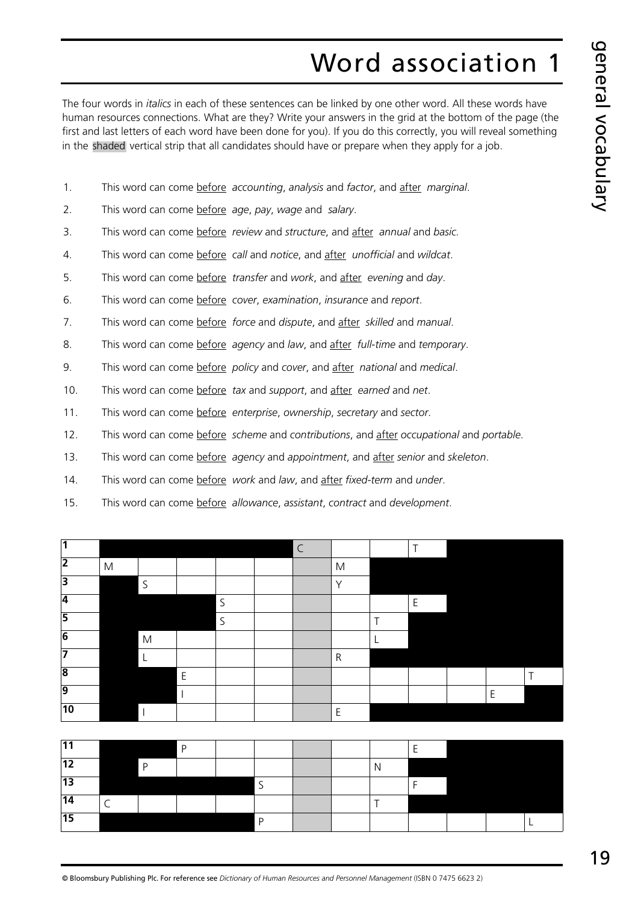# Word association 1

The four words in *italics* in each of these sentences can be linked by one other word. All these words have human resources connections. What are they? Write your answers in the grid at the bottom of the page (the first and last letters of each word have been done for you). If you do this correctly, you will reveal something in the shaded vertical strip that all candidates should have or prepare when they apply for a job.

1. This word can come before *accounting*, *analysis* and *factor*, and after *marginal*.
2. This word can come before *age*, *pay*, *wage* and *salary*.
3. This word can come before *review* and *structure*, and after *annual* and *basic.*
4. This word can come before *call* and *notice*, and after *unofficial* and *wildcat*.
5. This word can come before *transfer* and *work*, and after *evening* and *day*.
6. This word can come before *cover*, *examination*, *insurance* and *report*.
7. This word can come before *force* and *dispute*, and after *skilled* and *manual*.
8. This word can come before *agency* and *law*, and after *full-time* and *temporary*.
9. This word can come before *policy* and *cover*, and after *national* and *medical*.
10. This word can come before *tax* and *support*, and after *earned* and *net*.
11. This word can come before *enterprise*, *ownership*, *secretary* and *sector*.
12. This word can come before *scheme* and *contributions*, and after *occupational* and *portable*.
13. This word can come before *agency* and *appointment*, and after *senior* and *skeleton*.
14. This word can come before *work* and *law*, and after *fixed-term* and *under*.
15. This word can come before *allowance*, *assistant*, *contract* and *development*.

| | | | | | | | | | | | | |
|---|---|---|---|---|---|---|---|---|---|---|---|---|
| 1 | | | | | | C | | | T | | | |
| 2 | M | | | | | | M | | | | | |
| 3 | | S | | | | | Y | | | | | |
| 4 | | | | S | | | | | E | | | |
| 5 | | | | S | | | | T | | | | |
| 6 | | M | | | | | | L | | | | |
| 7 | | L | | | | | R | | | | | |
| 8 | | | E | | | | | | | | | T |
| 9 | | | I | | | | | | | | E | |
| 10 | | I | | | | | E | | | | | |
| 11 | | | P | | | | | | E | | | |
| 12 | | P | | | | | | N | | | | |
| 13 | | | | | S | | | | F | | | |
| 14 | C | | | | | | | T | | | | |
| 15 | | | | | P | | | | | | | L |

© Bloomsbury Publishing Plc. For reference see *Dictionary of Human Resources and Personnel Management* (ISBN 0 7475 6623 2)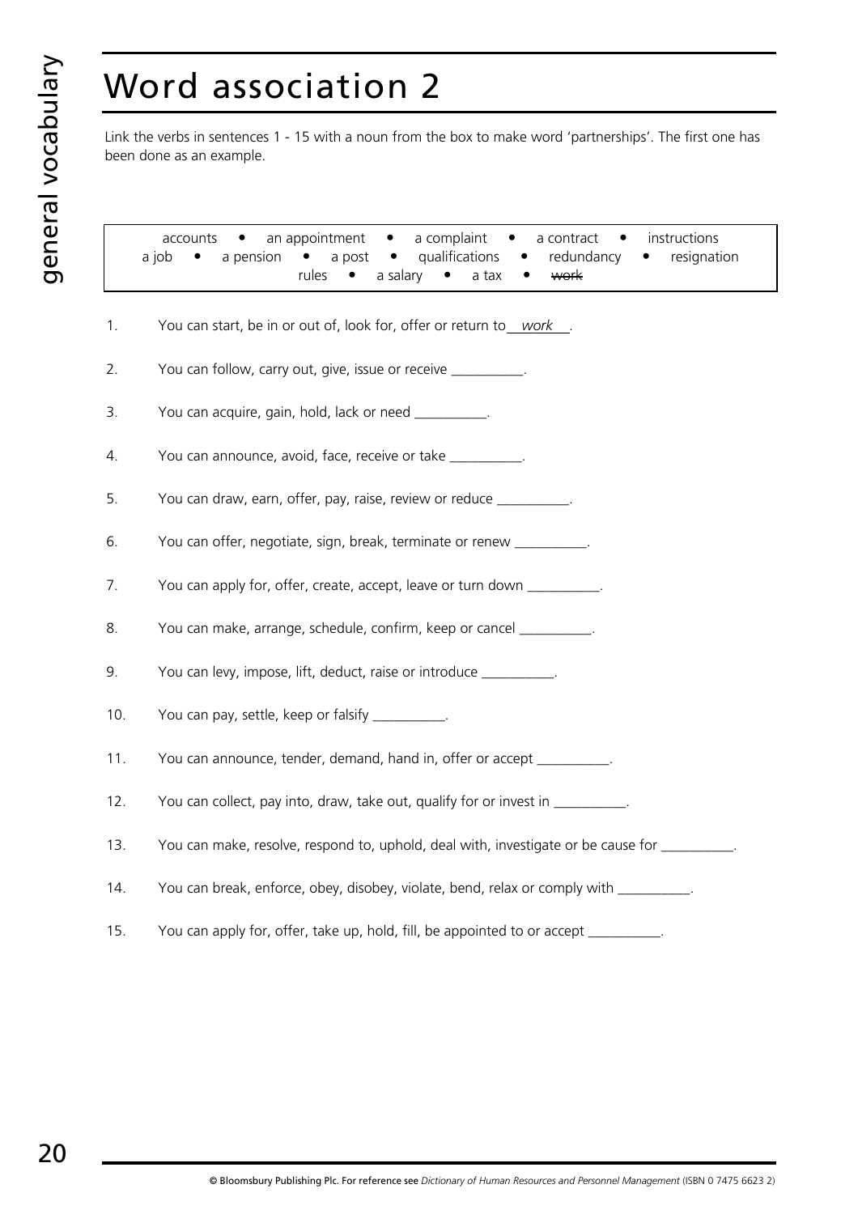# Word association 2

Link the verbs in sentences 1 - 15 with a noun from the box to make word 'partnerships'. The first one has been done as an example.

| accounts • an appointment • a complaint • a contract • instructions • a job • a pension • a post • qualifications • redundancy • resignation • rules • a salary • a tax • ~~work~~ |
|---|

1. You can start, be in or out of, look for, offer or return to *work*.
2. You can follow, carry out, give, issue or receive __________.
3. You can acquire, gain, hold, lack or need __________.
4. You can announce, avoid, face, receive or take __________.
5. You can draw, earn, offer, pay, raise, review or reduce __________.
6. You can offer, negotiate, sign, break, terminate or renew __________.
7. You can apply for, offer, create, accept, leave or turn down __________.
8. You can make, arrange, schedule, confirm, keep or cancel __________.
9. You can levy, impose, lift, deduct, raise or introduce __________.
10. You can pay, settle, keep or falsify __________.
11. You can announce, tender, demand, hand in, offer or accept __________.
12. You can collect, pay into, draw, take out, qualify for or invest in __________.
13. You can make, resolve, respond to, uphold, deal with, investigate or be cause for __________.
14. You can break, enforce, obey, disobey, violate, bend, relax or comply with __________.
15. You can apply for, offer, take up, hold, fill, be appointed to or accept __________.

© Bloomsbury Publishing Plc. For reference see *Dictionary of Human Resources and Personnel Management* (ISBN 0 7475 6623 2)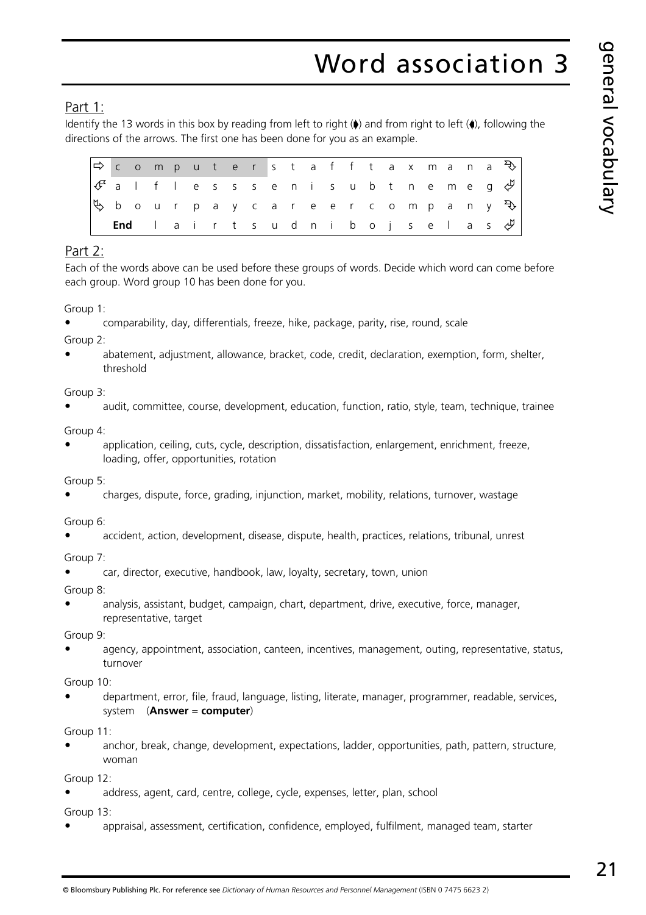# Word association 3

## Part 1:

Identify the 13 words in this box by reading from left to right (➧) and from right to left (➦), following the directions of the arrows. The first one has been done for you as an example.

| | | | | | | | | | | | | | | | | | | | |
|---|---|---|---|---|---|---|---|---|---|---|---|---|---|---|---|---|---|---|---|
| ⇨ | c | o | m | p | u | t | e | r | s | t | a | f | f | t | a | x | m | a | n | a | ⤵ |
| ⤶ | a | l | f | l | e | s | s | e | n | i | s | u | b | t | n | e | m | e | g | ⤶ |
| ⤷ | b | o | u | r | p | a | y | c | a | r | e | e | r | c | o | m | p | a | n | y | ⤵ |
| | **End** | l | a | i | r | t | s | u | d | n | i | b | o | j | s | e | l | a | s | ⤶ |

## Part 2:

Each of the words above can be used before these groups of words. Decide which word can come before each group. Word group 10 has been done for you.

Group 1:

- comparability, day, differentials, freeze, hike, package, parity, rise, round, scale

Group 2:

- abatement, adjustment, allowance, bracket, code, credit, declaration, exemption, form, shelter, threshold

Group 3:

- audit, committee, course, development, education, function, ratio, style, team, technique, trainee

Group 4:

- application, ceiling, cuts, cycle, description, dissatisfaction, enlargement, enrichment, freeze, loading, offer, opportunities, rotation

Group 5:

- charges, dispute, force, grading, injunction, market, mobility, relations, turnover, wastage

Group 6:

- accident, action, development, disease, dispute, health, practices, relations, tribunal, unrest

Group 7:

- car, director, executive, handbook, law, loyalty, secretary, town, union

Group 8:

- analysis, assistant, budget, campaign, chart, department, drive, executive, force, manager, representative, target

Group 9:

- agency, appointment, association, canteen, incentives, management, outing, representative, status, turnover

Group 10:

- department, error, file, fraud, language, listing, literate, manager, programmer, readable, services, system (**Answer** = **computer**)

Group 11:

- anchor, break, change, development, expectations, ladder, opportunities, path, pattern, structure, woman

Group 12:

- address, agent, card, centre, college, cycle, expenses, letter, plan, school

Group 13:

- appraisal, assessment, certification, confidence, employed, fulfilment, managed team, starter

© Bloomsbury Publishing Plc. For reference see *Dictionary of Human Resources and Personnel Management* (ISBN 0 7475 6623 2)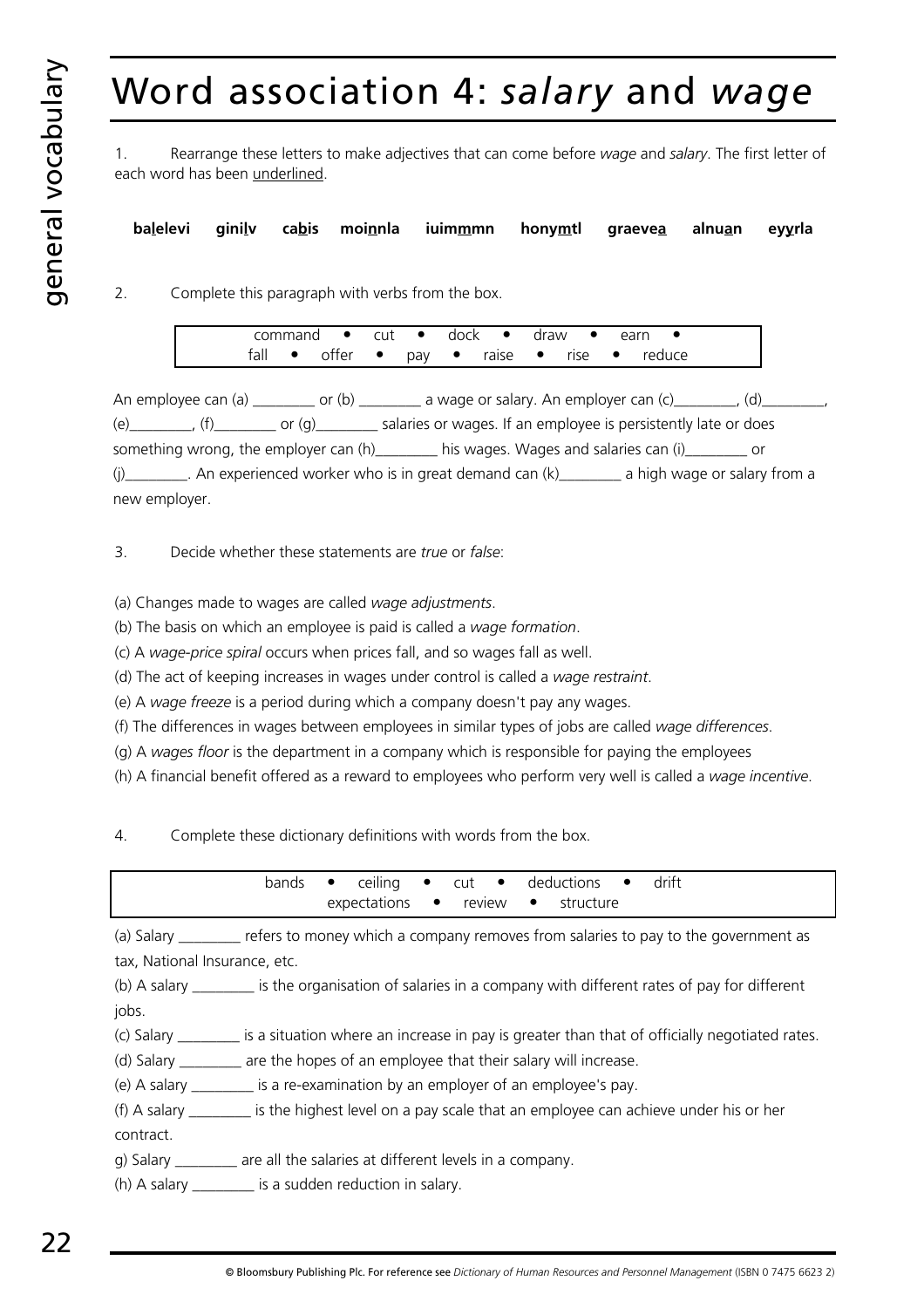# Word association 4: *salary* and *wage*

1. Rearrange these letters to make adjectives that can come before *wage* and *salary*. The first letter of each word has been underlined.

**balelevi  ginilv  cabis  moinnla  iuimmmn  honymtl  graevea  alnuan  eyyrla**

2. Complete this paragraph with verbs from the box.

| command • cut • dock • draw • earn • fall • offer • pay • raise • rise • reduce |
|---|

An employee can (a) ________ or (b) ________ a wage or salary. An employer can (c)________, (d)________, (e)________, (f)________ or (g)________ salaries or wages. If an employee is persistently late or does something wrong, the employer can (h)________ his wages. Wages and salaries can (i)________ or (j)________. An experienced worker who is in great demand can (k)________ a high wage or salary from a new employer.

3. Decide whether these statements are *true* or *false*:

(a) Changes made to wages are called *wage adjustments*.
(b) The basis on which an employee is paid is called a *wage formation*.
(c) A *wage-price spiral* occurs when prices fall, and so wages fall as well.
(d) The act of keeping increases in wages under control is called a *wage restraint*.
(e) A *wage freeze* is a period during which a company doesn't pay any wages.
(f) The differences in wages between employees in similar types of jobs are called *wage differences*.
(g) A *wages floor* is the department in a company which is responsible for paying the employees
(h) A financial benefit offered as a reward to employees who perform very well is called a *wage incentive*.

4. Complete these dictionary definitions with words from the box.

| bands • ceiling • cut • deductions • drift • expectations • review • structure |
|---|

(a) Salary ________ refers to money which a company removes from salaries to pay to the government as tax, National Insurance, etc.
(b) A salary ________ is the organisation of salaries in a company with different rates of pay for different jobs.
(c) Salary ________ is a situation where an increase in pay is greater than that of officially negotiated rates.
(d) Salary ________ are the hopes of an employee that their salary will increase.
(e) A salary ________ is a re-examination by an employer of an employee's pay.
(f) A salary ________ is the highest level on a pay scale that an employee can achieve under his or her contract.
g) Salary ________ are all the salaries at different levels in a company.
(h) A salary ________ is a sudden reduction in salary.

© Bloomsbury Publishing Plc. For reference see *Dictionary of Human Resources and Personnel Management* (ISBN 0 7475 6623 2)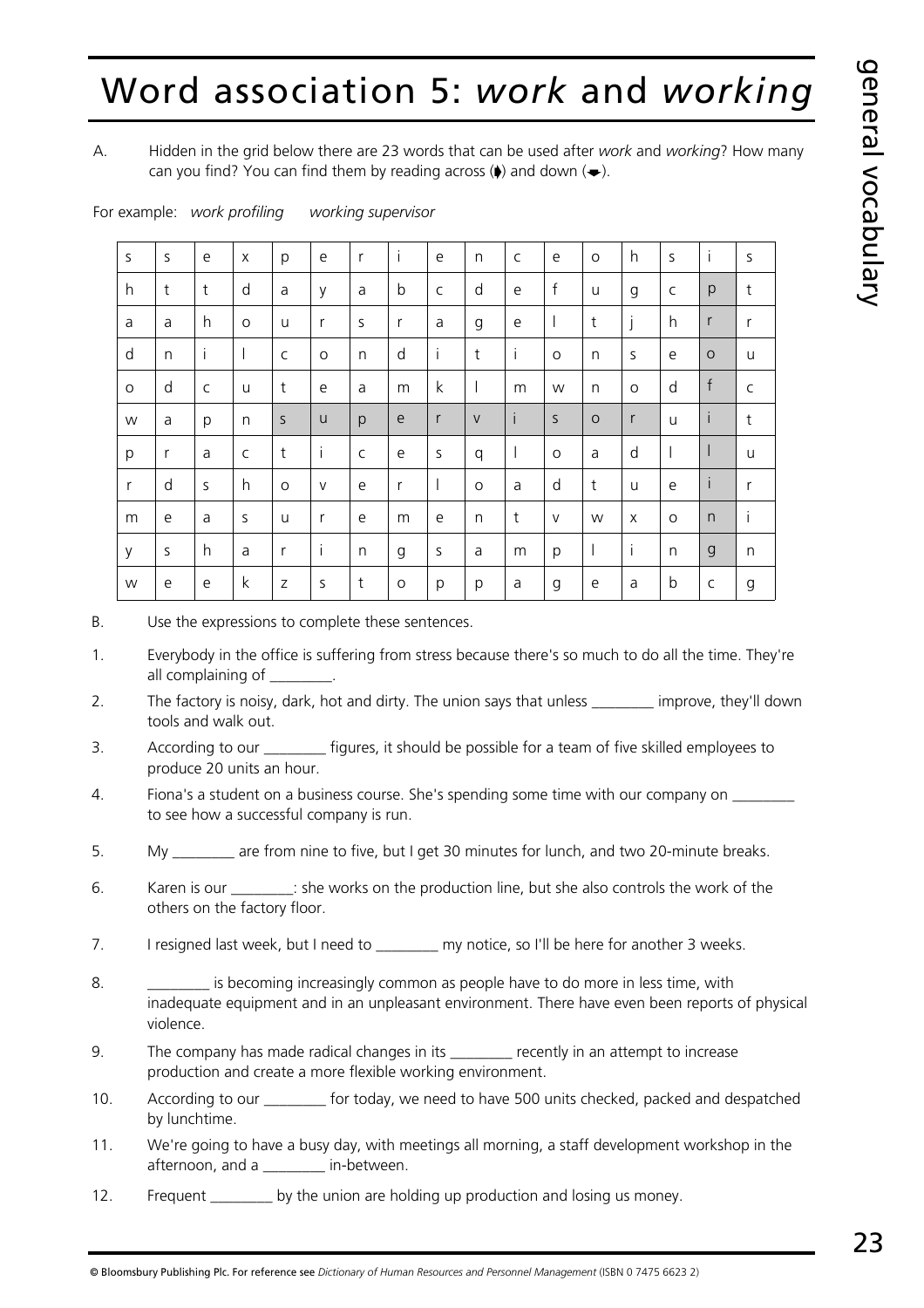# Word association 5: *work* and *working*

A. Hidden in the grid below there are 23 words that can be used after *work* and *working*? How many can you find? You can find them by reading across (→) and down (↓).

For example: *work profiling* *working supervisor*

| | | | | | | | | | | | | | | | | |
|---|---|---|---|---|---|---|---|---|---|---|---|---|---|---|---|---|
| s | s | e | x | p | e | r | i | e | n | c | e | o | h | s | i | s |
| h | t | t | d | a | y | a | b | c | d | e | f | u | g | c | p | t |
| a | a | h | o | u | r | s | r | a | g | e | l | t | j | h | r | r |
| d | n | i | l | c | o | n | d | i | t | i | o | n | s | e | o | u |
| o | d | c | u | t | e | a | m | k | l | m | w | n | o | d | f | c |
| w | a | p | n | s | u | p | e | r | v | i | s | o | r | u | i | t |
| p | r | a | c | t | i | c | e | s | q | l | o | a | d | l | l | u |
| r | d | s | h | o | v | e | r | l | o | a | d | t | u | e | i | r |
| m | e | a | s | u | r | e | m | e | n | t | v | w | x | o | n | i |
| y | s | h | a | r | i | n | g | s | a | m | p | l | i | n | g | n |
| w | e | e | k | z | s | t | o | p | p | a | g | e | a | b | c | g |

B. Use the expressions to complete these sentences.

1. Everybody in the office is suffering from stress because there's so much to do all the time. They're all complaining of ________.
2. The factory is noisy, dark, hot and dirty. The union says that unless ________ improve, they'll down tools and walk out.
3. According to our ________ figures, it should be possible for a team of five skilled employees to produce 20 units an hour.
4. Fiona's a student on a business course. She's spending some time with our company on ________ to see how a successful company is run.
5. My ________ are from nine to five, but I get 30 minutes for lunch, and two 20-minute breaks.
6. Karen is our ________: she works on the production line, but she also controls the work of the others on the factory floor.
7. I resigned last week, but I need to ________ my notice, so I'll be here for another 3 weeks.
8. ________ is becoming increasingly common as people have to do more in less time, with inadequate equipment and in an unpleasant environment. There have even been reports of physical violence.
9. The company has made radical changes in its ________ recently in an attempt to increase production and create a more flexible working environment.
10. According to our ________ for today, we need to have 500 units checked, packed and despatched by lunchtime.
11. We're going to have a busy day, with meetings all morning, a staff development workshop in the afternoon, and a ________ in-between.
12. Frequent ________ by the union are holding up production and losing us money.

© Bloomsbury Publishing Plc. For reference see *Dictionary of Human Resources and Personnel Management* (ISBN 0 7475 6623 2)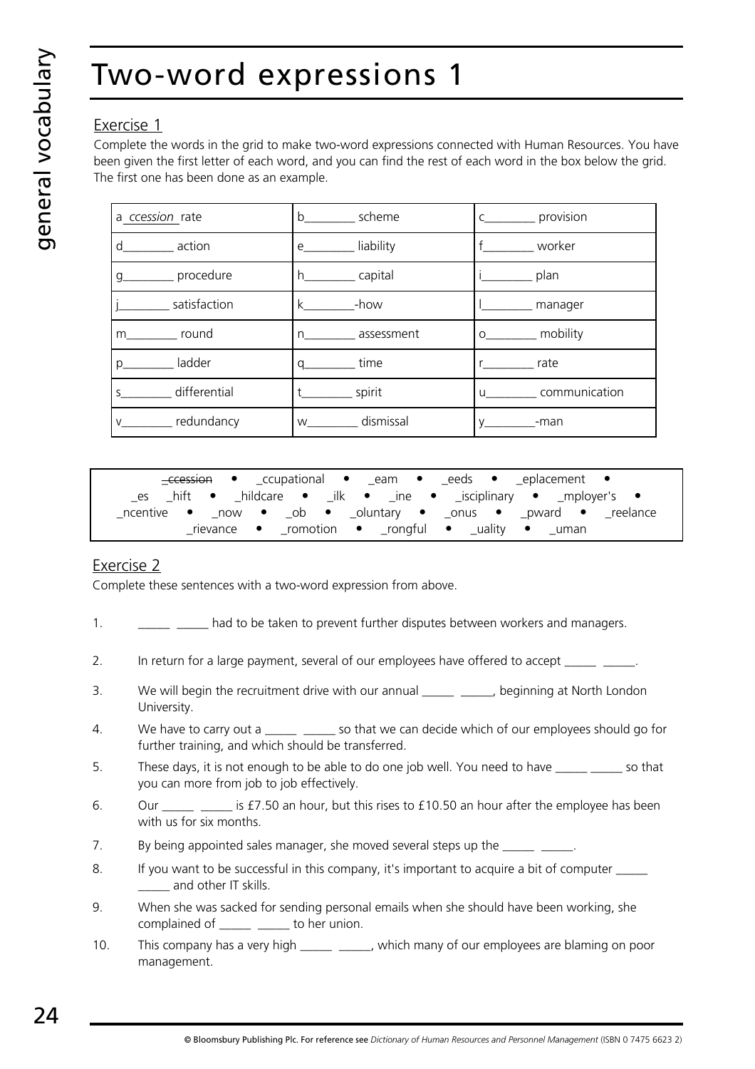# Two-word expressions 1

## Exercise 1

Complete the words in the grid to make two-word expressions connected with Human Resources. You have been given the first letter of each word, and you can find the rest of each word in the box below the grid. The first one has been done as an example.

| | | |
|---|---|---|
| a *ccession* rate | b________ scheme | c________ provision |
| d________ action | e________ liability | f________ worker |
| g________ procedure | h________ capital | i________ plan |
| j________ satisfaction | k________-how | l________ manager |
| m________ round | n________ assessment | o________ mobility |
| p________ ladder | q________ time | r________ rate |
| s________ differential | t________ spirit | u________ communication |
| v________ redundancy | w________ dismissal | y________-man |

~~_ccession~~ • _ccupational • _eam • _eeds • _eplacement • _es _hift • _hildcare • _ilk • _ine • _isciplinary • _mployer's • _ncentive • _now • _ob • _oluntary • _onus • _pward • _reelance _rievance • _romotion • _rongful • _uality • _uman

## Exercise 2

Complete these sentences with a two-word expression from above.

1. _____ _____ had to be taken to prevent further disputes between workers and managers.
2. In return for a large payment, several of our employees have offered to accept _____ _____.
3. We will begin the recruitment drive with our annual _____ _____, beginning at North London University.
4. We have to carry out a _____ _____ so that we can decide which of our employees should go for further training, and which should be transferred.
5. These days, it is not enough to be able to do one job well. You need to have _____ _____ so that you can more from job to job effectively.
6. Our _____ _____ is £7.50 an hour, but this rises to £10.50 an hour after the employee has been with us for six months.
7. By being appointed sales manager, she moved several steps up the _____ _____.
8. If you want to be successful in this company, it's important to acquire a bit of computer _____ _____ and other IT skills.
9. When she was sacked for sending personal emails when she should have been working, she complained of _____ _____ to her union.
10. This company has a very high _____ _____, which many of our employees are blaming on poor management.

© Bloomsbury Publishing Plc. For reference see *Dictionary of Human Resources and Personnel Management* (ISBN 0 7475 6623 2)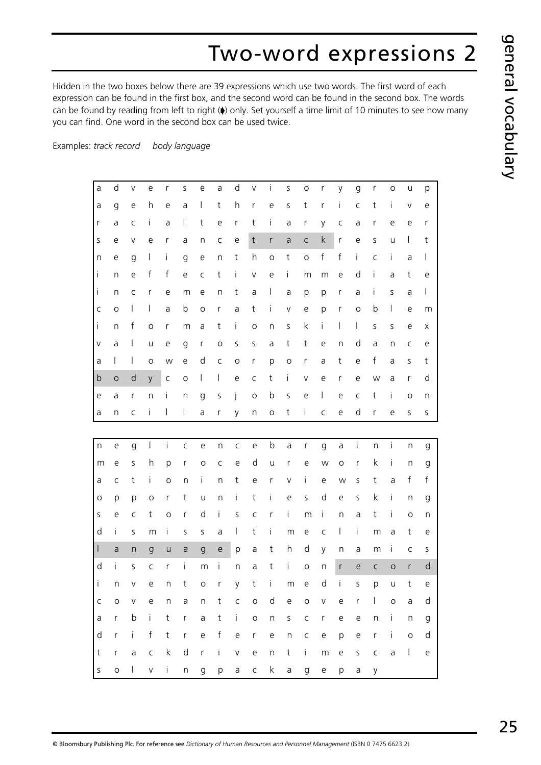# Two-word expressions 2

Hidden in the two boxes below there are 39 expressions which use two words. The first word of each expression can be found in the first box, and the second word can be found in the second box. The words can be found by reading from left to right (➧) only. Set yourself a time limit of 10 minutes to see how many you can find. One word in the second box can be used twice.

Examples: *track record* &nbsp;&nbsp; *body language*

| | | | | | | | | | | | | | | | | | | | |
|---|---|---|---|---|---|---|---|---|---|---|---|---|---|---|---|---|---|---|---|
| a | d | v | e | r | s | e | a | d | v | i | s | o | r | y | g | r | o | u | p |
| a | g | e | h | e | a | l | t | h | r | e | s | t | r | i | c | t | i | v | e |
| r | a | c | i | a | l | t | e | r | t | i | a | r | y | c | a | r | e | e | r |
| s | e | v | e | r | a | n | c | e | t | r | a | c | k | r | e | s | u | l | t |
| n | e | g | l | i | g | e | n | t | h | o | t | o | f | f | i | c | i | a | l |
| i | n | e | f | f | e | c | t | i | v | e | i | m | m | e | d | i | a | t | e |
| i | n | c | r | e | m | e | n | t | a | l | a | p | p | r | a | i | s | a | l |
| c | o | l | l | a | b | o | r | a | t | i | v | e | p | r | o | b | l | e | m |
| i | n | f | o | r | m | a | t | i | o | n | s | k | i | l | l | s | s | e | x |
| v | a | l | u | e | g | r | o | s | s | a | t | t | e | n | d | a | n | c | e |
| a | l | l | o | w | e | d | c | o | r | p | o | r | a | t | e | f | a | s | t |
| b | o | d | y | c | o | l | l | e | c | t | i | v | e | r | e | w | a | r | d |
| e | a | r | n | i | n | g | s | j | o | b | s | e | l | e | c | t | i | o | n |
| a | n | c | i | l | l | a | r | y | n | o | t | i | c | e | d | r | e | s | s |

| | | | | | | | | | | | | | | | | | | | |
|---|---|---|---|---|---|---|---|---|---|---|---|---|---|---|---|---|---|---|---|
| n | e | g | l | i | c | e | n | c | e | b | a | r | g | a | i | n | i | n | g |
| m | e | s | h | p | r | o | c | e | d | u | r | e | w | o | r | k | i | n | g |
| a | c | t | i | o | n | i | n | t | e | r | v | i | e | w | s | t | a | f | f |
| o | p | p | o | r | t | u | n | i | t | i | e | s | d | e | s | k | i | n | g |
| s | e | c | t | o | r | d | i | s | c | r | i | m | i | n | a | t | i | o | n |
| d | i | s | m | i | s | s | a | l | t | i | m | e | c | l | i | m | a | t | e |
| l | a | n | g | u | a | g | e | p | a | t | h | d | y | n | a | m | i | c | s |
| d | i | s | c | r | i | m | i | n | a | t | i | o | n | r | e | c | o | r | d |
| i | n | v | e | n | t | o | r | y | t | i | m | e | d | i | s | p | u | t | e |
| c | o | v | e | n | a | n | t | c | o | d | e | o | v | e | r | l | o | a | d |
| a | r | b | i | t | r | a | t | i | o | n | s | c | r | e | e | n | i | n | g |
| d | r | i | f | t | r | e | f | e | r | e | n | c | e | p | e | r | i | o | d |
| t | r | a | c | k | d | r | i | v | e | n | t | i | m | e | s | c | a | l | e |
| s | o | l | v | i | n | g | p | a | c | k | a | g | e | p | a | y | | | |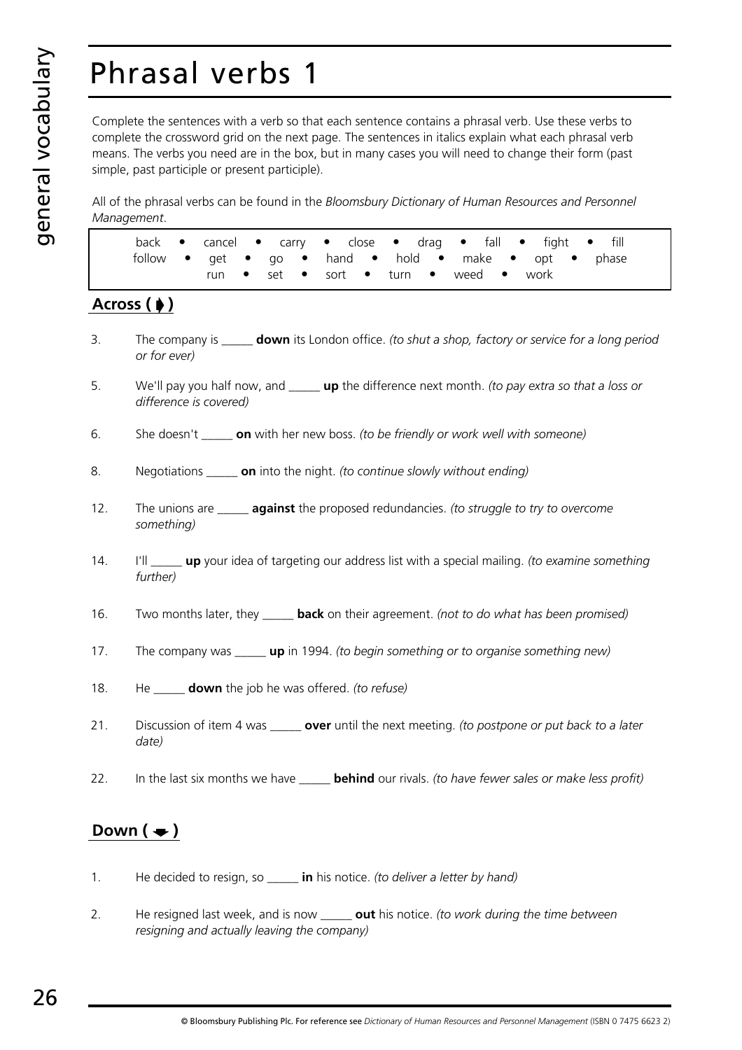# Phrasal verbs 1

Complete the sentences with a verb so that each sentence contains a phrasal verb. Use these verbs to complete the crossword grid on the next page. The sentences in italics explain what each phrasal verb means. The verbs you need are in the box, but in many cases you will need to change their form (past simple, past participle or present participle).

All of the phrasal verbs can be found in the *Bloomsbury Dictionary of Human Resources and Personnel Management*.

| back • cancel • carry • close • drag • fall • fight • fill<br>follow • get • go • hand • hold • make • opt • phase<br>run • set • sort • turn • weed • work |
|---|

## Across (➧)

3. The company is _____ **down** its London office. *(to shut a shop, factory or service for a long period or for ever)*

5. We'll pay you half now, and _____ **up** the difference next month. *(to pay extra so that a loss or difference is covered)*

6. She doesn't _____ **on** with her new boss. *(to be friendly or work well with someone)*

8. Negotiations _____ **on** into the night. *(to continue slowly without ending)*

12. The unions are _____ **against** the proposed redundancies. *(to struggle to try to overcome something)*

14. I'll _____ **up** your idea of targeting our address list with a special mailing. *(to examine something further)*

16. Two months later, they _____ **back** on their agreement. *(not to do what has been promised)*

17. The company was _____ **up** in 1994. *(to begin something or to organise something new)*

18. He _____ **down** the job he was offered. *(to refuse)*

21. Discussion of item 4 was _____ **over** until the next meeting. *(to postpone or put back to a later date)*

22. In the last six months we have _____ **behind** our rivals. *(to have fewer sales or make less profit)*

## Down (➡)

1. He decided to resign, so _____ **in** his notice. *(to deliver a letter by hand)*

2. He resigned last week, and is now _____ **out** his notice. *(to work during the time between resigning and actually leaving the company)*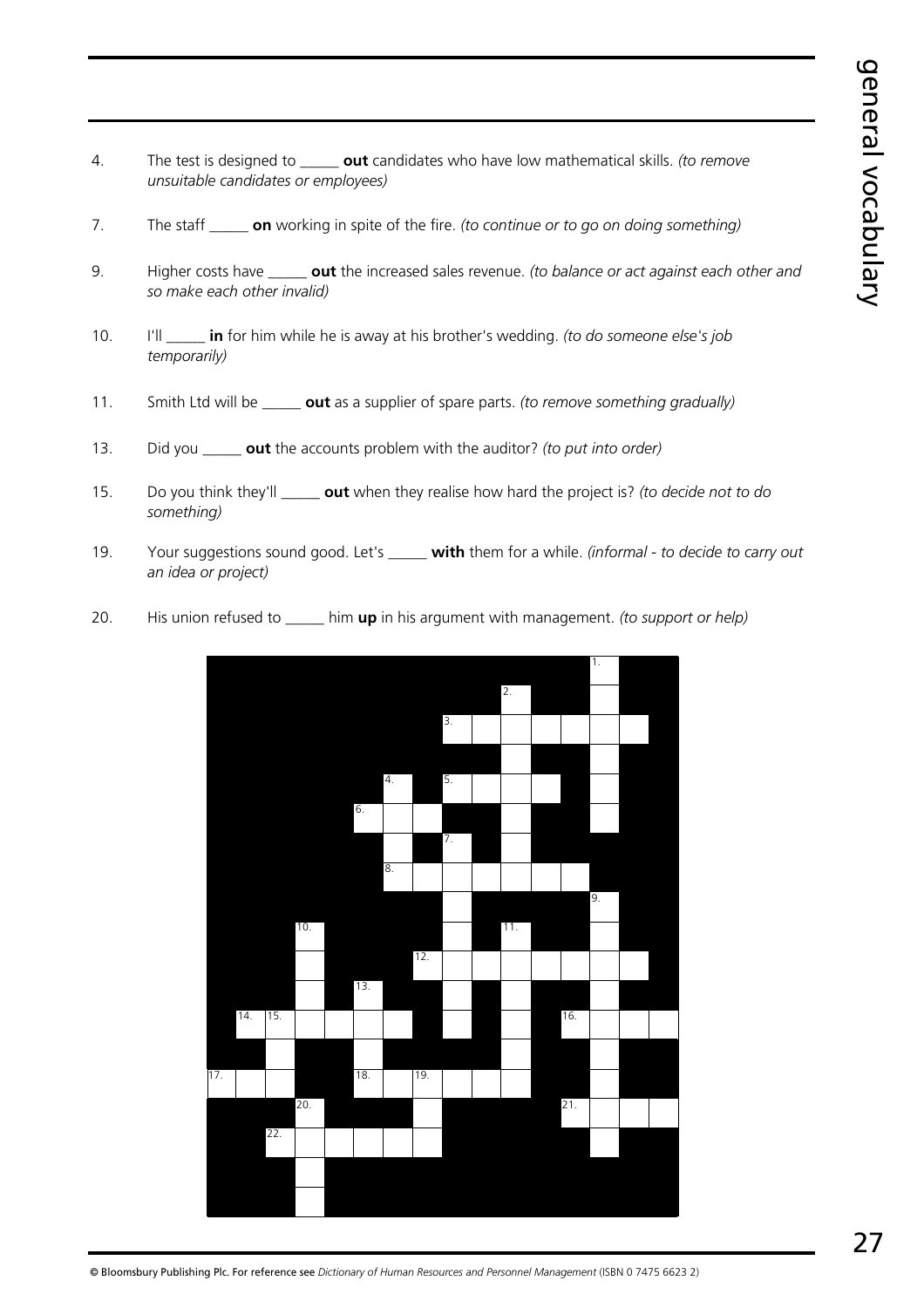4. The test is designed to _____ **out** candidates who have low mathematical skills. *(to remove unsuitable candidates or employees)*

7. The staff _____ **on** working in spite of the fire. *(to continue or to go on doing something)*

9. Higher costs have _____ **out** the increased sales revenue. *(to balance or act against each other and so make each other invalid)*

10. I'll _____ **in** for him while he is away at his brother's wedding. *(to do someone else's job temporarily)*

11. Smith Ltd will be _____ **out** as a supplier of spare parts. *(to remove something gradually)*

13. Did you _____ **out** the accounts problem with the auditor? *(to put into order)*

15. Do you think they'll _____ **out** when they realise how hard the project is? *(to decide not to do something)*

19. Your suggestions sound good. Let's _____ **with** them for a while. *(informal - to decide to carry out an idea or project)*

20. His union refused to _____ him **up** in his argument with management. *(to support or help)*

© Bloomsbury Publishing Plc. For reference see *Dictionary of Human Resources and Personnel Management* (ISBN 0 7475 6623 2)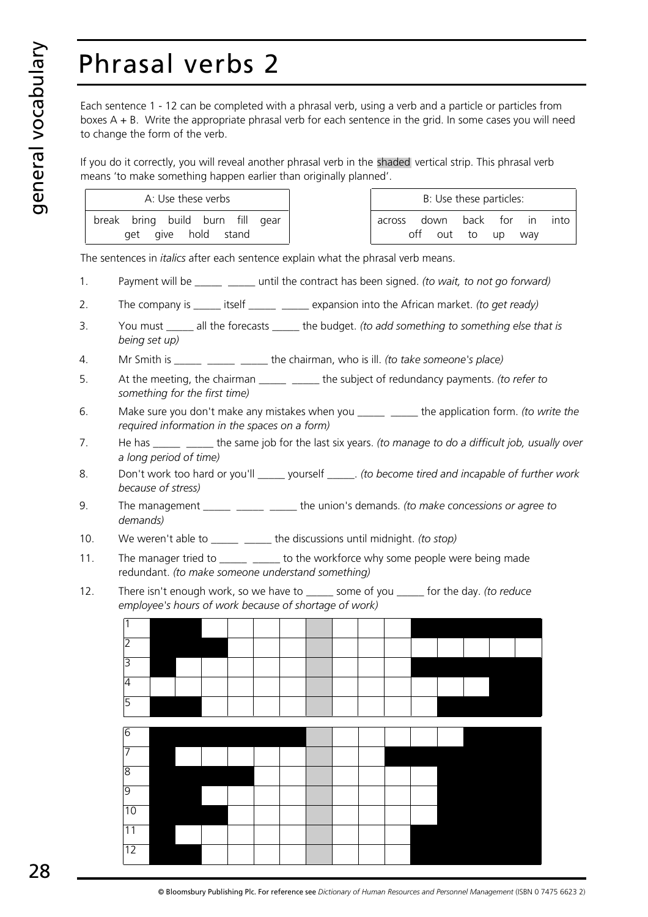# Phrasal verbs 2

Each sentence 1 - 12 can be completed with a phrasal verb, using a verb and a particle or particles from boxes A + B. Write the appropriate phrasal verb for each sentence in the grid. In some cases you will need to change the form of the verb.

If you do it correctly, you will reveal another phrasal verb in the shaded vertical strip. This phrasal verb means 'to make something happen earlier than originally planned'.

| A: Use these verbs |
|---|
| break bring build burn fill gear get give hold stand |

| B: Use these particles: |
|---|
| across down back for in into off out to up way |

The sentences in *italics* after each sentence explain what the phrasal verb means.

1. Payment will be _____ _____ until the contract has been signed. *(to wait, to not go forward)*
2. The company is _____ itself _____ _____ expansion into the African market. *(to get ready)*
3. You must _____ all the forecasts _____ the budget. *(to add something to something else that is being set up)*
4. Mr Smith is _____ _____ _____ the chairman, who is ill. *(to take someone's place)*
5. At the meeting, the chairman _____ _____ the subject of redundancy payments. *(to refer to something for the first time)*
6. Make sure you don't make any mistakes when you _____ _____ the application form. *(to write the required information in the spaces on a form)*
7. He has _____ _____ the same job for the last six years. *(to manage to do a difficult job, usually over a long period of time)*
8. Don't work too hard or you'll _____ yourself _____. *(to become tired and incapable of further work because of stress)*
9. The management _____ _____ _____ the union's demands. *(to make concessions or agree to demands)*
10. We weren't able to _____ _____ the discussions until midnight. *(to stop)*
11. The manager tried to _____ _____ to the workforce why some people were being made redundant. *(to make someone understand something)*
12. There isn't enough work, so we have to _____ some of you _____ for the day. *(to reduce employee's hours of work because of shortage of work)*

| 1 | | | | | | | | | | | | | | | |
|---|---|---|---|---|---|---|---|---|---|---|---|---|---|---|---|
| 2 | | | | | | | | | | | | | | | |
| 3 | | | | | | | | | | | | | | | |
| 4 | | | | | | | | | | | | | | | |
| 5 | | | | | | | | | | | | | | | |
| 6 | | | | | | | | | | | | | | | |
| 7 | | | | | | | | | | | | | | | |
| 8 | | | | | | | | | | | | | | | |
| 9 | | | | | | | | | | | | | | | |
| 10 | | | | | | | | | | | | | | | |
| 11 | | | | | | | | | | | | | | | |
| 12 | | | | | | | | | | | | | | | |

© Bloomsbury Publishing Plc. For reference see *Dictionary of Human Resources and Personnel Management* (ISBN 0 7475 6623 2)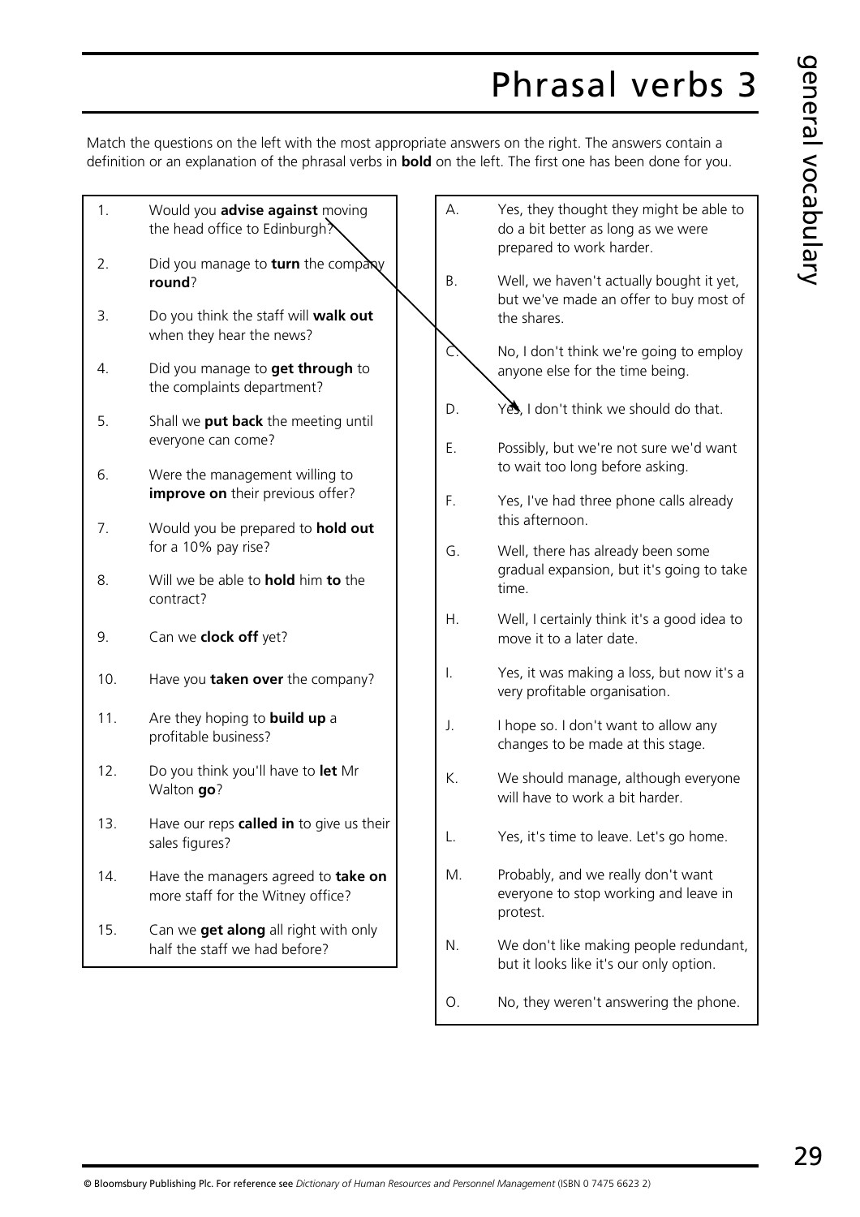# Phrasal verbs 3

Match the questions on the left with the most appropriate answers on the right. The answers contain a definition or an explanation of the phrasal verbs in **bold** on the left. The first one has been done for you.

1. Would you **advise against** moving the head office to Edinburgh?
2. Did you manage to **turn** the company **round**?
3. Do you think the staff will **walk out** when they hear the news?
4. Did you manage to **get through** to the complaints department?
5. Shall we **put back** the meeting until everyone can come?
6. Were the management willing to **improve on** their previous offer?
7. Would you be prepared to **hold out** for a 10% pay rise?
8. Will we be able to **hold** him **to** the contract?
9. Can we **clock off** yet?
10. Have you **taken over** the company?
11. Are they hoping to **build up** a profitable business?
12. Do you think you'll have to **let** Mr Walton **go**?
13. Have our reps **called in** to give us their sales figures?
14. Have the managers agreed to **take on** more staff for the Witney office?
15. Can we **get along** all right with only half the staff we had before?

A. Yes, they thought they might be able to do a bit better as long as we were prepared to work harder.

B. Well, we haven't actually bought it yet, but we've made an offer to buy most of the shares.

C. No, I don't think we're going to employ anyone else for the time being.

D. Yes, I don't think we should do that.

E. Possibly, but we're not sure we'd want to wait too long before asking.

F. Yes, I've had three phone calls already this afternoon.

G. Well, there has already been some gradual expansion, but it's going to take time.

H. Well, I certainly think it's a good idea to move it to a later date.

I. Yes, it was making a loss, but now it's a very profitable organisation.

J. I hope so. I don't want to allow any changes to be made at this stage.

K. We should manage, although everyone will have to work a bit harder.

L. Yes, it's time to leave. Let's go home.

M. Probably, and we really don't want everyone to stop working and leave in protest.

N. We don't like making people redundant, but it looks like it's our only option.

O. No, they weren't answering the phone.

© Bloomsbury Publishing Plc. For reference see *Dictionary of Human Resources and Personnel Management* (ISBN 0 7475 6623 2)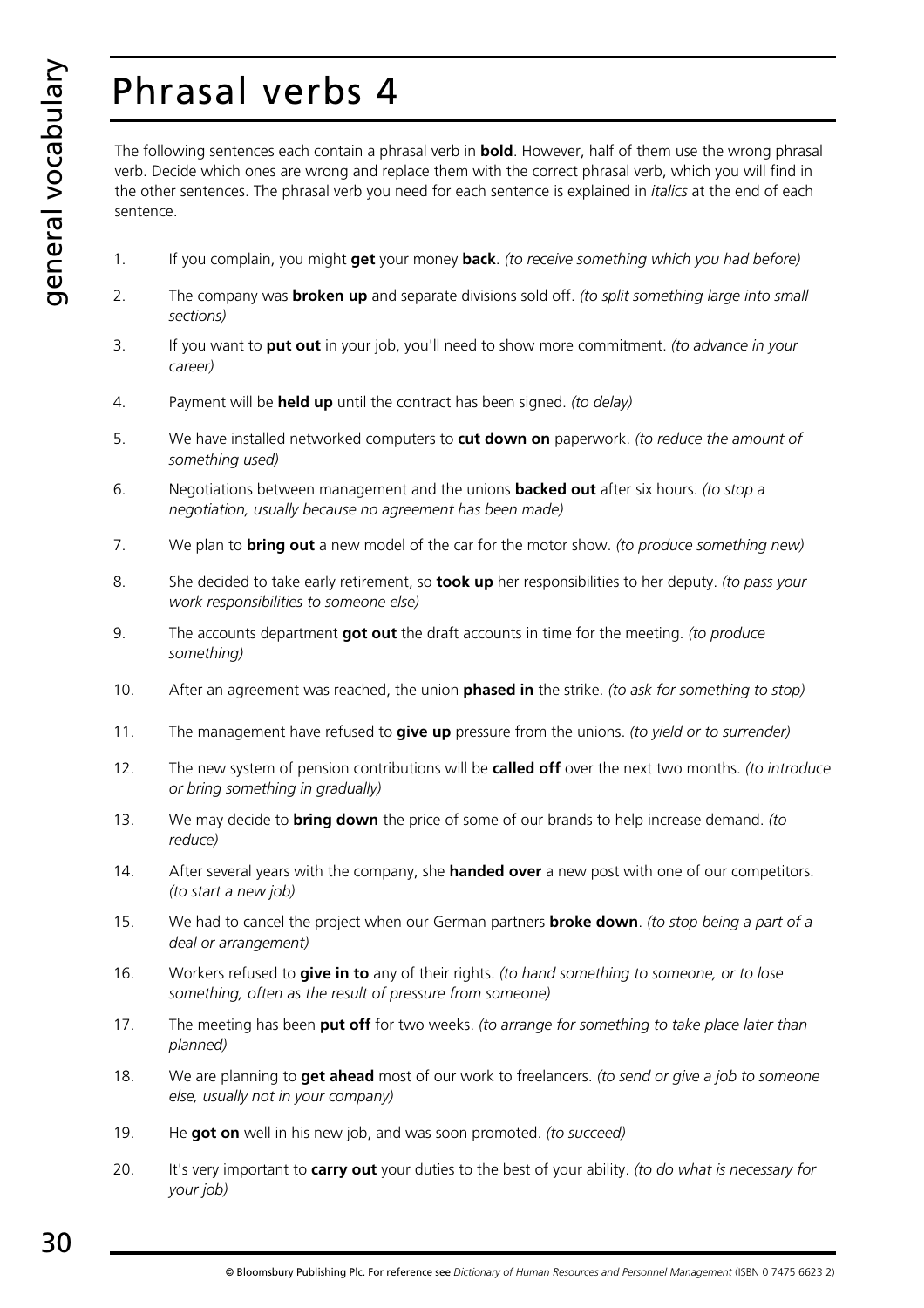# Phrasal verbs 4

The following sentences each contain a phrasal verb in **bold**. However, half of them use the wrong phrasal verb. Decide which ones are wrong and replace them with the correct phrasal verb, which you will find in the other sentences. The phrasal verb you need for each sentence is explained in *italics* at the end of each sentence.

1. If you complain, you might **get** your money **back**. *(to receive something which you had before)*
2. The company was **broken up** and separate divisions sold off. *(to split something large into small sections)*
3. If you want to **put out** in your job, you'll need to show more commitment. *(to advance in your career)*
4. Payment will be **held up** until the contract has been signed. *(to delay)*
5. We have installed networked computers to **cut down on** paperwork. *(to reduce the amount of something used)*
6. Negotiations between management and the unions **backed out** after six hours. *(to stop a negotiation, usually because no agreement has been made)*
7. We plan to **bring out** a new model of the car for the motor show. *(to produce something new)*
8. She decided to take early retirement, so **took up** her responsibilities to her deputy. *(to pass your work responsibilities to someone else)*
9. The accounts department **got out** the draft accounts in time for the meeting. *(to produce something)*
10. After an agreement was reached, the union **phased in** the strike. *(to ask for something to stop)*
11. The management have refused to **give up** pressure from the unions. *(to yield or to surrender)*
12. The new system of pension contributions will be **called off** over the next two months. *(to introduce or bring something in gradually)*
13. We may decide to **bring down** the price of some of our brands to help increase demand. *(to reduce)*
14. After several years with the company, she **handed over** a new post with one of our competitors. *(to start a new job)*
15. We had to cancel the project when our German partners **broke down**. *(to stop being a part of a deal or arrangement)*
16. Workers refused to **give in to** any of their rights. *(to hand something to someone, or to lose something, often as the result of pressure from someone)*
17. The meeting has been **put off** for two weeks. *(to arrange for something to take place later than planned)*
18. We are planning to **get ahead** most of our work to freelancers. *(to send or give a job to someone else, usually not in your company)*
19. He **got on** well in his new job, and was soon promoted. *(to succeed)*
20. It's very important to **carry out** your duties to the best of your ability. *(to do what is necessary for your job)*

© Bloomsbury Publishing Plc. For reference see *Dictionary of Human Resources and Personnel Management* (ISBN 0 7475 6623 2)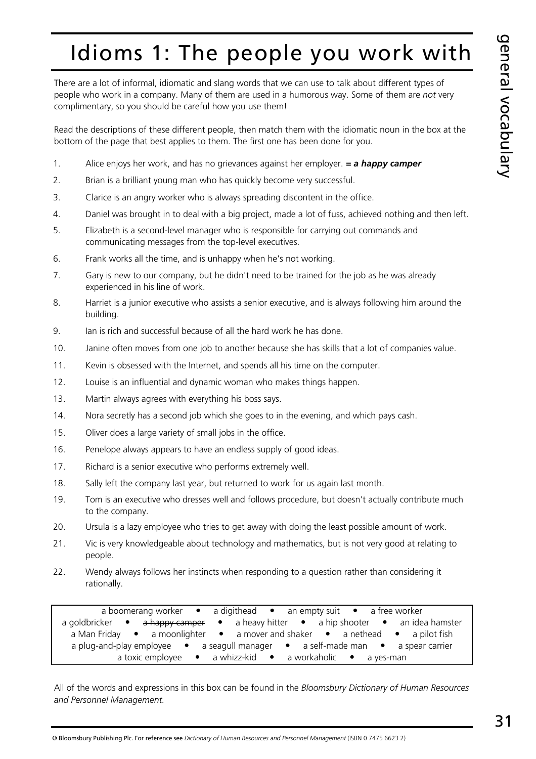# Idioms 1: The people you work with

There are a lot of informal, idiomatic and slang words that we can use to talk about different types of people who work in a company. Many of them are used in a humorous way. Some of them are *not* very complimentary, so you should be careful how you use them!

Read the descriptions of these different people, then match them with the idiomatic noun in the box at the bottom of the page that best applies to them. The first one has been done for you.

1. Alice enjoys her work, and has no grievances against her employer. ***= a happy camper***
2. Brian is a brilliant young man who has quickly become very successful.
3. Clarice is an angry worker who is always spreading discontent in the office.
4. Daniel was brought in to deal with a big project, made a lot of fuss, achieved nothing and then left.
5. Elizabeth is a second-level manager who is responsible for carrying out commands and communicating messages from the top-level executives.
6. Frank works all the time, and is unhappy when he's not working.
7. Gary is new to our company, but he didn't need to be trained for the job as he was already experienced in his line of work.
8. Harriet is a junior executive who assists a senior executive, and is always following him around the building.
9. Ian is rich and successful because of all the hard work he has done.
10. Janine often moves from one job to another because she has skills that a lot of companies value.
11. Kevin is obsessed with the Internet, and spends all his time on the computer.
12. Louise is an influential and dynamic woman who makes things happen.
13. Martin always agrees with everything his boss says.
14. Nora secretly has a second job which she goes to in the evening, and which pays cash.
15. Oliver does a large variety of small jobs in the office.
16. Penelope always appears to have an endless supply of good ideas.
17. Richard is a senior executive who performs extremely well.
18. Sally left the company last year, but returned to work for us again last month.
19. Tom is an executive who dresses well and follows procedure, but doesn't actually contribute much to the company.
20. Ursula is a lazy employee who tries to get away with doing the least possible amount of work.
21. Vic is very knowledgeable about technology and mathematics, but is not very good at relating to people.
22. Wendy always follows her instincts when responding to a question rather than considering it rationally.

| |
|---|
| a boomerang worker • a digithead • an empty suit • a free worker |
| a goldbricker • ~~a happy camper~~ • a heavy hitter • a hip shooter • an idea hamster |
| a Man Friday • a moonlighter • a mover and shaker • a nethead • a pilot fish |
| a plug-and-play employee • a seagull manager • a self-made man • a spear carrier |
| a toxic employee • a whizz-kid • a workaholic • a yes-man |

All of the words and expressions in this box can be found in the *Bloomsbury Dictionary of Human Resources and Personnel Management.*

© Bloomsbury Publishing Plc. For reference see *Dictionary of Human Resources and Personnel Management* (ISBN 0 7475 6623 2)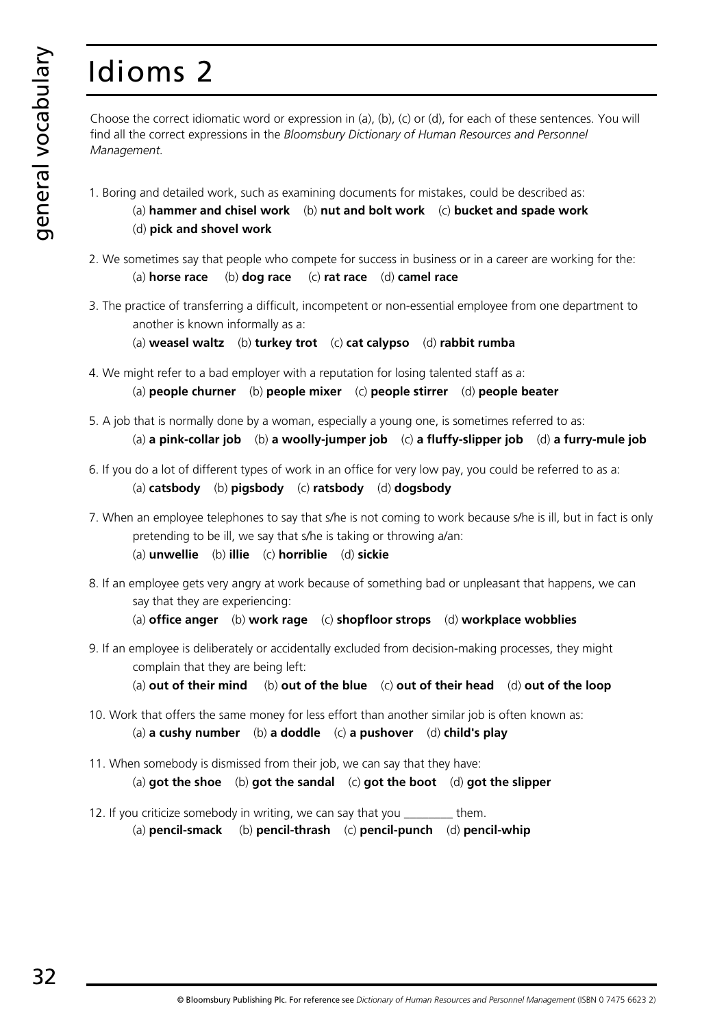# Idioms 2

Choose the correct idiomatic word or expression in (a), (b), (c) or (d), for each of these sentences. You will find all the correct expressions in the *Bloomsbury Dictionary of Human Resources and Personnel Management.*

1. Boring and detailed work, such as examining documents for mistakes, could be described as:
   (a) **hammer and chisel work** (b) **nut and bolt work** (c) **bucket and spade work**
   (d) **pick and shovel work**

2. We sometimes say that people who compete for success in business or in a career are working for the:
   (a) **horse race** (b) **dog race** (c) **rat race** (d) **camel race**

3. The practice of transferring a difficult, incompetent or non-essential employee from one department to another is known informally as a:
   (a) **weasel waltz** (b) **turkey trot** (c) **cat calypso** (d) **rabbit rumba**

4. We might refer to a bad employer with a reputation for losing talented staff as a:
   (a) **people churner** (b) **people mixer** (c) **people stirrer** (d) **people beater**

5. A job that is normally done by a woman, especially a young one, is sometimes referred to as:
   (a) **a pink-collar job** (b) **a woolly-jumper job** (c) **a fluffy-slipper job** (d) **a furry-mule job**

6. If you do a lot of different types of work in an office for very low pay, you could be referred to as a:
   (a) **catsbody** (b) **pigsbody** (c) **ratsbody** (d) **dogsbody**

7. When an employee telephones to say that s/he is not coming to work because s/he is ill, but in fact is only pretending to be ill, we say that s/he is taking or throwing a/an:
   (a) **unwellie** (b) **illie** (c) **horriblie** (d) **sickie**

8. If an employee gets very angry at work because of something bad or unpleasant that happens, we can say that they are experiencing:
   (a) **office anger** (b) **work rage** (c) **shopfloor strops** (d) **workplace wobblies**

9. If an employee is deliberately or accidentally excluded from decision-making processes, they might complain that they are being left:
   (a) **out of their mind** (b) **out of the blue** (c) **out of their head** (d) **out of the loop**

10. Work that offers the same money for less effort than another similar job is often known as:
    (a) **a cushy number** (b) **a doddle** (c) **a pushover** (d) **child's play**

11. When somebody is dismissed from their job, we can say that they have:
    (a) **got the shoe** (b) **got the sandal** (c) **got the boot** (d) **got the slipper**

12. If you criticize somebody in writing, we can say that you ________ them.
    (a) **pencil-smack** (b) **pencil-thrash** (c) **pencil-punch** (d) **pencil-whip**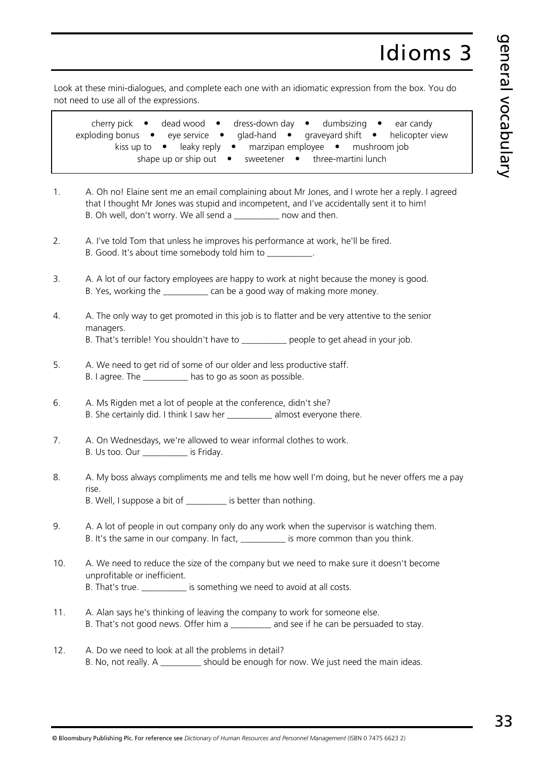# Idioms 3

Look at these mini-dialogues, and complete each one with an idiomatic expression from the box. You do not need to use all of the expressions.

> cherry pick • dead wood • dress-down day • dumbsizing • ear candy
> exploding bonus • eye service • glad-hand • graveyard shift • helicopter view
> kiss up to • leaky reply • marzipan employee • mushroom job
> shape up or ship out • sweetener • three-martini lunch

1. A. Oh no! Elaine sent me an email complaining about Mr Jones, and I wrote her a reply. I agreed that I thought Mr Jones was stupid and incompetent, and I've accidentally sent it to him!
   B. Oh well, don't worry. We all send a __________ now and then.

2. A. I've told Tom that unless he improves his performance at work, he'll be fired.
   B. Good. It's about time somebody told him to __________.

3. A. A lot of our factory employees are happy to work at night because the money is good.
   B. Yes, working the __________ can be a good way of making more money.

4. A. The only way to get promoted in this job is to flatter and be very attentive to the senior managers.
   B. That's terrible! You shouldn't have to __________ people to get ahead in your job.

5. A. We need to get rid of some of our older and less productive staff.
   B. I agree. The __________ has to go as soon as possible.

6. A. Ms Rigden met a lot of people at the conference, didn't she?
   B. She certainly did. I think I saw her __________ almost everyone there.

7. A. On Wednesdays, we're allowed to wear informal clothes to work.
   B. Us too. Our __________ is Friday.

8. A. My boss always compliments me and tells me how well I'm doing, but he never offers me a pay rise.
   B. Well, I suppose a bit of _________ is better than nothing.

9. A. A lot of people in out company only do any work when the supervisor is watching them.
   B. It's the same in our company. In fact, __________ is more common than you think.

10. A. We need to reduce the size of the company but we need to make sure it doesn't become unprofitable or inefficient.
    B. That's true. __________ is something we need to avoid at all costs.

11. A. Alan says he's thinking of leaving the company to work for someone else.
    B. That's not good news. Offer him a _________ and see if he can be persuaded to stay.

12. A. Do we need to look at all the problems in detail?
    B. No, not really. A _________ should be enough for now. We just need the main ideas.

© Bloomsbury Publishing Plc. For reference see *Dictionary of Human Resources and Personnel Management* (ISBN 0 7475 6623 2)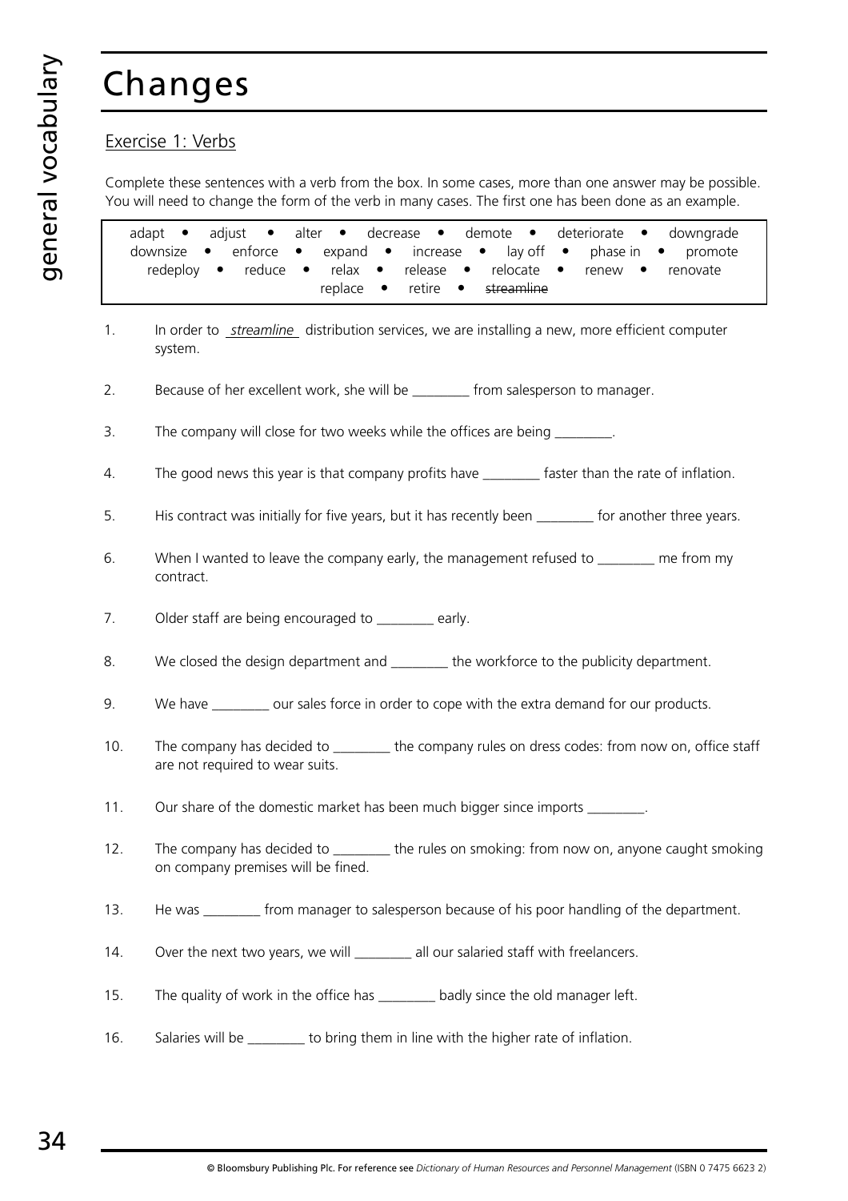# Changes

## Exercise 1: Verbs

Complete these sentences with a verb from the box. In some cases, more than one answer may be possible. You will need to change the form of the verb in many cases. The first one has been done as an example.

| adapt • adjust • alter • decrease • demote • deteriorate • downgrade downsize • enforce • expand • increase • lay off • phase in • promote redeploy • reduce • relax • release • relocate • renew • renovate replace • retire • ~~streamline~~ |
|---|

1. In order to *streamline* distribution services, we are installing a new, more efficient computer system.
2. Because of her excellent work, she will be ________ from salesperson to manager.
3. The company will close for two weeks while the offices are being ________.
4. The good news this year is that company profits have ________ faster than the rate of inflation.
5. His contract was initially for five years, but it has recently been ________ for another three years.
6. When I wanted to leave the company early, the management refused to ________ me from my contract.
7. Older staff are being encouraged to ________ early.
8. We closed the design department and ________ the workforce to the publicity department.
9. We have ________ our sales force in order to cope with the extra demand for our products.
10. The company has decided to ________ the company rules on dress codes: from now on, office staff are not required to wear suits.
11. Our share of the domestic market has been much bigger since imports ________.
12. The company has decided to ________ the rules on smoking: from now on, anyone caught smoking on company premises will be fined.
13. He was ________ from manager to salesperson because of his poor handling of the department.
14. Over the next two years, we will ________ all our salaried staff with freelancers.
15. The quality of work in the office has ________ badly since the old manager left.
16. Salaries will be ________ to bring them in line with the higher rate of inflation.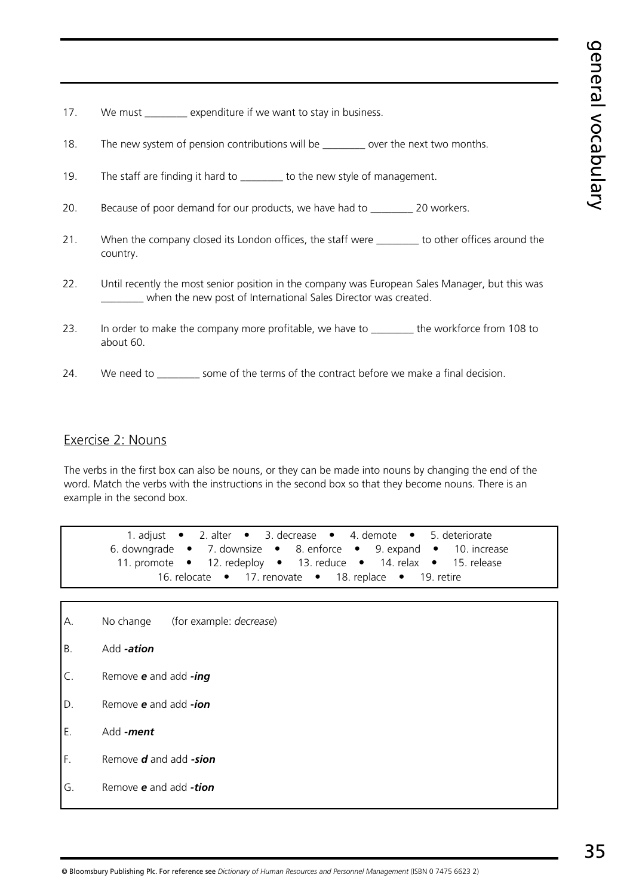17. We must ________ expenditure if we want to stay in business.

18. The new system of pension contributions will be ________ over the next two months.

19. The staff are finding it hard to ________ to the new style of management.

20. Because of poor demand for our products, we have had to ________ 20 workers.

21. When the company closed its London offices, the staff were ________ to other offices around the country.

22. Until recently the most senior position in the company was European Sales Manager, but this was ________ when the new post of International Sales Director was created.

23. In order to make the company more profitable, we have to ________ the workforce from 108 to about 60.

24. We need to ________ some of the terms of the contract before we make a final decision.

## Exercise 2: Nouns

The verbs in the first box can also be nouns, or they can be made into nouns by changing the end of the word. Match the verbs with the instructions in the second box so that they become nouns. There is an example in the second box.

1. adjust • 2. alter • 3. decrease • 4. demote • 5. deteriorate
6. downgrade • 7. downsize • 8. enforce • 9. expand • 10. increase
11. promote • 12. redeploy • 13. reduce • 14. relax • 15. release
16. relocate • 17. renovate • 18. replace • 19. retire

A. No change (for example: *decrease*)

B. Add ***-ation***

C. Remove ***e*** and add ***-ing***

D. Remove ***e*** and add ***-ion***

E. Add ***-ment***

F. Remove ***d*** and add ***-sion***

G. Remove ***e*** and add ***-tion***

© Bloomsbury Publishing Plc. For reference see *Dictionary of Human Resources and Personnel Management* (ISBN 0 7475 6623 2)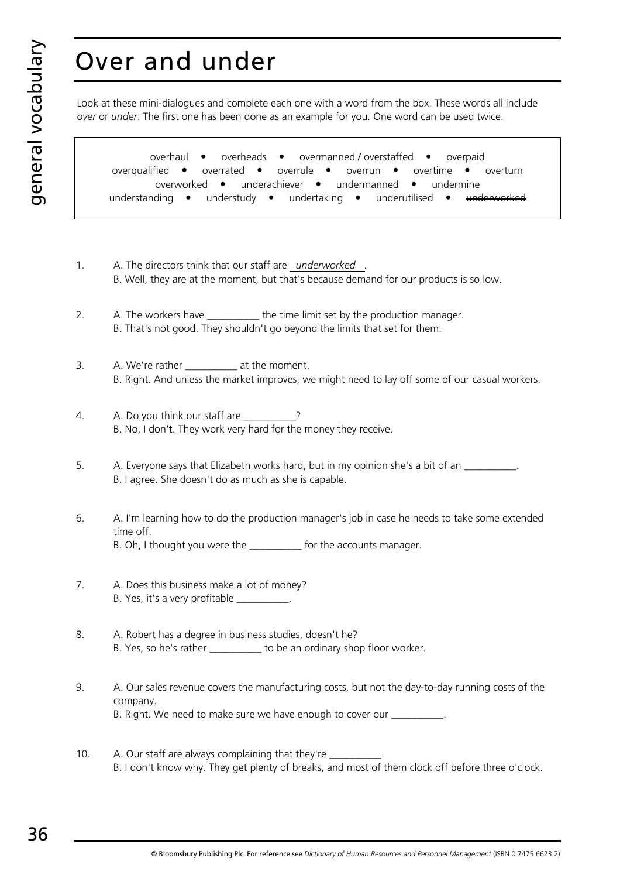# Over and under

Look at these mini-dialogues and complete each one with a word from the box. These words all include *over* or *under*. The first one has been done as an example for you. One word can be used twice.

> overhaul • overheads • overmanned / overstaffed • overpaid
> overqualified • overrated • overrule • overrun • overtime • overturn
> overworked • underachiever • undermanned • undermine
> understanding • understudy • undertaking • underutilised • ~~underworked~~

1. A. The directors think that our staff are *underworked*.
   B. Well, they are at the moment, but that's because demand for our products is so low.

2. A. The workers have __________ the time limit set by the production manager.
   B. That's not good. They shouldn't go beyond the limits that set for them.

3. A. We're rather __________ at the moment.
   B. Right. And unless the market improves, we might need to lay off some of our casual workers.

4. A. Do you think our staff are __________?
   B. No, I don't. They work very hard for the money they receive.

5. A. Everyone says that Elizabeth works hard, but in my opinion she's a bit of an __________.
   B. I agree. She doesn't do as much as she is capable.

6. A. I'm learning how to do the production manager's job in case he needs to take some extended time off.
   B. Oh, I thought you were the __________ for the accounts manager.

7. A. Does this business make a lot of money?
   B. Yes, it's a very profitable __________.

8. A. Robert has a degree in business studies, doesn't he?
   B. Yes, so he's rather __________ to be an ordinary shop floor worker.

9. A. Our sales revenue covers the manufacturing costs, but not the day-to-day running costs of the company.
   B. Right. We need to make sure we have enough to cover our __________.

10. A. Our staff are always complaining that they're __________.
    B. I don't know why. They get plenty of breaks, and most of them clock off before three o'clock.

© Bloomsbury Publishing Plc. For reference see *Dictionary of Human Resources and Personnel Management* (ISBN 0 7475 6623 2)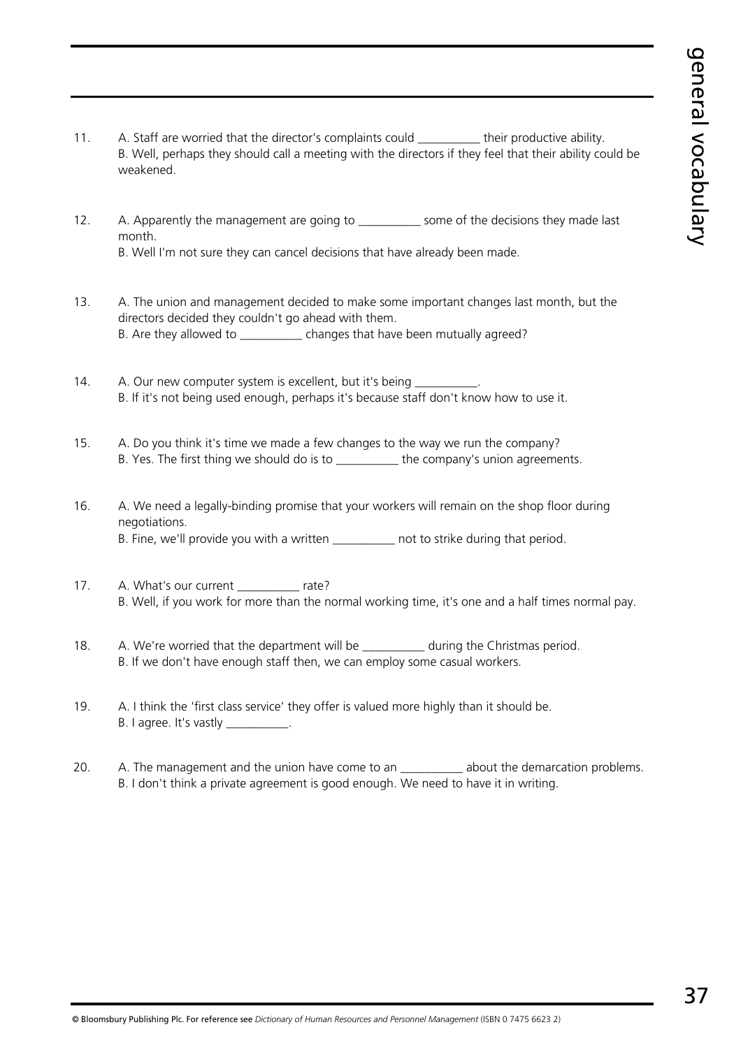11. A. Staff are worried that the director's complaints could __________ their productive ability.
    B. Well, perhaps they should call a meeting with the directors if they feel that their ability could be weakened.

12. A. Apparently the management are going to __________ some of the decisions they made last month.
    B. Well I'm not sure they can cancel decisions that have already been made.

13. A. The union and management decided to make some important changes last month, but the directors decided they couldn't go ahead with them.
    B. Are they allowed to __________ changes that have been mutually agreed?

14. A. Our new computer system is excellent, but it's being __________.
    B. If it's not being used enough, perhaps it's because staff don't know how to use it.

15. A. Do you think it's time we made a few changes to the way we run the company?
    B. Yes. The first thing we should do is to __________ the company's union agreements.

16. A. We need a legally-binding promise that your workers will remain on the shop floor during negotiations.
    B. Fine, we'll provide you with a written __________ not to strike during that period.

17. A. What's our current __________ rate?
    B. Well, if you work for more than the normal working time, it's one and a half times normal pay.

18. A. We're worried that the department will be __________ during the Christmas period.
    B. If we don't have enough staff then, we can employ some casual workers.

19. A. I think the 'first class service' they offer is valued more highly than it should be.
    B. I agree. It's vastly __________.

20. A. The management and the union have come to an __________ about the demarcation problems.
    B. I don't think a private agreement is good enough. We need to have it in writing.

© Bloomsbury Publishing Plc. For reference see *Dictionary of Human Resources and Personnel Management* (ISBN 0 7475 6623 2)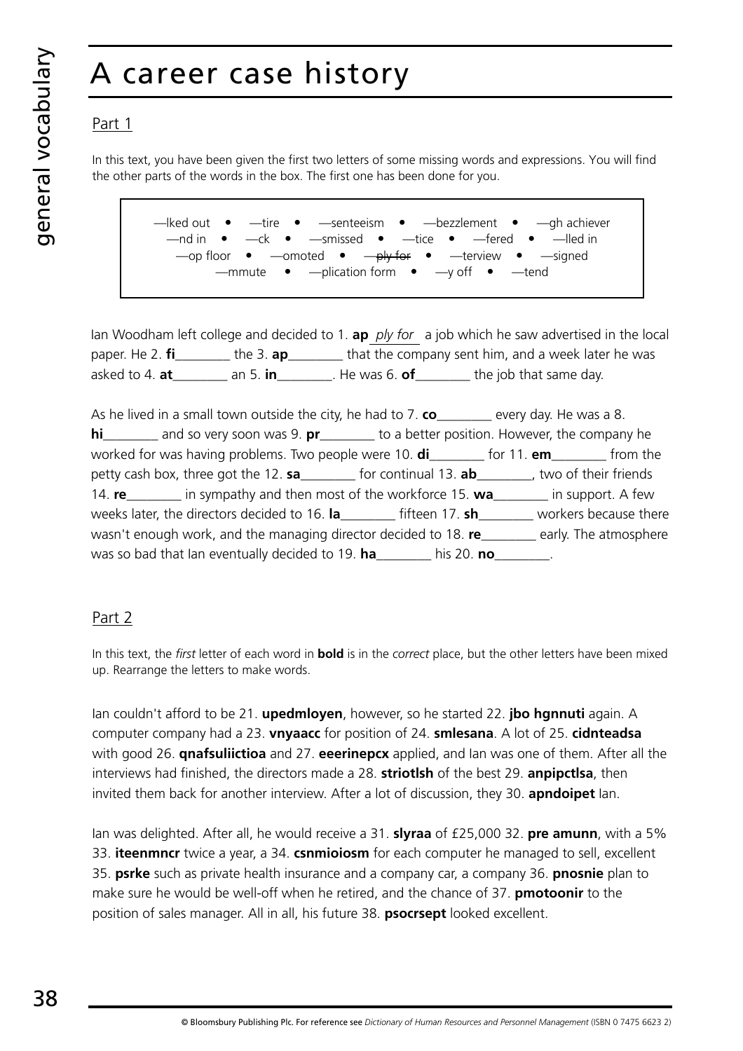# A career case history

## Part 1

In this text, you have been given the first two letters of some missing words and expressions. You will find the other parts of the words in the box. The first one has been done for you.

—lked out • —tire • —senteeism • —bezzlement • —gh achiever
—nd in • —ck • —smissed • —tice • —fered • —lled in
—op floor • —omoted • ~~—ply for~~ • —terview • —signed
—mmute • —plication form • —y off • —tend

Ian Woodham left college and decided to 1. **ap** *ply for* a job which he saw advertised in the local paper. He 2. **fi**________ the 3. **ap**________ that the company sent him, and a week later he was asked to 4. **at**________ an 5. **in**________. He was 6. **of**________ the job that same day.

As he lived in a small town outside the city, he had to 7. **co**________ every day. He was a 8. **hi**________ and so very soon was 9. **pr**________ to a better position. However, the company he worked for was having problems. Two people were 10. **di**________ for 11. **em**________ from the petty cash box, three got the 12. **sa**________ for continual 13. **ab**________, two of their friends 14. **re**________ in sympathy and then most of the workforce 15. **wa**________ in support. A few weeks later, the directors decided to 16. **la**________ fifteen 17. **sh**________ workers because there wasn't enough work, and the managing director decided to 18. **re**________ early. The atmosphere was so bad that Ian eventually decided to 19. **ha**________ his 20. **no**________.

## Part 2

In this text, the *first* letter of each word in **bold** is in the *correct* place, but the other letters have been mixed up. Rearrange the letters to make words.

Ian couldn't afford to be 21. **upedmloyen**, however, so he started 22. **jbo hgnnuti** again. A computer company had a 23. **vnyaacc** for position of 24. **smlesana**. A lot of 25. **cidnteadsa** with good 26. **qnafsuliictioa** and 27. **eeerinepcx** applied, and Ian was one of them. After all the interviews had finished, the directors made a 28. **striotlsh** of the best 29. **anpipctlsa**, then invited them back for another interview. After a lot of discussion, they 30. **apndoipet** Ian.

Ian was delighted. After all, he would receive a 31. **slyraa** of £25,000 32. **pre amunn**, with a 5% 33. **iteenmncr** twice a year, a 34. **csnmioiosm** for each computer he managed to sell, excellent 35. **psrke** such as private health insurance and a company car, a company 36. **pnosnie** plan to make sure he would be well-off when he retired, and the chance of 37. **pmotoonir** to the position of sales manager. All in all, his future 38. **psocrsept** looked excellent.

© Bloomsbury Publishing Plc. For reference see *Dictionary of Human Resources and Personnel Management* (ISBN 0 7475 6623 2)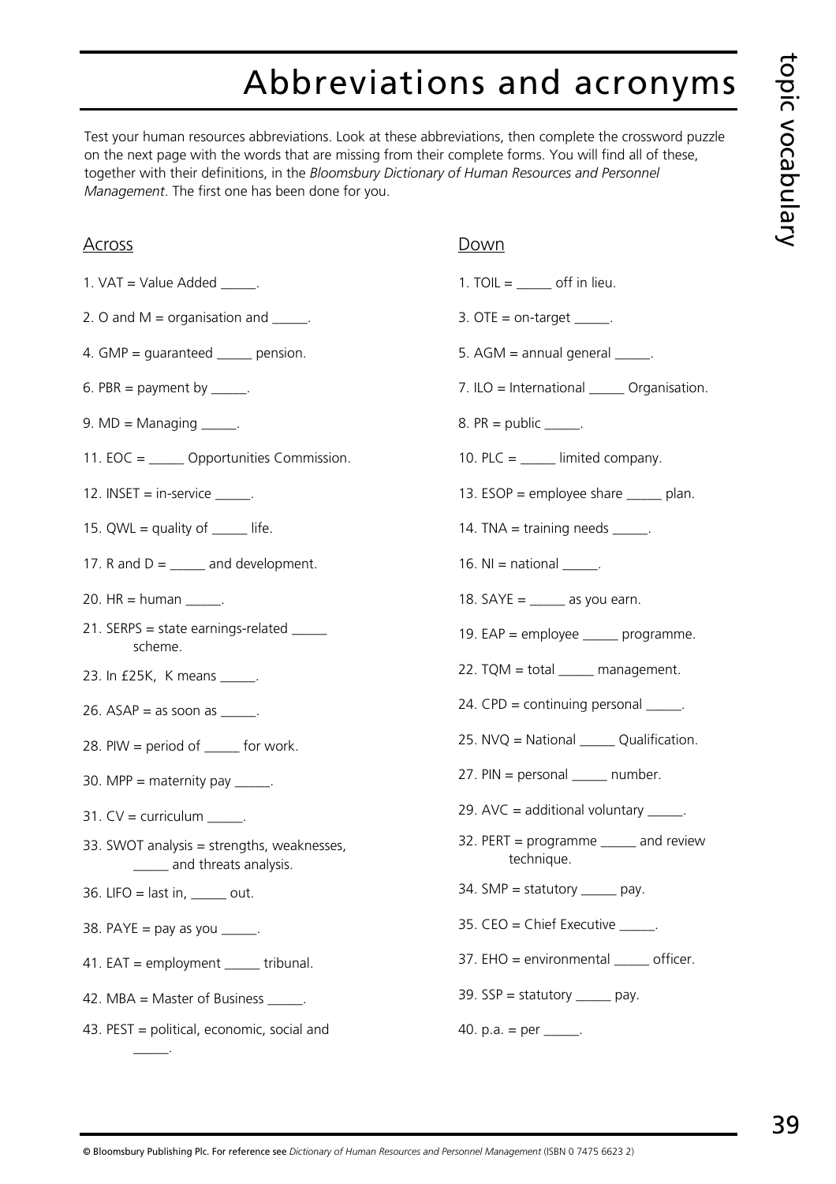# Abbreviations and acronyms

Test your human resources abbreviations. Look at these abbreviations, then complete the crossword puzzle on the next page with the words that are missing from their complete forms. You will find all of these, together with their definitions, in the *Bloomsbury Dictionary of Human Resources and Personnel Management*. The first one has been done for you.

## Across

1. VAT = Value Added _____.
2. O and M = organisation and _____.
4. GMP = guaranteed _____ pension.
6. PBR = payment by _____.
9. MD = Managing _____.
11. EOC = _____ Opportunities Commission.
12. INSET = in-service _____.
15. QWL = quality of _____ life.
17. R and D = _____ and development.
20. HR = human _____.
21. SERPS = state earnings-related _____ scheme.
23. In £25K, K means _____.
26. ASAP = as soon as _____.
28. PIW = period of _____ for work.
30. MPP = maternity pay _____.
31. CV = curriculum _____.
33. SWOT analysis = strengths, weaknesses, _____ and threats analysis.
36. LIFO = last in, _____ out.
38. PAYE = pay as you _____.
41. EAT = employment _____ tribunal.
42. MBA = Master of Business _____.
43. PEST = political, economic, social and _____.

## Down

1. TOIL = _____ off in lieu.
3. OTE = on-target _____.
5. AGM = annual general _____.
7. ILO = International _____ Organisation.
8. PR = public _____.
10. PLC = _____ limited company.
13. ESOP = employee share _____ plan.
14. TNA = training needs _____.
16. NI = national _____.
18. SAYE = _____ as you earn.
19. EAP = employee _____ programme.
22. TQM = total _____ management.
24. CPD = continuing personal _____.
25. NVQ = National _____ Qualification.
27. PIN = personal _____ number.
29. AVC = additional voluntary _____.
32. PERT = programme _____ and review technique.
34. SMP = statutory _____ pay.
35. CEO = Chief Executive _____.
37. EHO = environmental _____ officer.
39. SSP = statutory _____ pay.
40. p.a. = per _____.

© Bloomsbury Publishing Plc. For reference see *Dictionary of Human Resources and Personnel Management* (ISBN 0 7475 6623 2)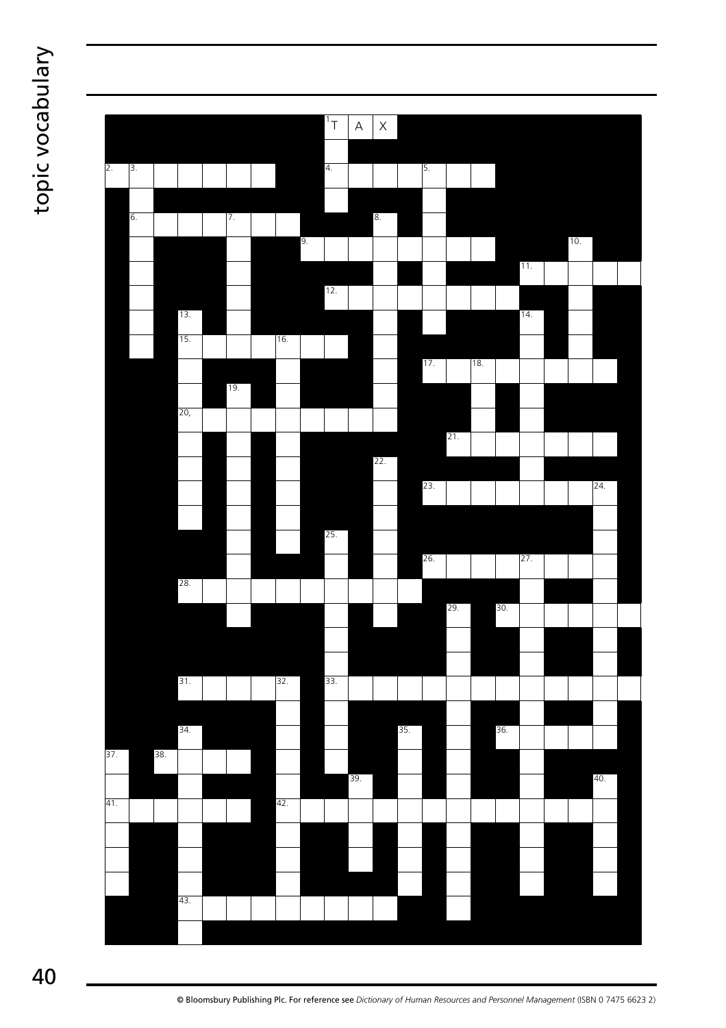1. T A X

2. 3. 4. 5.

6. 7. 8.

9. 10.

11.

12.

13. 14.

15. 16.

17. 18.

19.

20,

21.

22.

23. 24.

25.

26. 27.

28.

29. 30.

31. 32. 33.

34. 35. 36.

37. 38.

39. 40.

41. 42.

43.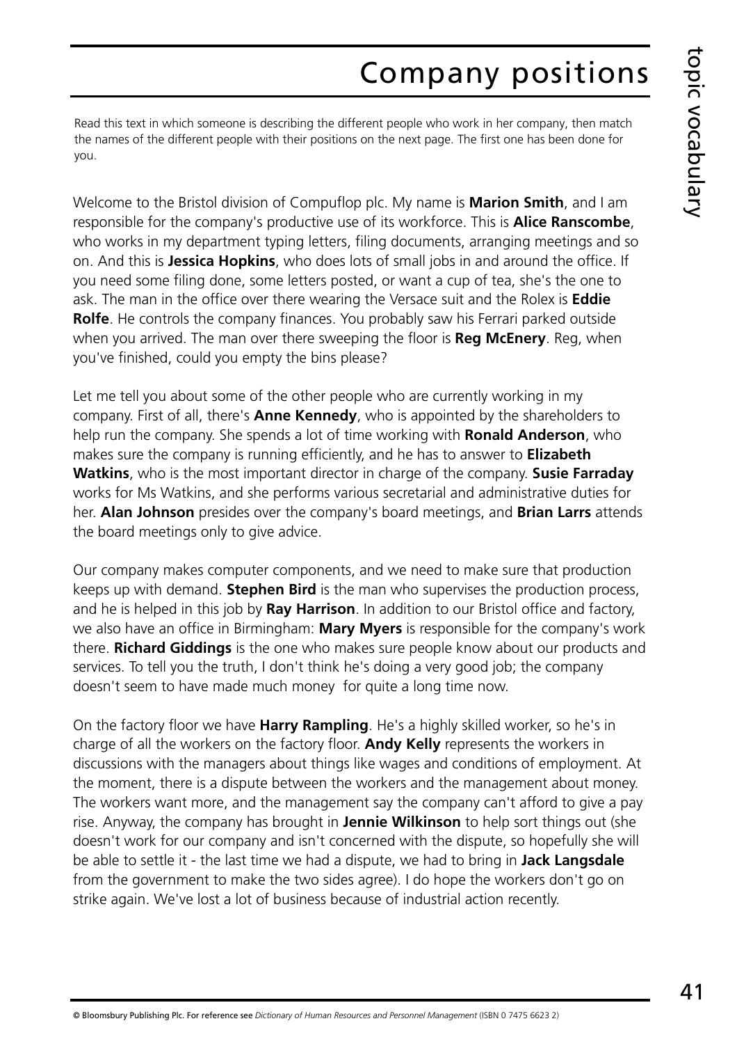# Company positions

Read this text in which someone is describing the different people who work in her company, then match the names of the different people with their positions on the next page. The first one has been done for you.

Welcome to the Bristol division of Compuflop plc. My name is **Marion Smith**, and I am responsible for the company's productive use of its workforce. This is **Alice Ranscombe**, who works in my department typing letters, filing documents, arranging meetings and so on. And this is **Jessica Hopkins**, who does lots of small jobs in and around the office. If you need some filing done, some letters posted, or want a cup of tea, she's the one to ask. The man in the office over there wearing the Versace suit and the Rolex is **Eddie Rolfe**. He controls the company finances. You probably saw his Ferrari parked outside when you arrived. The man over there sweeping the floor is **Reg McEnery**. Reg, when you've finished, could you empty the bins please?

Let me tell you about some of the other people who are currently working in my company. First of all, there's **Anne Kennedy**, who is appointed by the shareholders to help run the company. She spends a lot of time working with **Ronald Anderson**, who makes sure the company is running efficiently, and he has to answer to **Elizabeth Watkins**, who is the most important director in charge of the company. **Susie Farraday** works for Ms Watkins, and she performs various secretarial and administrative duties for her. **Alan Johnson** presides over the company's board meetings, and **Brian Larrs** attends the board meetings only to give advice.

Our company makes computer components, and we need to make sure that production keeps up with demand. **Stephen Bird** is the man who supervises the production process, and he is helped in this job by **Ray Harrison**. In addition to our Bristol office and factory, we also have an office in Birmingham: **Mary Myers** is responsible for the company's work there. **Richard Giddings** is the one who makes sure people know about our products and services. To tell you the truth, I don't think he's doing a very good job; the company doesn't seem to have made much money for quite a long time now.

On the factory floor we have **Harry Rampling**. He's a highly skilled worker, so he's in charge of all the workers on the factory floor. **Andy Kelly** represents the workers in discussions with the managers about things like wages and conditions of employment. At the moment, there is a dispute between the workers and the management about money. The workers want more, and the management say the company can't afford to give a pay rise. Anyway, the company has brought in **Jennie Wilkinson** to help sort things out (she doesn't work for our company and isn't concerned with the dispute, so hopefully she will be able to settle it - the last time we had a dispute, we had to bring in **Jack Langsdale** from the government to make the two sides agree). I do hope the workers don't go on strike again. We've lost a lot of business because of industrial action recently.

© Bloomsbury Publishing Plc. For reference see *Dictionary of Human Resources and Personnel Management* (ISBN 0 7475 6623 2)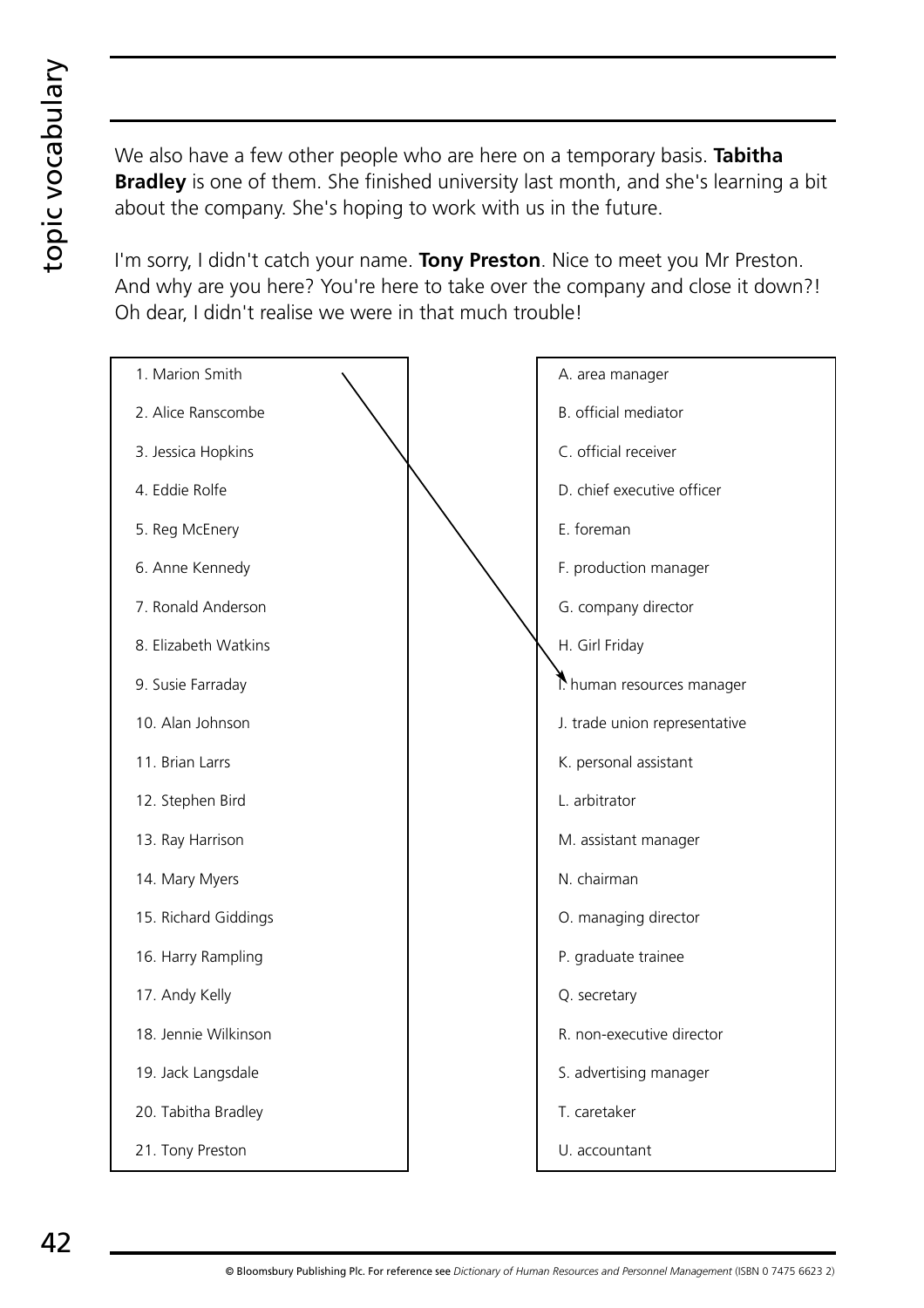We also have a few other people who are here on a temporary basis. **Tabitha Bradley** is one of them. She finished university last month, and she's learning a bit about the company. She's hoping to work with us in the future.

I'm sorry, I didn't catch your name. **Tony Preston**. Nice to meet you Mr Preston. And why are you here? You're here to take over the company and close it down?! Oh dear, I didn't realise we were in that much trouble!

| | |
|---|---|
| 1. Marion Smith | A. area manager |
| 2. Alice Ranscombe | B. official mediator |
| 3. Jessica Hopkins | C. official receiver |
| 4. Eddie Rolfe | D. chief executive officer |
| 5. Reg McEnery | E. foreman |
| 6. Anne Kennedy | F. production manager |
| 7. Ronald Anderson | G. company director |
| 8. Elizabeth Watkins | H. Girl Friday |
| 9. Susie Farraday | I. human resources manager |
| 10. Alan Johnson | J. trade union representative |
| 11. Brian Larrs | K. personal assistant |
| 12. Stephen Bird | L. arbitrator |
| 13. Ray Harrison | M. assistant manager |
| 14. Mary Myers | N. chairman |
| 15. Richard Giddings | O. managing director |
| 16. Harry Rampling | P. graduate trainee |
| 17. Andy Kelly | Q. secretary |
| 18. Jennie Wilkinson | R. non-executive director |
| 19. Jack Langsdale | S. advertising manager |
| 20. Tabitha Bradley | T. caretaker |
| 21. Tony Preston | U. accountant |

© Bloomsbury Publishing Plc. For reference see *Dictionary of Human Resources and Personnel Management* (ISBN 0 7475 6623 2)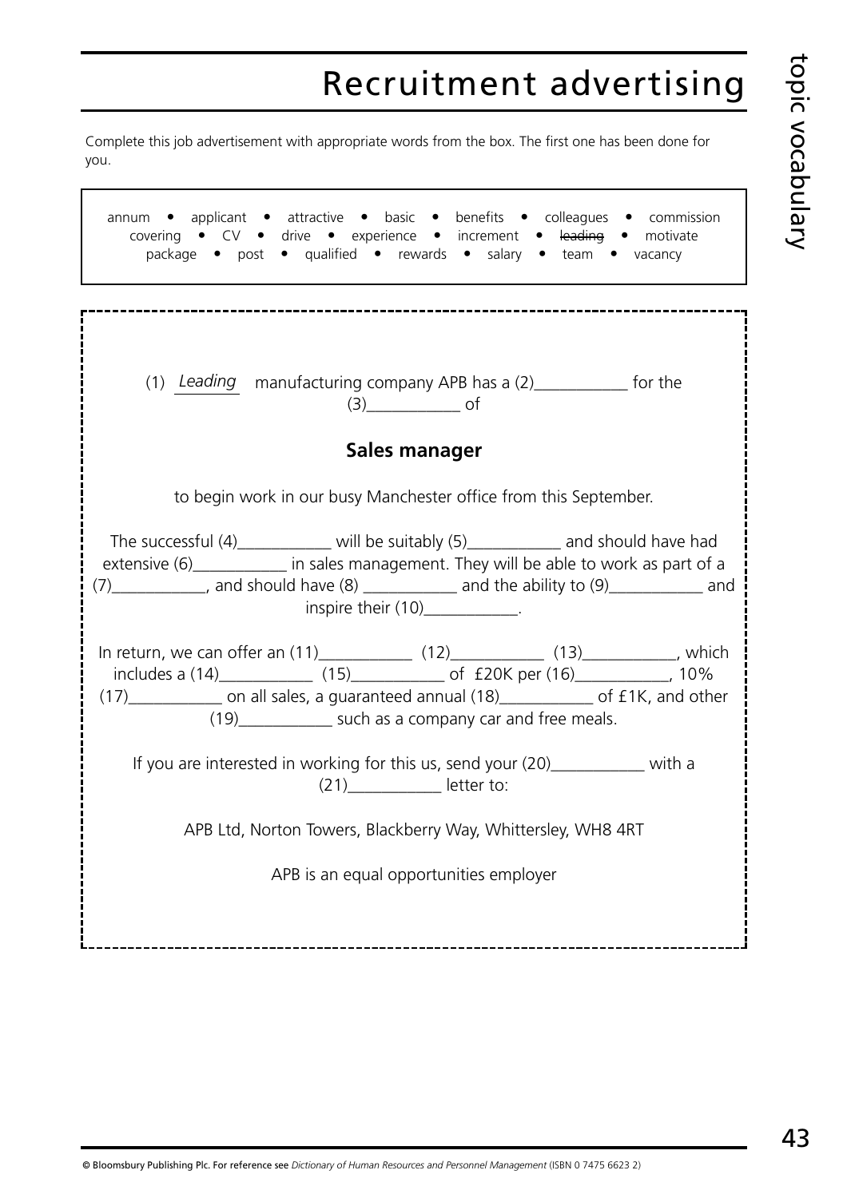# Recruitment advertising

Complete this job advertisement with appropriate words from the box. The first one has been done for you.

annum • applicant • attractive • basic • benefits • colleagues • commission covering • CV • drive • experience • increment • ~~leading~~ • motivate package • post • qualified • rewards • salary • team • vacancy

---

(1) *Leading* manufacturing company APB has a (2)___________ for the (3)___________ of

**Sales manager**

to begin work in our busy Manchester office from this September.

The successful (4)___________ will be suitably (5)___________ and should have had extensive (6)___________ in sales management. They will be able to work as part of a (7)___________, and should have (8) ___________ and the ability to (9)___________ and inspire their (10)___________.

In return, we can offer an (11)___________ (12)___________ (13)___________, which includes a (14)___________ (15)___________ of £20K per (16)___________, 10% (17)___________ on all sales, a guaranteed annual (18)___________ of £1K, and other (19)___________ such as a company car and free meals.

If you are interested in working for this us, send your (20)___________ with a (21)___________ letter to:

APB Ltd, Norton Towers, Blackberry Way, Whittersley, WH8 4RT

APB is an equal opportunities employer

---

© Bloomsbury Publishing Plc. For reference see *Dictionary of Human Resources and Personnel Management* (ISBN 0 7475 6623 2)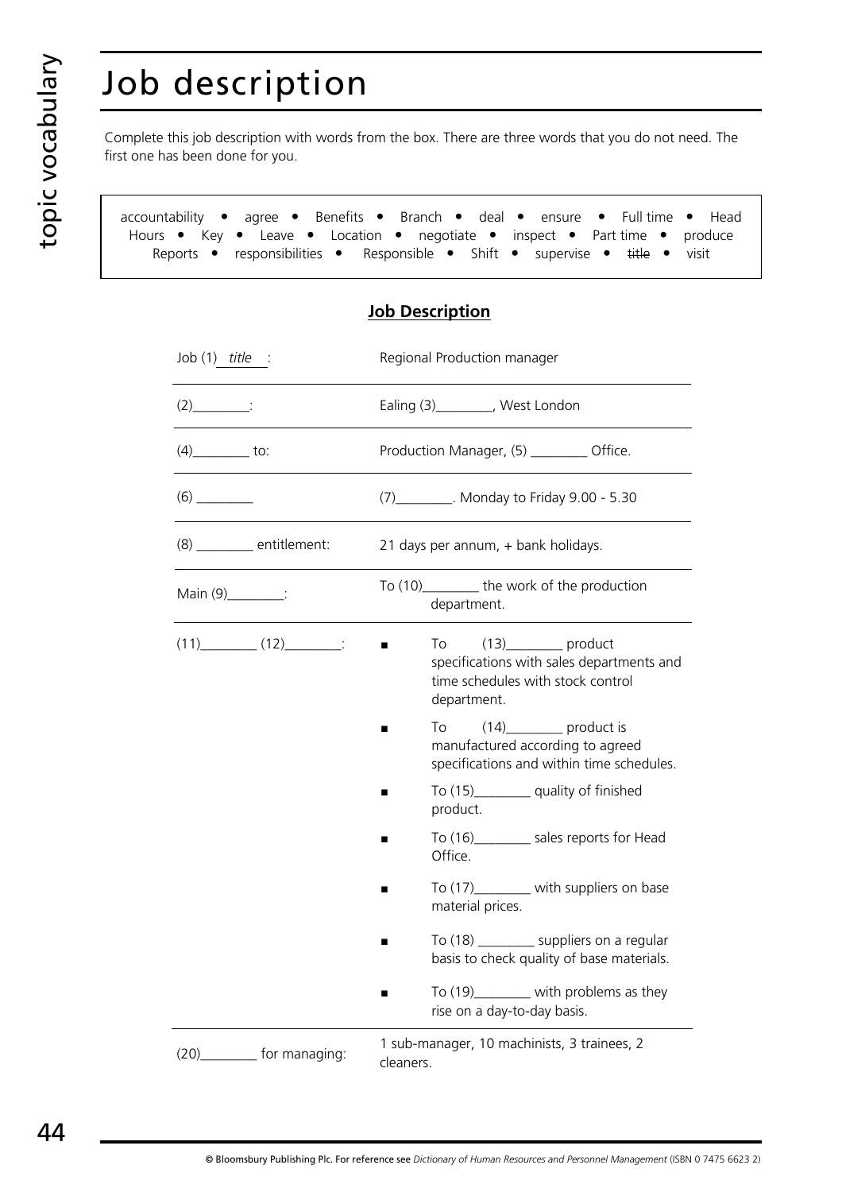# Job description

Complete this job description with words from the box. There are three words that you do not need. The first one has been done for you.

> accountability • agree • Benefits • Branch • deal • ensure • Full time • Head
> Hours • Key • Leave • Location • negotiate • inspect • Part time • produce
> Reports • responsibilities • Responsible • Shift • supervise • ~~title~~ • visit

## **Job Description**

| | |
|---|---|
| Job (1) *title* : | Regional Production manager |
| (2)________: | Ealing (3)________, West London |
| (4)________ to: | Production Manager, (5) ________ Office. |
| (6) ________ | (7)________. Monday to Friday 9.00 - 5.30 |
| (8) ________ entitlement: | 21 days per annum, + bank holidays. |
| Main (9)________: | To (10)________ the work of the production department. |
| (11)________ (12)________: | ■ To (13)________ product specifications with sales departments and time schedules with stock control department.<br>■ To (14)________ product is manufactured according to agreed specifications and within time schedules.<br>■ To (15)________ quality of finished product.<br>■ To (16)________ sales reports for Head Office.<br>■ To (17)________ with suppliers on base material prices.<br>■ To (18) ________ suppliers on a regular basis to check quality of base materials.<br>■ To (19)________ with problems as they rise on a day-to-day basis. |
| (20)________ for managing: | 1 sub-manager, 10 machinists, 3 trainees, 2 cleaners. |

© Bloomsbury Publishing Plc. For reference see *Dictionary of Human Resources and Personnel Management* (ISBN 0 7475 6623 2)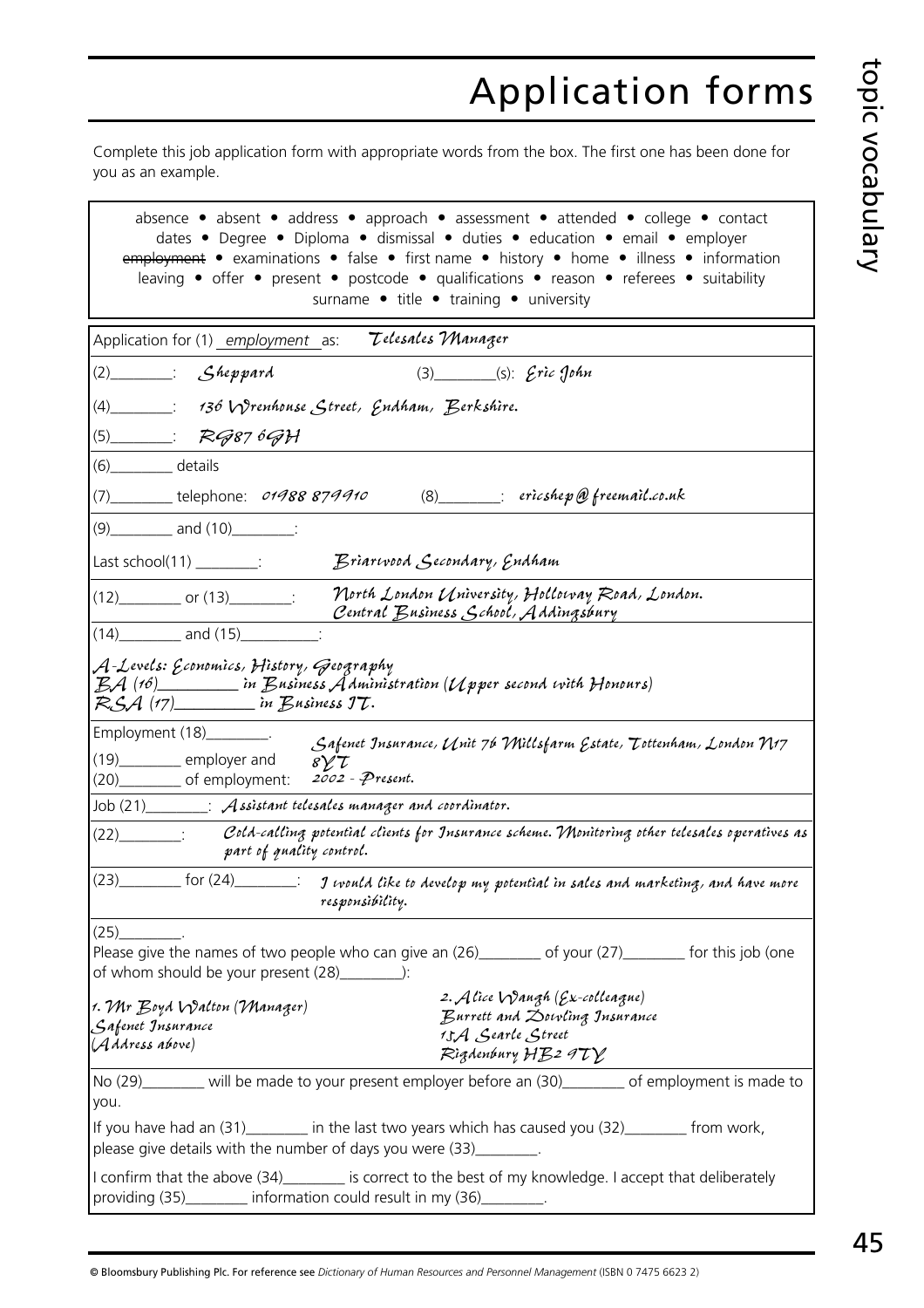# Application forms

Complete this job application form with appropriate words from the box. The first one has been done for you as an example.

> absence • absent • address • approach • assessment • attended • college • contact • dates • Degree • Diploma • dismissal • duties • education • email • employer • ~~employment~~ • examinations • false • first name • history • home • illness • information • leaving • offer • present • postcode • qualifications • reason • referees • suitability • surname • title • training • university

Application for (1) *employment* as: *Telesales Manager*

(2)________: *Sheppard* (3)________(s): *Eric John*

(4)________: *136 Wrenhouse Street, Endham, Berkshire.*

(5)________: *RG87 6GH*

(6)________ details

(7)________ telephone: *01988 879910* (8)________: *ericshep@freemail.co.uk*

(9)________ and (10)________:

Last school(11) ________: *Briarwood Secondary, Endham*

(12)________ or (13)________: *North London University, Holloway Road, London. Central Business School, Addingsbury*

(14)________ and (15)__________:

*A-Levels: Economics, History, Geography*
*BA (16)__________ in Business Administration (Upper second with Honours)*
*RSA (17)__________ in Business IT.*

Employment (18)________.
(19)________ employer and
(20)________ of employment: *Safenet Insurance, Unit 76 Millsfarm Estate, Tottenham, London N17 8YT 2002 - Present.*

Job (21)________: *Assistant telesales manager and coordinator.*

(22)________: *Cold-calling potential clients for Insurance scheme. Monitoring other telesales operatives as part of quality control.*

(23)________ for (24)________: *I would like to develop my potential in sales and marketing, and have more responsibility.*

(25)________.
Please give the names of two people who can give an (26)________ of your (27)________ for this job (one of whom should be your present (28)________):

*1. Mr Boyd Walton (Manager)*
*Safenet Insurance*
*(Address above)*

*2. Alice Waugh (Ex-colleague)*
*Burrett and Dowling Insurance*
*15A Searle Street*
*Rigdenbury HB2 9TY*

No (29)________ will be made to your present employer before an (30)________ of employment is made to you.

If you have had an (31)________ in the last two years which has caused you (32)________ from work, please give details with the number of days you were (33)________.

I confirm that the above (34)________ is correct to the best of my knowledge. I accept that deliberately providing (35)________ information could result in my (36)________.

© Bloomsbury Publishing Plc. For reference see *Dictionary of Human Resources and Personnel Management* (ISBN 0 7475 6623 2)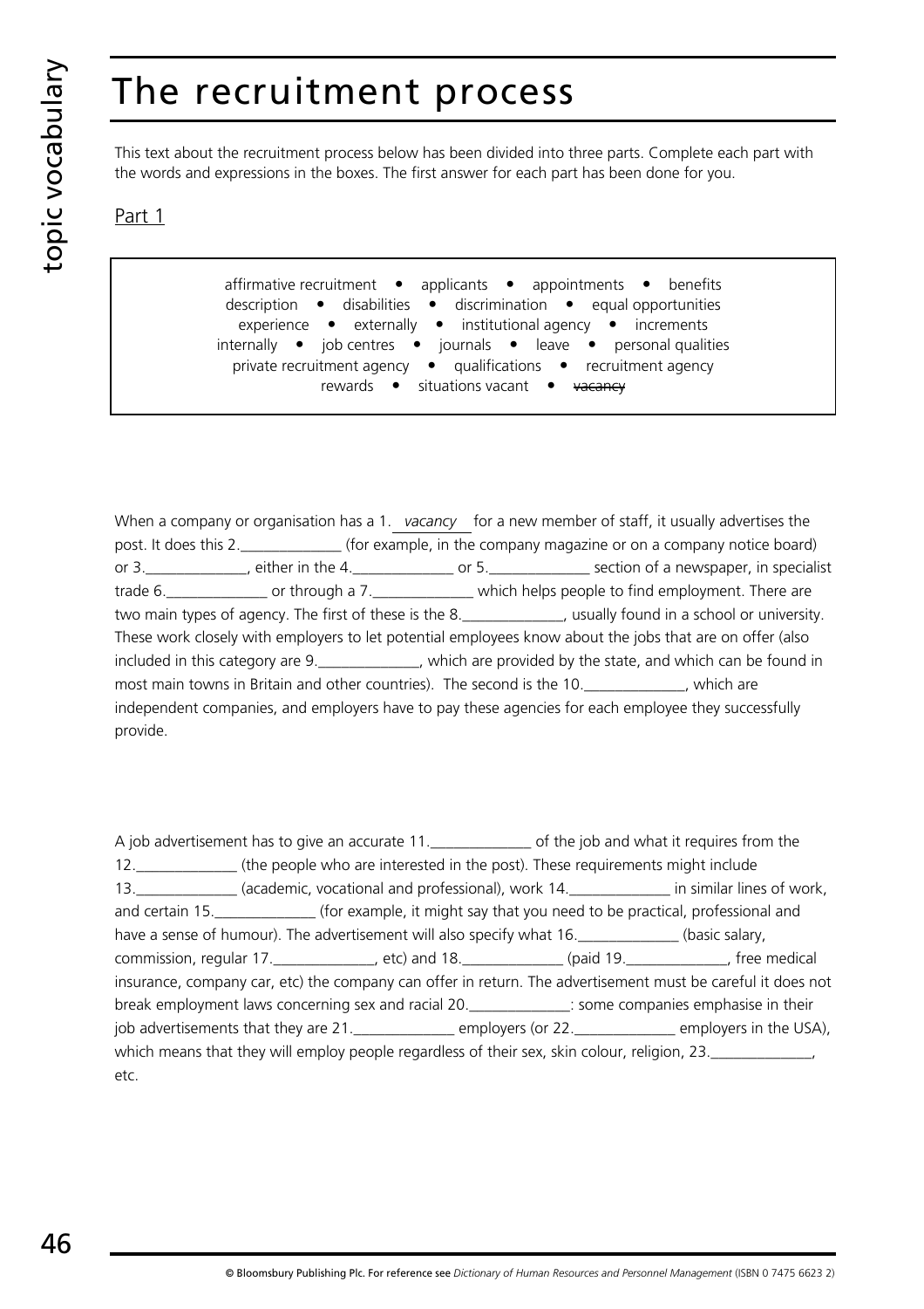# The recruitment process

This text about the recruitment process below has been divided into three parts. Complete each part with the words and expressions in the boxes. The first answer for each part has been done for you.

## Part 1

affirmative recruitment • applicants • appointments • benefits
description • disabilities • discrimination • equal opportunities
experience • externally • institutional agency • increments
internally • job centres • journals • leave • personal qualities
private recruitment agency • qualifications • recruitment agency
rewards • situations vacant • ~~vacancy~~

When a company or organisation has a 1. *vacancy* for a new member of staff, it usually advertises the post. It does this 2.______________ (for example, in the company magazine or on a company notice board) or 3.______________, either in the 4.______________ or 5.______________ section of a newspaper, in specialist trade 6.______________ or through a 7.______________ which helps people to find employment. There are two main types of agency. The first of these is the 8.______________, usually found in a school or university. These work closely with employers to let potential employees know about the jobs that are on offer (also included in this category are 9.______________, which are provided by the state, and which can be found in most main towns in Britain and other countries). The second is the 10.______________, which are independent companies, and employers have to pay these agencies for each employee they successfully provide.

A job advertisement has to give an accurate 11.______________ of the job and what it requires from the 12.______________ (the people who are interested in the post). These requirements might include 13.______________ (academic, vocational and professional), work 14.______________ in similar lines of work, and certain 15.______________ (for example, it might say that you need to be practical, professional and have a sense of humour). The advertisement will also specify what 16.______________ (basic salary, commission, regular 17.______________, etc) and 18.______________ (paid 19.______________, free medical insurance, company car, etc) the company can offer in return. The advertisement must be careful it does not break employment laws concerning sex and racial 20.______________: some companies emphasise in their job advertisements that they are 21.______________ employers (or 22.______________ employers in the USA), which means that they will employ people regardless of their sex, skin colour, religion, 23.______________, etc.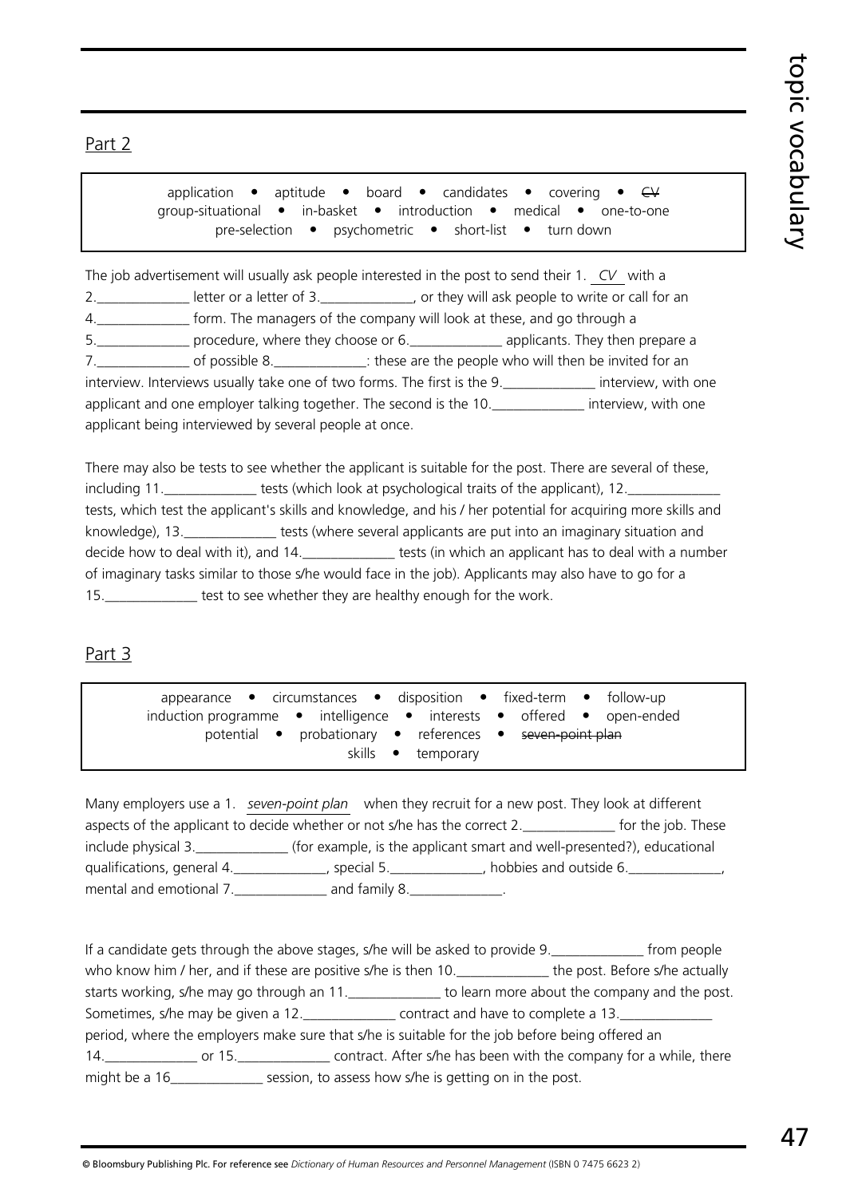## Part 2

application • aptitude • board • candidates • covering • ~~CV~~
group-situational • in-basket • introduction • medical • one-to-one
pre-selection • psychometric • short-list • turn down

The job advertisement will usually ask people interested in the post to send their 1. *CV* with a 2.\_\_\_\_\_\_\_\_\_\_\_\_\_ letter or a letter of 3.\_\_\_\_\_\_\_\_\_\_\_\_\_, or they will ask people to write or call for an 4.\_\_\_\_\_\_\_\_\_\_\_\_\_ form. The managers of the company will look at these, and go through a 5.\_\_\_\_\_\_\_\_\_\_\_\_\_ procedure, where they choose or 6.\_\_\_\_\_\_\_\_\_\_\_\_\_ applicants. They then prepare a 7.\_\_\_\_\_\_\_\_\_\_\_\_\_ of possible 8.\_\_\_\_\_\_\_\_\_\_\_\_\_: these are the people who will then be invited for an interview. Interviews usually take one of two forms. The first is the 9.\_\_\_\_\_\_\_\_\_\_\_\_\_ interview, with one applicant and one employer talking together. The second is the 10.\_\_\_\_\_\_\_\_\_\_\_\_\_ interview, with one applicant being interviewed by several people at once.

There may also be tests to see whether the applicant is suitable for the post. There are several of these, including 11.\_\_\_\_\_\_\_\_\_\_\_\_\_ tests (which look at psychological traits of the applicant), 12.\_\_\_\_\_\_\_\_\_\_\_\_\_ tests, which test the applicant's skills and knowledge, and his / her potential for acquiring more skills and knowledge), 13.\_\_\_\_\_\_\_\_\_\_\_\_\_ tests (where several applicants are put into an imaginary situation and decide how to deal with it), and 14.\_\_\_\_\_\_\_\_\_\_\_\_\_ tests (in which an applicant has to deal with a number of imaginary tasks similar to those s/he would face in the job). Applicants may also have to go for a 15.\_\_\_\_\_\_\_\_\_\_\_\_\_ test to see whether they are healthy enough for the work.

## Part 3

appearance • circumstances • disposition • fixed-term • follow-up
induction programme • intelligence • interests • offered • open-ended
potential • probationary • references • ~~seven-point plan~~
skills • temporary

Many employers use a 1. *seven-point plan* when they recruit for a new post. They look at different aspects of the applicant to decide whether or not s/he has the correct 2.\_\_\_\_\_\_\_\_\_\_\_\_\_ for the job. These include physical 3.\_\_\_\_\_\_\_\_\_\_\_\_\_ (for example, is the applicant smart and well-presented?), educational qualifications, general 4.\_\_\_\_\_\_\_\_\_\_\_\_\_, special 5.\_\_\_\_\_\_\_\_\_\_\_\_\_, hobbies and outside 6.\_\_\_\_\_\_\_\_\_\_\_\_\_, mental and emotional 7.\_\_\_\_\_\_\_\_\_\_\_\_\_ and family 8.\_\_\_\_\_\_\_\_\_\_\_\_\_.

If a candidate gets through the above stages, s/he will be asked to provide 9.\_\_\_\_\_\_\_\_\_\_\_\_\_ from people who know him / her, and if these are positive s/he is then 10.\_\_\_\_\_\_\_\_\_\_\_\_\_ the post. Before s/he actually starts working, s/he may go through an 11.\_\_\_\_\_\_\_\_\_\_\_\_\_ to learn more about the company and the post. Sometimes, s/he may be given a 12.\_\_\_\_\_\_\_\_\_\_\_\_\_ contract and have to complete a 13.\_\_\_\_\_\_\_\_\_\_\_\_\_ period, where the employers make sure that s/he is suitable for the job before being offered an 14.\_\_\_\_\_\_\_\_\_\_\_\_\_ or 15.\_\_\_\_\_\_\_\_\_\_\_\_\_ contract. After s/he has been with the company for a while, there might be a 16\_\_\_\_\_\_\_\_\_\_\_\_\_ session, to assess how s/he is getting on in the post.

© Bloomsbury Publishing Plc. For reference see *Dictionary of Human Resources and Personnel Management* (ISBN 0 7475 6623 2)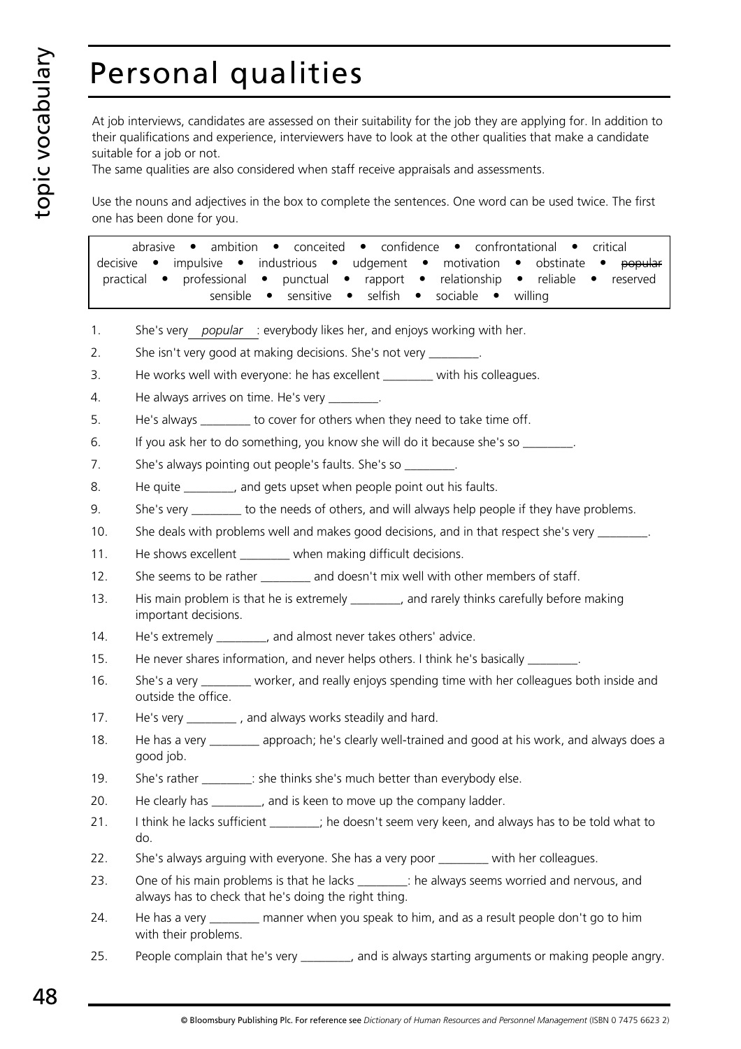# Personal qualities

At job interviews, candidates are assessed on their suitability for the job they are applying for. In addition to their qualifications and experience, interviewers have to look at the other qualities that make a candidate suitable for a job or not.
The same qualities are also considered when staff receive appraisals and assessments.

Use the nouns and adjectives in the box to complete the sentences. One word can be used twice. The first one has been done for you.

| abrasive • ambition • conceited • confidence • confrontational • critical • decisive • impulsive • industrious • udgement • motivation • obstinate • ~~popular~~ • practical • professional • punctual • rapport • relationship • reliable • reserved • sensible • sensitive • selfish • sociable • willing |
|---|

1. She's very *popular* : everybody likes her, and enjoys working with her.
2. She isn't very good at making decisions. She's not very ________.
3. He works well with everyone: he has excellent ________ with his colleagues.
4. He always arrives on time. He's very ________.
5. He's always ________ to cover for others when they need to take time off.
6. If you ask her to do something, you know she will do it because she's so ________.
7. She's always pointing out people's faults. She's so ________.
8. He quite ________, and gets upset when people point out his faults.
9. She's very ________ to the needs of others, and will always help people if they have problems.
10. She deals with problems well and makes good decisions, and in that respect she's very ________.
11. He shows excellent ________ when making difficult decisions.
12. She seems to be rather ________ and doesn't mix well with other members of staff.
13. His main problem is that he is extremely ________, and rarely thinks carefully before making important decisions.
14. He's extremely ________, and almost never takes others' advice.
15. He never shares information, and never helps others. I think he's basically ________.
16. She's a very ________ worker, and really enjoys spending time with her colleagues both inside and outside the office.
17. He's very ________ , and always works steadily and hard.
18. He has a very ________ approach; he's clearly well-trained and good at his work, and always does a good job.
19. She's rather ________: she thinks she's much better than everybody else.
20. He clearly has ________, and is keen to move up the company ladder.
21. I think he lacks sufficient ________; he doesn't seem very keen, and always has to be told what to do.
22. She's always arguing with everyone. She has a very poor ________ with her colleagues.
23. One of his main problems is that he lacks ________: he always seems worried and nervous, and always has to check that he's doing the right thing.
24. He has a very ________ manner when you speak to him, and as a result people don't go to him with their problems.
25. People complain that he's very ________, and is always starting arguments or making people angry.

© Bloomsbury Publishing Plc. For reference see *Dictionary of Human Resources and Personnel Management* (ISBN 0 7475 6623 2)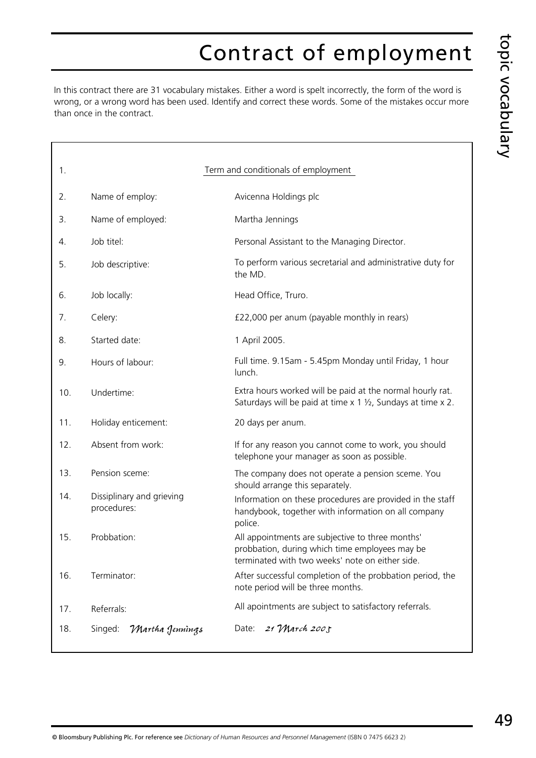# Contract of employment

In this contract there are 31 vocabulary mistakes. Either a word is spelt incorrectly, the form of the word is wrong, or a wrong word has been used. Identify and correct these words. Some of the mistakes occur more than once in the contract.

| | | |
|---|---|---|
| 1. | Term and conditionals of employment | |
| 2. | Name of employ: | Avicenna Holdings plc |
| 3. | Name of employed: | Martha Jennings |
| 4. | Job titel: | Personal Assistant to the Managing Director. |
| 5. | Job descriptive: | To perform various secretarial and administrative duty for the MD. |
| 6. | Job locally: | Head Office, Truro. |
| 7. | Celery: | £22,000 per anum (payable monthly in rears) |
| 8. | Started date: | 1 April 2005. |
| 9. | Hours of labour: | Full time. 9.15am - 5.45pm Monday until Friday, 1 hour lunch. |
| 10. | Undertime: | Extra hours worked will be paid at the normal hourly rat. Saturdays will be paid at time x 1 ½, Sundays at time x 2. |
| 11. | Holiday enticement: | 20 days per anum. |
| 12. | Absent from work: | If for any reason you cannot come to work, you should telephone your manager as soon as possible. |
| 13. | Pension sceme: | The company does not operate a pension sceme. You should arrange this separately. |
| 14. | Dissiplinary and grieving procedures: | Information on these procedures are provided in the staff handybook, together with information on all company police. |
| 15. | Probbation: | All appointments are subjective to three months' probbation, during which time employees may be terminated with two weeks' note on either side. |
| 16. | Terminator: | After successful completion of the probbation period, the note period will be three months. |
| 17. | Referrals: | All apointments are subject to satisfactory referrals. |
| 18. | Singed: *Martha Jennings* | Date: *21 March 2005* |

© Bloomsbury Publishing Plc. For reference see *Dictionary of Human Resources and Personnel Management* (ISBN 0 7475 6623 2)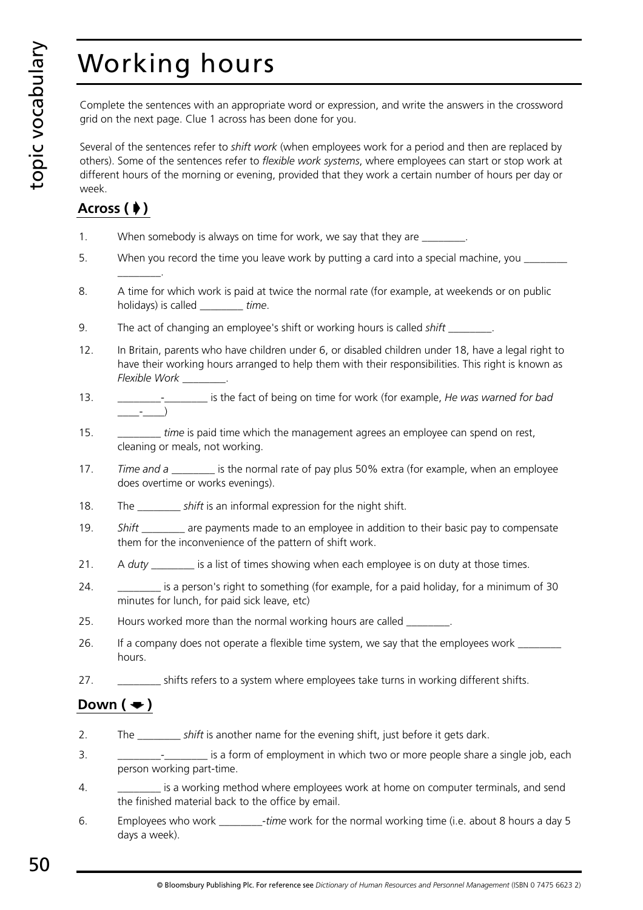# Working hours

Complete the sentences with an appropriate word or expression, and write the answers in the crossword grid on the next page. Clue 1 across has been done for you.

Several of the sentences refer to *shift work* (when employees work for a period and then are replaced by others). Some of the sentences refer to *flexible work systems*, where employees can start or stop work at different hours of the morning or evening, provided that they work a certain number of hours per day or week.

## Across (➧)

1. When somebody is always on time for work, we say that they are ________.
5. When you record the time you leave work by putting a card into a special machine, you ________ ________.
8. A time for which work is paid at twice the normal rate (for example, at weekends or on public holidays) is called ________ *time*.
9. The act of changing an employee's shift or working hours is called *shift* ________.
12. In Britain, parents who have children under 6, or disabled children under 18, have a legal right to have their working hours arranged to help them with their responsibilities. This right is known as *Flexible Work* ________.
13. ________-________ is the fact of being on time for work (for example, *He was warned for bad ____-____*)
15. ________ *time* is paid time which the management agrees an employee can spend on rest, cleaning or meals, not working.
17. *Time and a* ________ is the normal rate of pay plus 50% extra (for example, when an employee does overtime or works evenings).
18. The ________ *shift* is an informal expression for the night shift.
19. *Shift* ________ are payments made to an employee in addition to their basic pay to compensate them for the inconvenience of the pattern of shift work.
21. A *duty* ________ is a list of times showing when each employee is on duty at those times.
24. ________ is a person's right to something (for example, for a paid holiday, for a minimum of 30 minutes for lunch, for paid sick leave, etc)
25. Hours worked more than the normal working hours are called ________.
26. If a company does not operate a flexible time system, we say that the employees work ________ hours.
27. ________ shifts refers to a system where employees take turns in working different shifts.

## Down (➘)

2. The ________ *shift* is another name for the evening shift, just before it gets dark.
3. ________-________ is a form of employment in which two or more people share a single job, each person working part-time.
4. ________ is a working method where employees work at home on computer terminals, and send the finished material back to the office by email.
6. Employees who work ________-*time* work for the normal working time (i.e. about 8 hours a day 5 days a week).

© Bloomsbury Publishing Plc. For reference see *Dictionary of Human Resources and Personnel Management* (ISBN 0 7475 6623 2)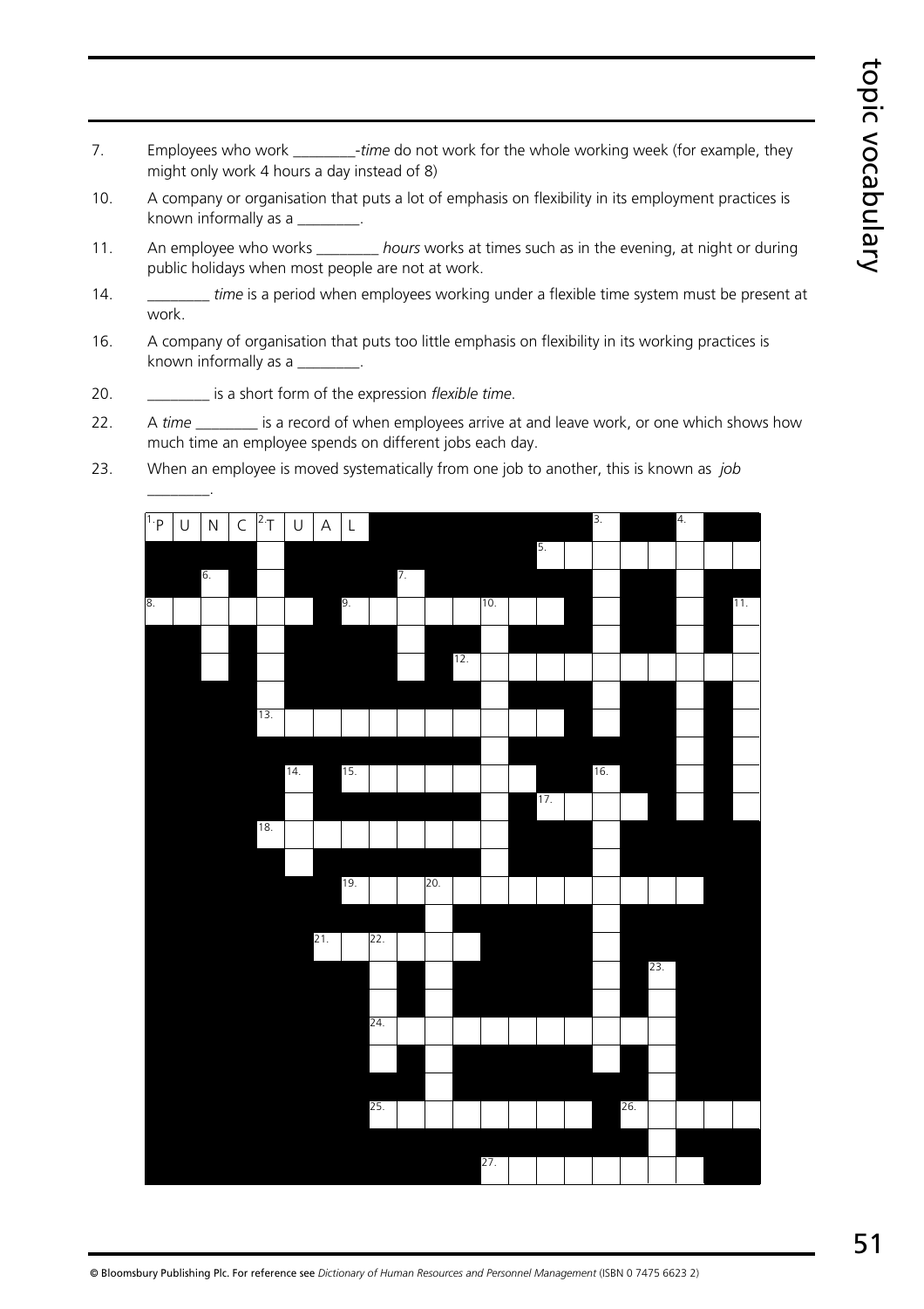7. Employees who work ________-*time* do not work for the whole working week (for example, they might only work 4 hours a day instead of 8)

10. A company or organisation that puts a lot of emphasis on flexibility in its employment practices is known informally as a ________.

11. An employee who works ________ *hours* works at times such as in the evening, at night or during public holidays when most people are not at work.

14. ________ *time* is a period when employees working under a flexible time system must be present at work.

16. A company of organisation that puts too little emphasis on flexibility in its working practices is known informally as a ________.

20. ________ is a short form of the expression *flexible time*.

22. A *time* ________ is a record of when employees arrive at and leave work, or one which shows how much time an employee spends on different jobs each day.

23. When an employee is moved systematically from one job to another, this is known as *job* ________.

1. P U N C T U A L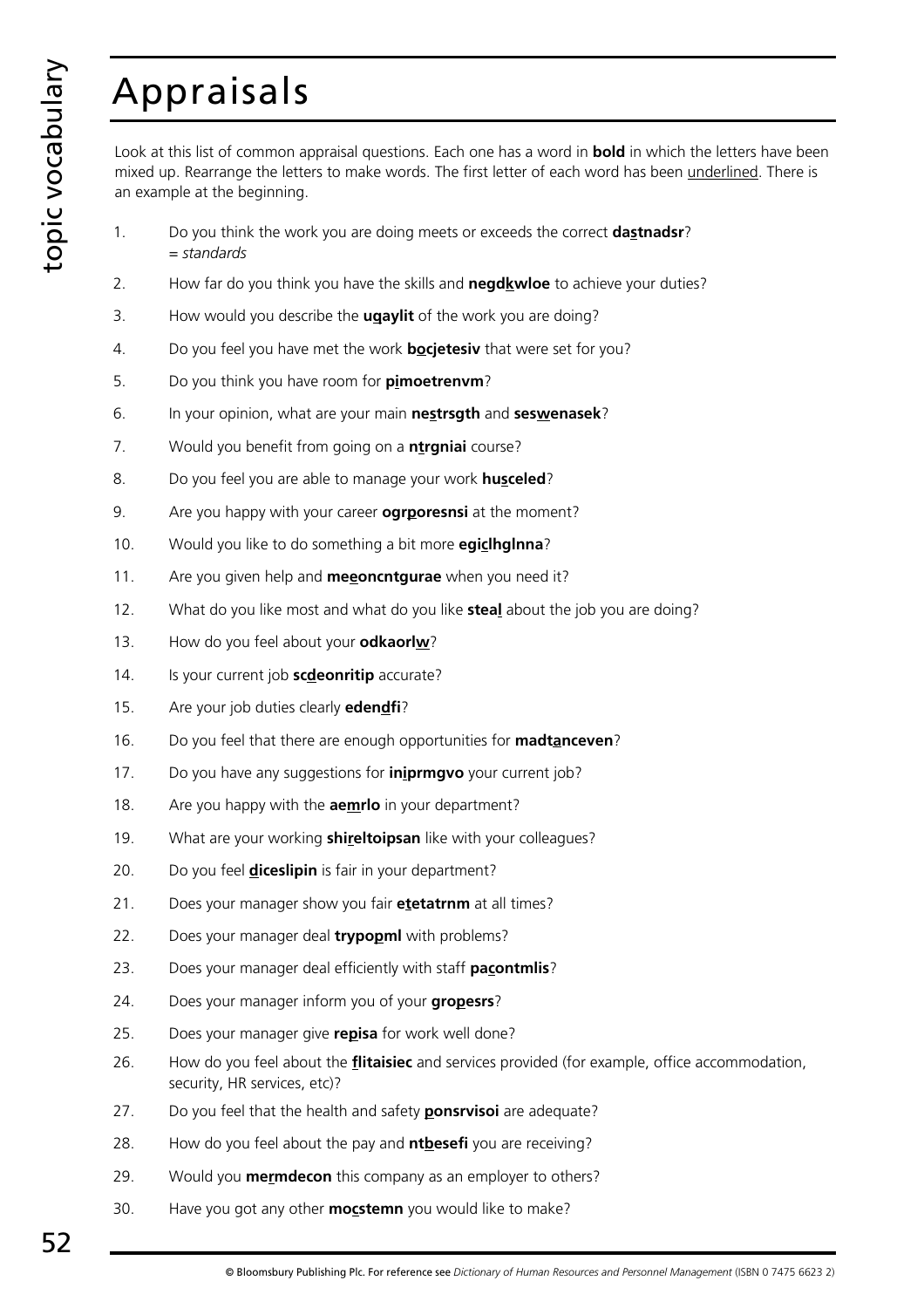# Appraisals

Look at this list of common appraisal questions. Each one has a word in **bold** in which the letters have been mixed up. Rearrange the letters to make words. The first letter of each word has been underlined. There is an example at the beginning.

1. Do you think the work you are doing meets or exceeds the correct **dastnadsr**?
   = *standards*
2. How far do you think you have the skills and **negdkwloe** to achieve your duties?
3. How would you describe the **uqaylit** of the work you are doing?
4. Do you feel you have met the work **bocjetesiv** that were set for you?
5. Do you think you have room for **pimoetrenvm**?
6. In your opinion, what are your main **nestrsgth** and **seswenasek**?
7. Would you benefit from going on a **ntrgniai** course?
8. Do you feel you are able to manage your work **husceled**?
9. Are you happy with your career **ogrporesnsi** at the moment?
10. Would you like to do something a bit more **egiclhglnna**?
11. Are you given help and **meeoncntgurae** when you need it?
12. What do you like most and what do you like **steal** about the job you are doing?
13. How do you feel about your **odkaorlw**?
14. Is your current job **scdeonritip** accurate?
15. Are your job duties clearly **edendfi**?
16. Do you feel that there are enough opportunities for **madtanceven**?
17. Do you have any suggestions for **iniprmgvo** your current job?
18. Are you happy with the **aemrlo** in your department?
19. What are your working **shireltoipsan** like with your colleagues?
20. Do you feel **diceslipin** is fair in your department?
21. Does your manager show you fair **etetatrnm** at all times?
22. Does your manager deal **trypopml** with problems?
23. Does your manager deal efficiently with staff **pacontmlis**?
24. Does your manager inform you of your **gropesrs**?
25. Does your manager give **repisa** for work well done?
26. How do you feel about the **flitaisiec** and services provided (for example, office accommodation, security, HR services, etc)?
27. Do you feel that the health and safety **ponsrvisoi** are adequate?
28. How do you feel about the pay and **ntbesefi** you are receiving?
29. Would you **mermdecon** this company as an employer to others?
30. Have you got any other **mocstemn** you would like to make?

© Bloomsbury Publishing Plc. For reference see *Dictionary of Human Resources and Personnel Management* (ISBN 0 7475 6623 2)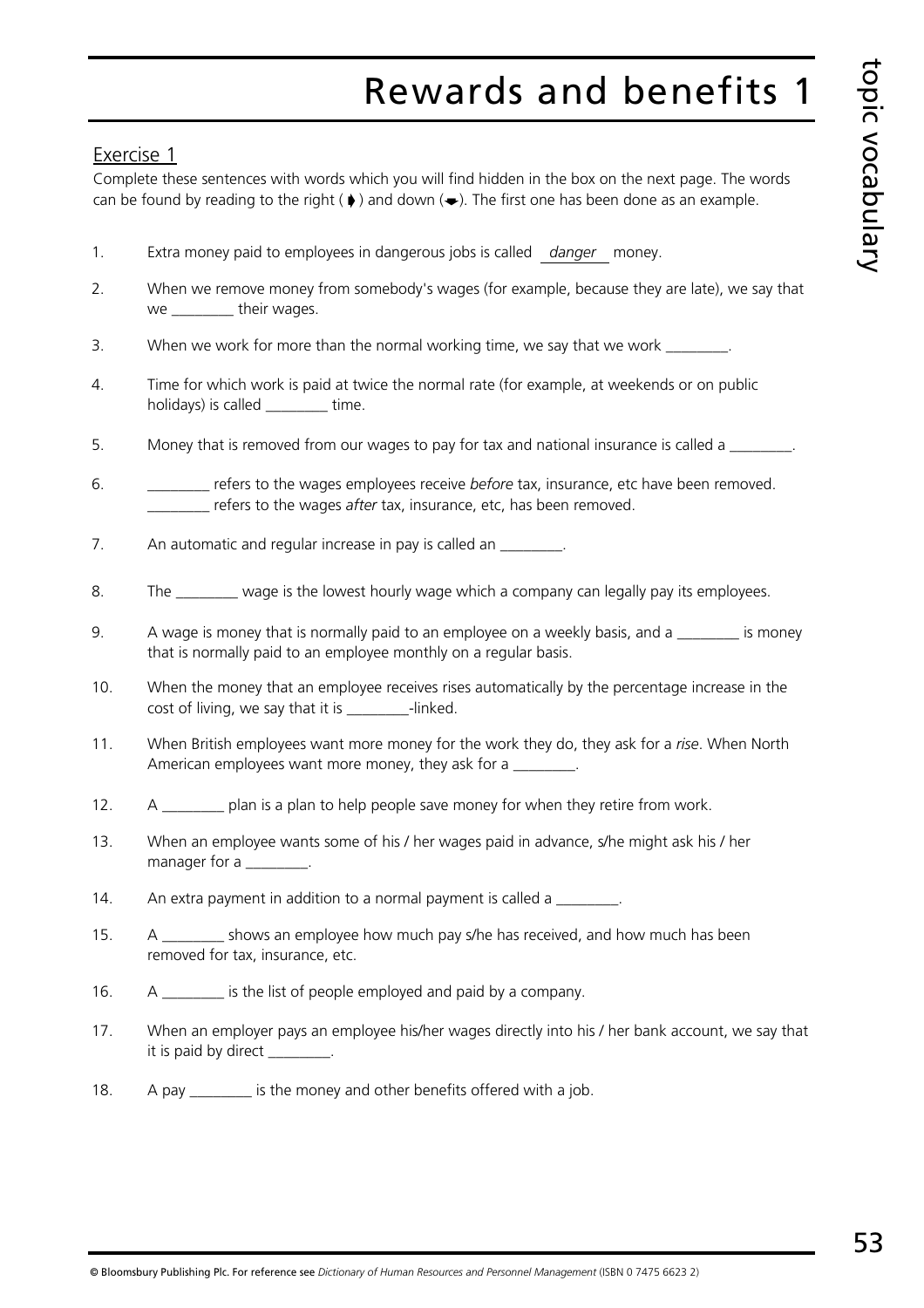# Rewards and benefits 1

## Exercise 1

Complete these sentences with words which you will find hidden in the box on the next page. The words can be found by reading to the right (➧) and down (➘). The first one has been done as an example.

1. Extra money paid to employees in dangerous jobs is called *danger* money.
2. When we remove money from somebody's wages (for example, because they are late), we say that we ________ their wages.
3. When we work for more than the normal working time, we say that we work ________.
4. Time for which work is paid at twice the normal rate (for example, at weekends or on public holidays) is called ________ time.
5. Money that is removed from our wages to pay for tax and national insurance is called a ________.
6. ________ refers to the wages employees receive *before* tax, insurance, etc have been removed. ________ refers to the wages *after* tax, insurance, etc, has been removed.
7. An automatic and regular increase in pay is called an ________.
8. The ________ wage is the lowest hourly wage which a company can legally pay its employees.
9. A wage is money that is normally paid to an employee on a weekly basis, and a ________ is money that is normally paid to an employee monthly on a regular basis.
10. When the money that an employee receives rises automatically by the percentage increase in the cost of living, we say that it is ________-linked.
11. When British employees want more money for the work they do, they ask for a *rise*. When North American employees want more money, they ask for a ________.
12. A ________ plan is a plan to help people save money for when they retire from work.
13. When an employee wants some of his / her wages paid in advance, s/he might ask his / her manager for a ________.
14. An extra payment in addition to a normal payment is called a ________.
15. A ________ shows an employee how much pay s/he has received, and how much has been removed for tax, insurance, etc.
16. A ________ is the list of people employed and paid by a company.
17. When an employer pays an employee his/her wages directly into his / her bank account, we say that it is paid by direct ________.
18. A pay ________ is the money and other benefits offered with a job.

© Bloomsbury Publishing Plc. For reference see *Dictionary of Human Resources and Personnel Management* (ISBN 0 7475 6623 2)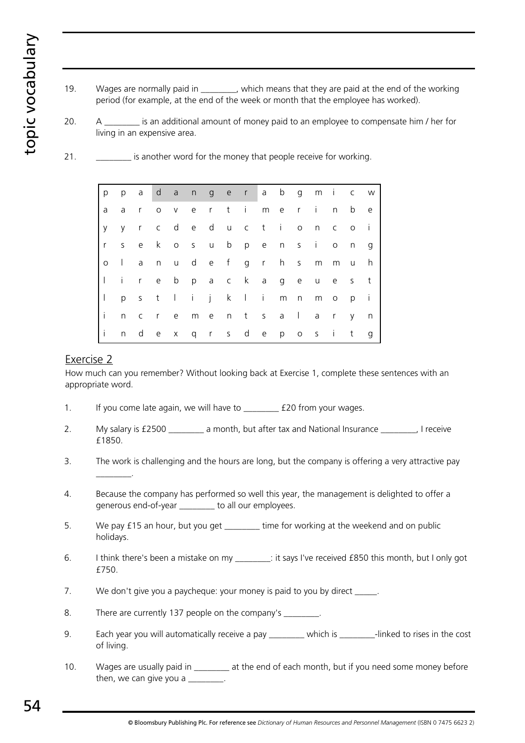19. Wages are normally paid in ________, which means that they are paid at the end of the working period (for example, at the end of the week or month that the employee has worked).

20. A ________ is an additional amount of money paid to an employee to compensate him / her for living in an expensive area.

21. ________ is another word for the money that people receive for working.

| | | | | | | | | | | | | | | | |
|---|---|---|---|---|---|---|---|---|---|---|---|---|---|---|---|
| p | p | a | d | a | n | g | e | r | a | b | g | m | i | c | w |
| a | a | r | o | v | e | r | t | i | m | e | r | i | n | b | e |
| y | y | r | c | d | e | d | u | c | t | i | o | n | c | o | i |
| r | s | e | k | o | s | u | b | p | e | n | s | i | o | n | g |
| o | l | a | n | u | d | e | f | g | r | h | s | m | m | u | h |
| l | i | r | e | b | p | a | c | k | a | g | e | u | e | s | t |
| l | p | s | t | l | i | j | k | l | i | m | n | m | o | p | i |
| i | n | c | r | e | m | e | n | t | s | a | l | a | r | y | n |
| i | n | d | e | x | q | r | s | d | e | p | o | s | i | t | g |

## Exercise 2

How much can you remember? Without looking back at Exercise 1, complete these sentences with an appropriate word.

1. If you come late again, we will have to ________ £20 from your wages.

2. My salary is £2500 ________ a month, but after tax and National Insurance ________, I receive £1850.

3. The work is challenging and the hours are long, but the company is offering a very attractive pay ________.

4. Because the company has performed so well this year, the management is delighted to offer a generous end-of-year ________ to all our employees.

5. We pay £15 an hour, but you get ________ time for working at the weekend and on public holidays.

6. I think there's been a mistake on my ________: it says I've received £850 this month, but I only got £750.

7. We don't give you a paycheque: your money is paid to you by direct _____.

8. There are currently 137 people on the company's ________.

9. Each year you will automatically receive a pay ________ which is ________-linked to rises in the cost of living.

10. Wages are usually paid in ________ at the end of each month, but if you need some money before then, we can give you a ________.

© Bloomsbury Publishing Plc. For reference see *Dictionary of Human Resources and Personnel Management* (ISBN 0 7475 6623 2)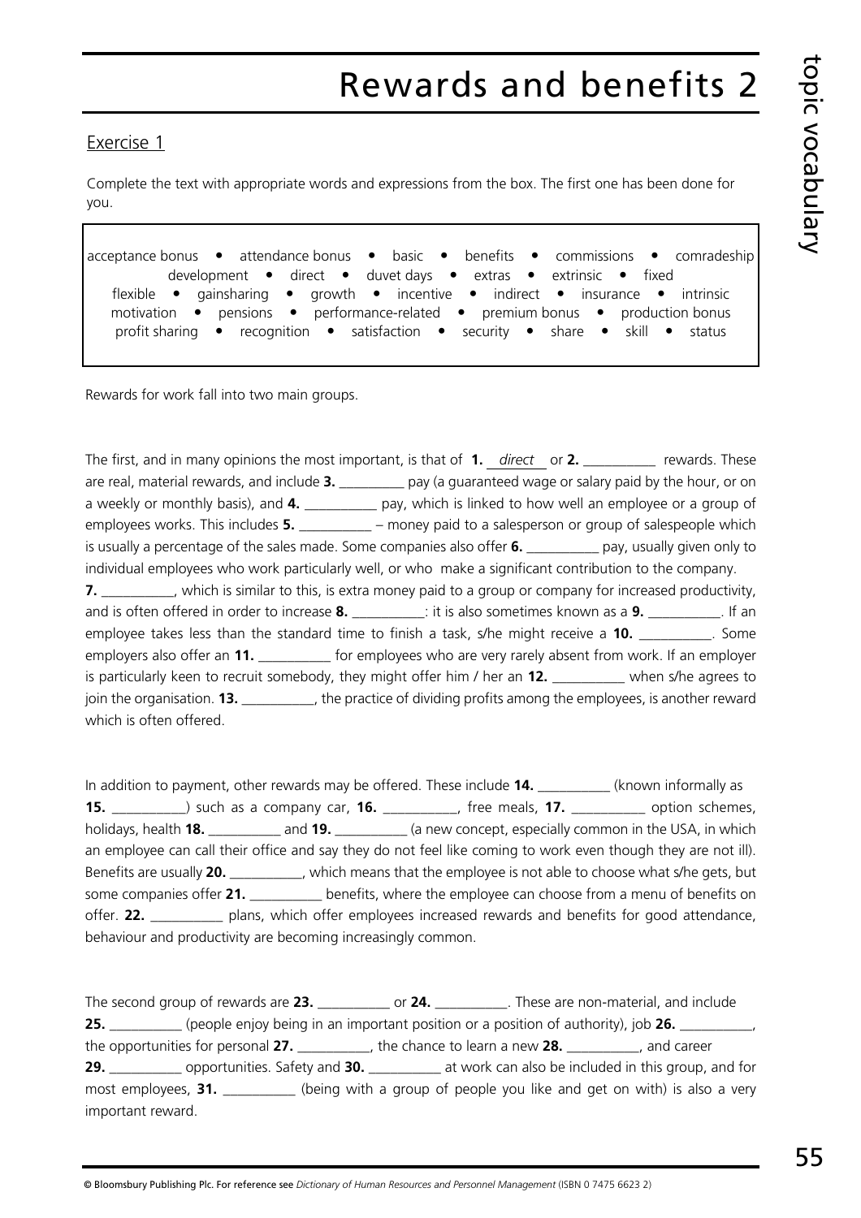# Rewards and benefits 2

## Exercise 1

Complete the text with appropriate words and expressions from the box. The first one has been done for you.

> acceptance bonus • attendance bonus • basic • benefits • commissions • comradeship • development • direct • duvet days • extras • extrinsic • fixed • flexible • gainsharing • growth • incentive • indirect • insurance • intrinsic • motivation • pensions • performance-related • premium bonus • production bonus • profit sharing • recognition • satisfaction • security • share • skill • status

Rewards for work fall into two main groups.

The first, and in many opinions the most important, is that of **1.** *direct* or **2.** __________ rewards. These are real, material rewards, and include **3.** __________ pay (a guaranteed wage or salary paid by the hour, or on a weekly or monthly basis), and **4.** __________ pay, which is linked to how well an employee or a group of employees works. This includes **5.** __________ – money paid to a salesperson or group of salespeople which is usually a percentage of the sales made. Some companies also offer **6.** __________ pay, usually given only to individual employees who work particularly well, or who make a significant contribution to the company. **7.** __________, which is similar to this, is extra money paid to a group or company for increased productivity, and is often offered in order to increase **8.** __________: it is also sometimes known as a **9.** __________. If an employee takes less than the standard time to finish a task, s/he might receive a **10.** __________. Some employers also offer an **11.** __________ for employees who are very rarely absent from work. If an employer is particularly keen to recruit somebody, they might offer him / her an **12.** __________ when s/he agrees to join the organisation. **13.** __________, the practice of dividing profits among the employees, is another reward which is often offered.

In addition to payment, other rewards may be offered. These include **14.** __________ (known informally as **15.** __________) such as a company car, **16.** __________, free meals, **17.** __________ option schemes, holidays, health **18.** __________ and **19.** __________ (a new concept, especially common in the USA, in which an employee can call their office and say they do not feel like coming to work even though they are not ill). Benefits are usually **20.** __________, which means that the employee is not able to choose what s/he gets, but some companies offer **21.** __________ benefits, where the employee can choose from a menu of benefits on offer. **22.** __________ plans, which offer employees increased rewards and benefits for good attendance, behaviour and productivity are becoming increasingly common.

The second group of rewards are **23.** __________ or **24.** __________. These are non-material, and include **25.** __________ (people enjoy being in an important position or a position of authority), job **26.** __________, the opportunities for personal **27.** __________, the chance to learn a new **28.** __________, and career **29.** __________ opportunities. Safety and **30.** __________ at work can also be included in this group, and for most employees, **31.** __________ (being with a group of people you like and get on with) is also a very important reward.

© Bloomsbury Publishing Plc. For reference see *Dictionary of Human Resources and Personnel Management* (ISBN 0 7475 6623 2)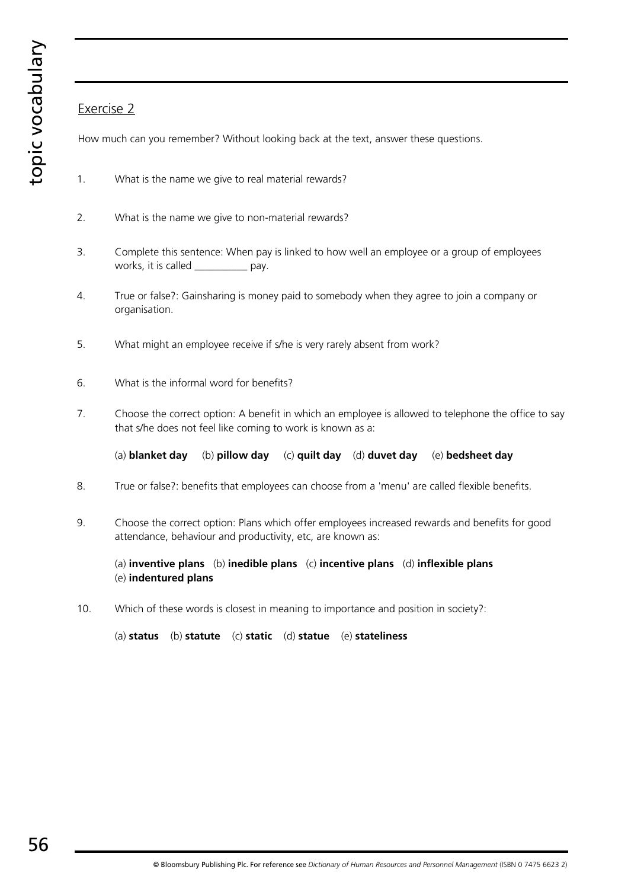## Exercise 2

How much can you remember? Without looking back at the text, answer these questions.

1. What is the name we give to real material rewards?

2. What is the name we give to non-material rewards?

3. Complete this sentence: When pay is linked to how well an employee or a group of employees works, it is called __________ pay.

4. True or false?: Gainsharing is money paid to somebody when they agree to join a company or organisation.

5. What might an employee receive if s/he is very rarely absent from work?

6. What is the informal word for benefits?

7. Choose the correct option: A benefit in which an employee is allowed to telephone the office to say that s/he does not feel like coming to work is known as a:

   (a) **blanket day** (b) **pillow day** (c) **quilt day** (d) **duvet day** (e) **bedsheet day**

8. True or false?: benefits that employees can choose from a 'menu' are called flexible benefits.

9. Choose the correct option: Plans which offer employees increased rewards and benefits for good attendance, behaviour and productivity, etc, are known as:

   (a) **inventive plans** (b) **inedible plans** (c) **incentive plans** (d) **inflexible plans** (e) **indentured plans**

10. Which of these words is closest in meaning to importance and position in society?:

    (a) **status** (b) **statute** (c) **static** (d) **statue** (e) **stateliness**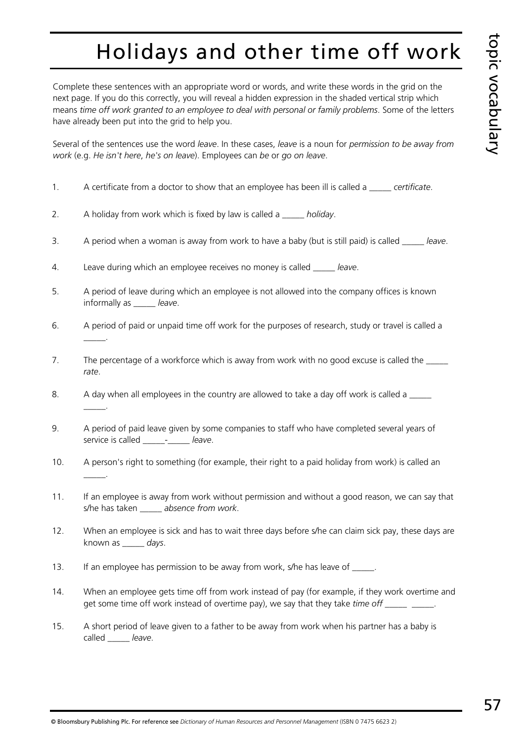# Holidays and other time off work

Complete these sentences with an appropriate word or words, and write these words in the grid on the next page. If you do this correctly, you will reveal a hidden expression in the shaded vertical strip which means *time off work granted to an employee to deal with personal or family problems*. Some of the letters have already been put into the grid to help you.

Several of the sentences use the word *leave*. In these cases, *leave* is a noun for *permission to be away from work* (e.g. *He isn't here, he's on leave*). Employees can *be* or *go on leave*.

1. A certificate from a doctor to show that an employee has been ill is called a _____ *certificate*.

2. A holiday from work which is fixed by law is called a _____ *holiday*.

3. A period when a woman is away from work to have a baby (but is still paid) is called _____ *leave*.

4. Leave during which an employee receives no money is called _____ *leave*.

5. A period of leave during which an employee is not allowed into the company offices is known informally as _____ *leave*.

6. A period of paid or unpaid time off work for the purposes of research, study or travel is called a _____.

7. The percentage of a workforce which is away from work with no good excuse is called the _____ *rate*.

8. A day when all employees in the country are allowed to take a day off work is called a _____ _____.

9. A period of paid leave given by some companies to staff who have completed several years of service is called _____-_____ *leave*.

10. A person's right to something (for example, their right to a paid holiday from work) is called an _____.

11. If an employee is away from work without permission and without a good reason, we can say that s/he has taken _____ *absence from work*.

12. When an employee is sick and has to wait three days before s/he can claim sick pay, these days are known as _____ *days*.

13. If an employee has permission to be away from work, s/he has leave of _____.

14. When an employee gets time off from work instead of pay (for example, if they work overtime and get some time off work instead of overtime pay), we say that they take *time off* _____ _____.

15. A short period of leave given to a father to be away from work when his partner has a baby is called _____ *leave*.

© Bloomsbury Publishing Plc. For reference see *Dictionary of Human Resources and Personnel Management* (ISBN 0 7475 6623 2)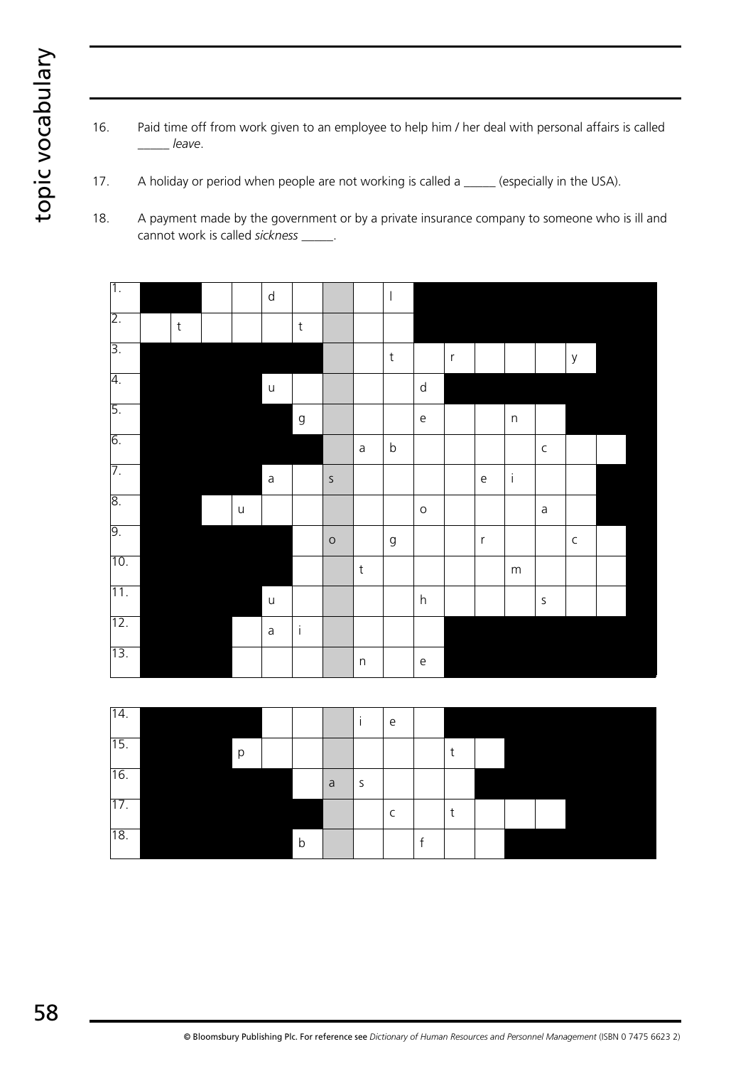16. Paid time off from work given to an employee to help him / her deal with personal affairs is called _____ *leave*.

17. A holiday or period when people are not working is called a _____ (especially in the USA).

18. A payment made by the government or by a private insurance company to someone who is ill and cannot work is called *sickness* _____.

| | | | | | | | | | | | | | | | | |
|---|---|---|---|---|---|---|---|---|---|---|---|---|---|---|---|---|
| 1. | | | | | d | | | | l | | | | | | | |
| 2. | | t | | | | t | | | | | | | | | | |
| 3. | | | | | | | | | t | | r | | | | y | |
| 4. | | | | | u | | | | | d | | | | | | |
| 5. | | | | | | g | | | | e | | | n | | | |
| 6. | | | | | | | | a | b | | | | | c | | |
| 7. | | | | | a | | s | | | | | e | i | | | |
| 8. | | | | u | | | | | | o | | | | a | | |
| 9. | | | | | | | o | | g | | | r | | | c | |
| 10. | | | | | | | | t | | | | | m | | | |
| 11. | | | | | u | | | | | h | | | | s | | |
| 12. | | | | | a | i | | | | | | | | | | |
| 13. | | | | | | | | n | | e | | | | | | |

| | | | | | | | | | | | | | | | | |
|---|---|---|---|---|---|---|---|---|---|---|---|---|---|---|---|---|
| 14. | | | | | | | | i | e | | | | | | | |
| 15. | | | | p | | | | | | | t | | | | | |
| 16. | | | | | | | a | s | | | | | | | | |
| 17. | | | | | | | | | c | | t | | | | | |
| 18. | | | | | | b | | | | f | | | | | | |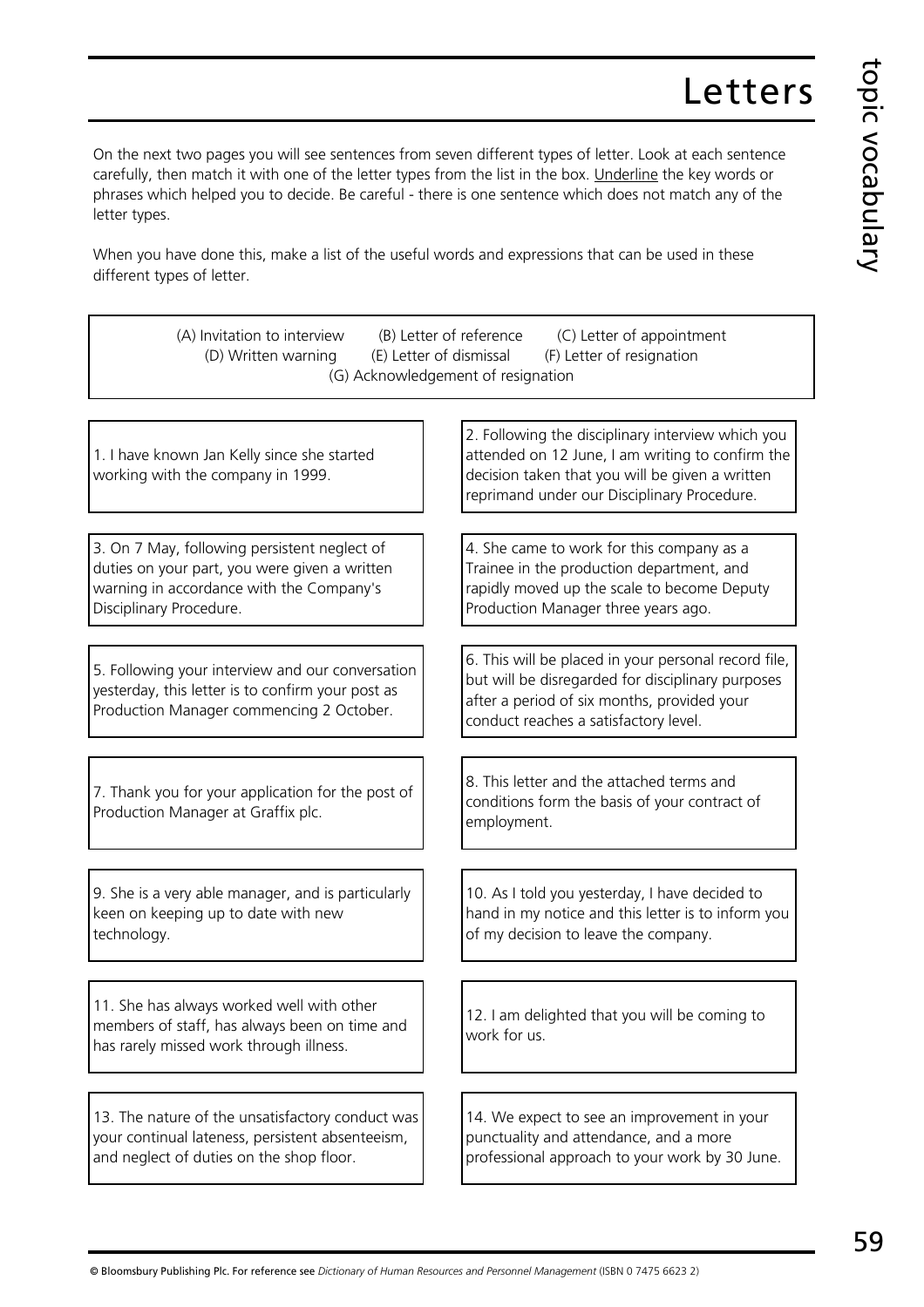# Letters

On the next two pages you will see sentences from seven different types of letter. Look at each sentence carefully, then match it with one of the letter types from the list in the box. Underline the key words or phrases which helped you to decide. Be careful - there is one sentence which does not match any of the letter types.

When you have done this, make a list of the useful words and expressions that can be used in these different types of letter.

(A) Invitation to interview (B) Letter of reference (C) Letter of appointment
(D) Written warning (E) Letter of dismissal (F) Letter of resignation
(G) Acknowledgement of resignation

1. I have known Jan Kelly since she started working with the company in 1999.

2. Following the disciplinary interview which you attended on 12 June, I am writing to confirm the decision taken that you will be given a written reprimand under our Disciplinary Procedure.

3. On 7 May, following persistent neglect of duties on your part, you were given a written warning in accordance with the Company's Disciplinary Procedure.

4. She came to work for this company as a Trainee in the production department, and rapidly moved up the scale to become Deputy Production Manager three years ago.

5. Following your interview and our conversation yesterday, this letter is to confirm your post as Production Manager commencing 2 October.

6. This will be placed in your personal record file, but will be disregarded for disciplinary purposes after a period of six months, provided your conduct reaches a satisfactory level.

7. Thank you for your application for the post of Production Manager at Graffix plc.

8. This letter and the attached terms and conditions form the basis of your contract of employment.

9. She is a very able manager, and is particularly keen on keeping up to date with new technology.

10. As I told you yesterday, I have decided to hand in my notice and this letter is to inform you of my decision to leave the company.

11. She has always worked well with other members of staff, has always been on time and has rarely missed work through illness.

12. I am delighted that you will be coming to work for us.

13. The nature of the unsatisfactory conduct was your continual lateness, persistent absenteeism, and neglect of duties on the shop floor.

14. We expect to see an improvement in your punctuality and attendance, and a more professional approach to your work by 30 June.

© Bloomsbury Publishing Plc. For reference see *Dictionary of Human Resources and Personnel Management* (ISBN 0 7475 6623 2)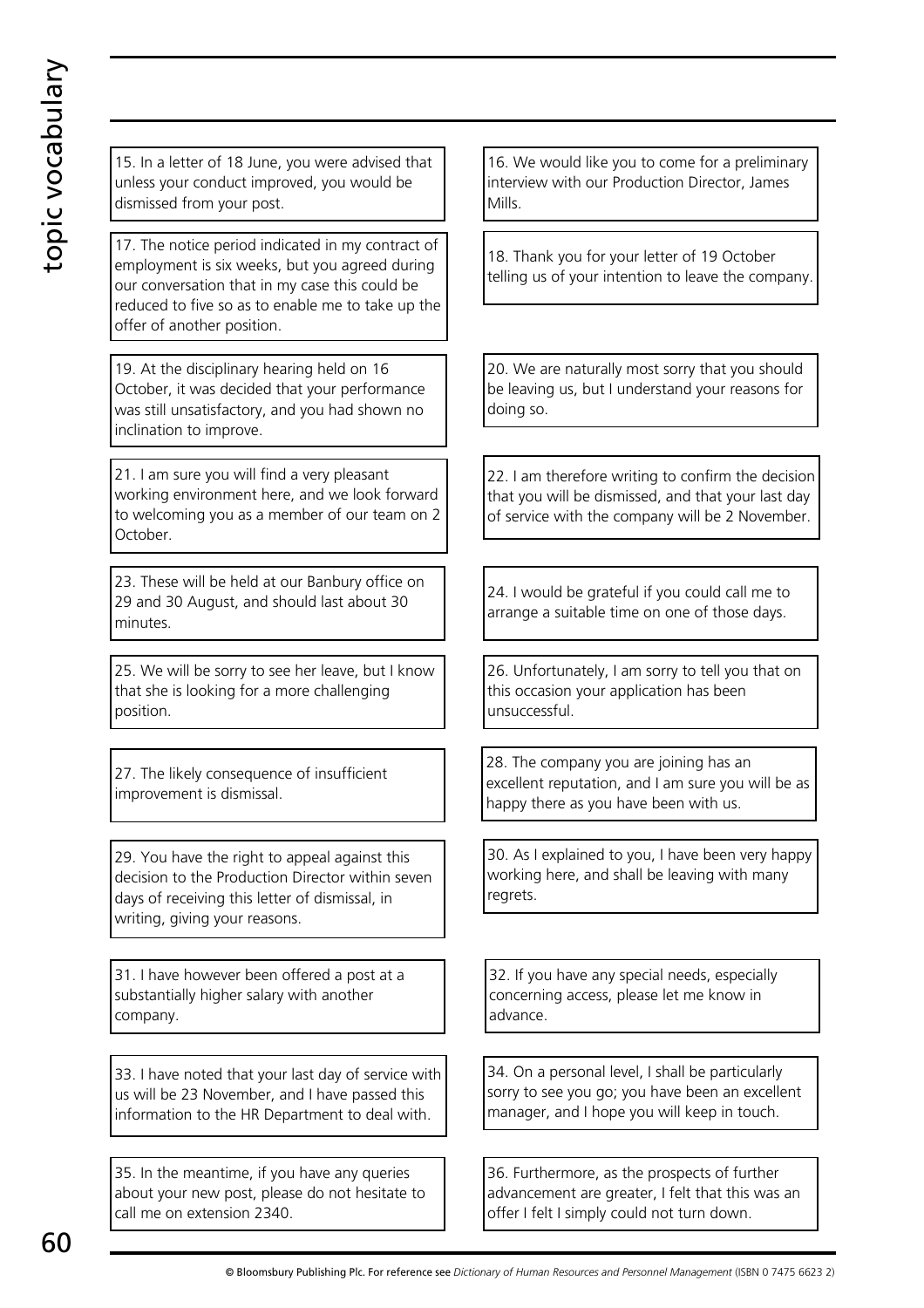15. In a letter of 18 June, you were advised that unless your conduct improved, you would be dismissed from your post.

16. We would like you to come for a preliminary interview with our Production Director, James Mills.

17. The notice period indicated in my contract of employment is six weeks, but you agreed during our conversation that in my case this could be reduced to five so as to enable me to take up the offer of another position.

18. Thank you for your letter of 19 October telling us of your intention to leave the company.

19. At the disciplinary hearing held on 16 October, it was decided that your performance was still unsatisfactory, and you had shown no inclination to improve.

20. We are naturally most sorry that you should be leaving us, but I understand your reasons for doing so.

21. I am sure you will find a very pleasant working environment here, and we look forward to welcoming you as a member of our team on 2 October.

22. I am therefore writing to confirm the decision that you will be dismissed, and that your last day of service with the company will be 2 November.

23. These will be held at our Banbury office on 29 and 30 August, and should last about 30 minutes.

24. I would be grateful if you could call me to arrange a suitable time on one of those days.

25. We will be sorry to see her leave, but I know that she is looking for a more challenging position.

26. Unfortunately, I am sorry to tell you that on this occasion your application has been unsuccessful.

27. The likely consequence of insufficient improvement is dismissal.

28. The company you are joining has an excellent reputation, and I am sure you will be as happy there as you have been with us.

29. You have the right to appeal against this decision to the Production Director within seven days of receiving this letter of dismissal, in writing, giving your reasons.

30. As I explained to you, I have been very happy working here, and shall be leaving with many regrets.

31. I have however been offered a post at a substantially higher salary with another company.

32. If you have any special needs, especially concerning access, please let me know in advance.

33. I have noted that your last day of service with us will be 23 November, and I have passed this information to the HR Department to deal with.

34. On a personal level, I shall be particularly sorry to see you go; you have been an excellent manager, and I hope you will keep in touch.

35. In the meantime, if you have any queries about your new post, please do not hesitate to call me on extension 2340.

36. Furthermore, as the prospects of further advancement are greater, I felt that this was an offer I felt I simply could not turn down.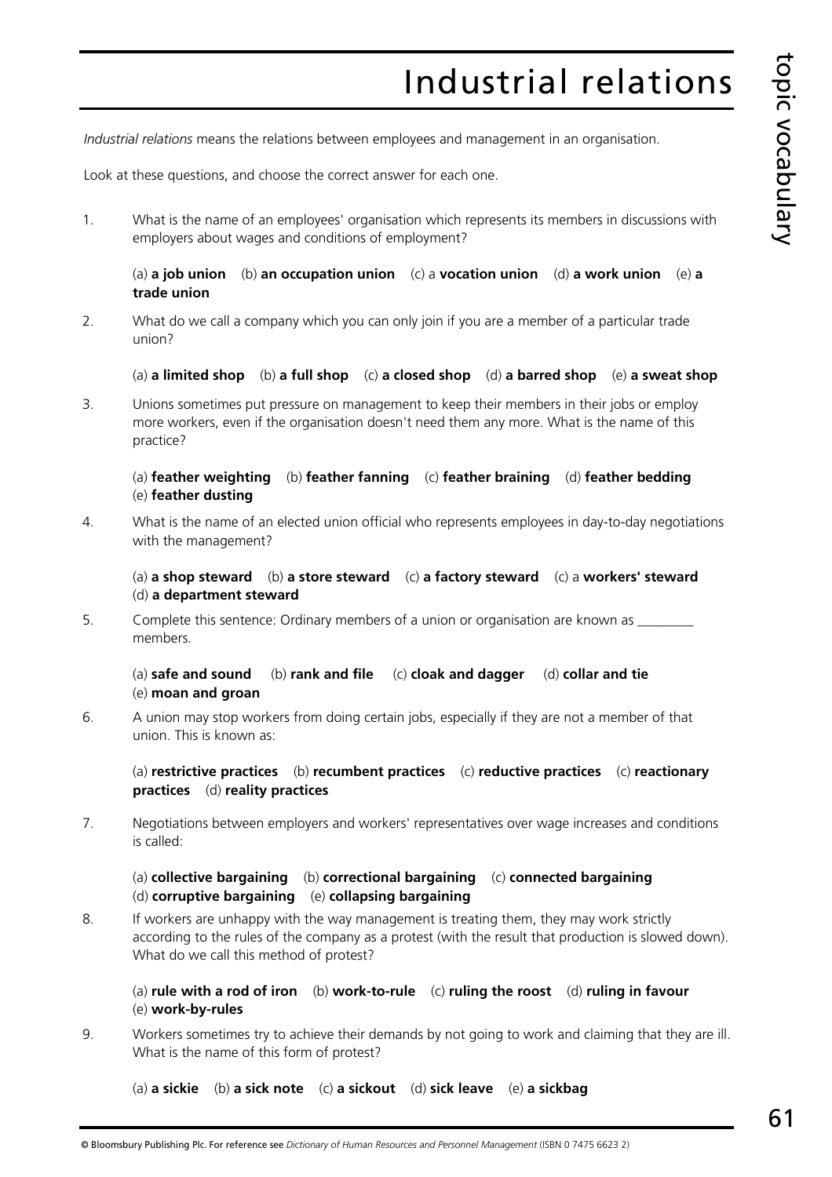# Industrial relations

*Industrial relations* means the relations between employees and management in an organisation.

Look at these questions, and choose the correct answer for each one.

1. What is the name of an employees' organisation which represents its members in discussions with employers about wages and conditions of employment?

   (a) **a job union** (b) **an occupation union** (c) a **vocation union** (d) **a work union** (e) **a trade union**

2. What do we call a company which you can only join if you are a member of a particular trade union?

   (a) **a limited shop** (b) **a full shop** (c) **a closed shop** (d) **a barred shop** (e) **a sweat shop**

3. Unions sometimes put pressure on management to keep their members in their jobs or employ more workers, even if the organisation doesn't need them any more. What is the name of this practice?

   (a) **feather weighting** (b) **feather fanning** (c) **feather braining** (d) **feather bedding** (e) **feather dusting**

4. What is the name of an elected union official who represents employees in day-to-day negotiations with the management?

   (a) **a shop steward** (b) **a store steward** (c) **a factory steward** (c) a **workers' steward** (d) **a department steward**

5. Complete this sentence: Ordinary members of a union or organisation are known as ________ members.

   (a) **safe and sound** (b) **rank and file** (c) **cloak and dagger** (d) **collar and tie** (e) **moan and groan**

6. A union may stop workers from doing certain jobs, especially if they are not a member of that union. This is known as:

   (a) **restrictive practices** (b) **recumbent practices** (c) **reductive practices** (c) **reactionary practices** (d) **reality practices**

7. Negotiations between employers and workers' representatives over wage increases and conditions is called:

   (a) **collective bargaining** (b) **correctional bargaining** (c) **connected bargaining** (d) **corruptive bargaining** (e) **collapsing bargaining**

8. If workers are unhappy with the way management is treating them, they may work strictly according to the rules of the company as a protest (with the result that production is slowed down). What do we call this method of protest?

   (a) **rule with a rod of iron** (b) **work-to-rule** (c) **ruling the roost** (d) **ruling in favour** (e) **work-by-rules**

9. Workers sometimes try to achieve their demands by not going to work and claiming that they are ill. What is the name of this form of protest?

   (a) **a sickie** (b) **a sick note** (c) **a sickout** (d) **sick leave** (e) **a sickbag**

© Bloomsbury Publishing Plc. For reference see *Dictionary of Human Resources and Personnel Management* (ISBN 0 7475 6623 2)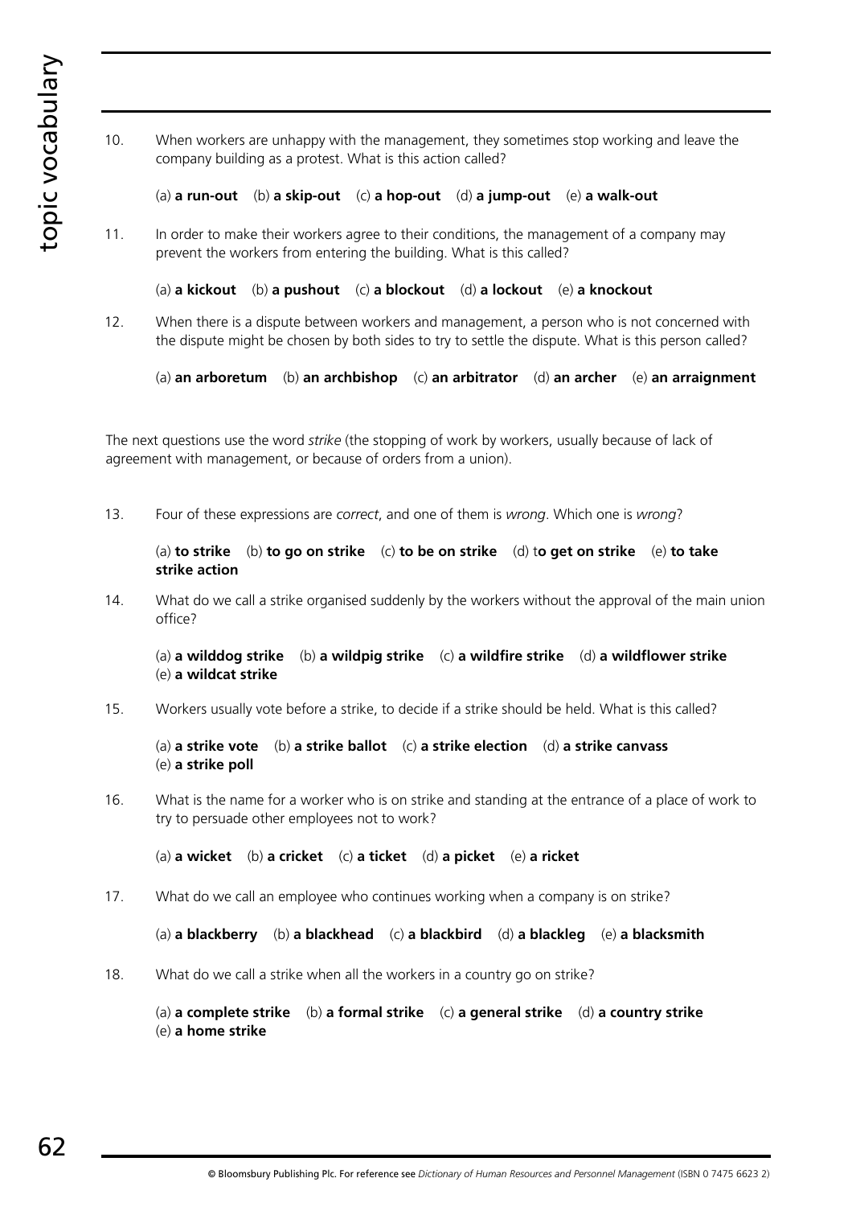10. When workers are unhappy with the management, they sometimes stop working and leave the company building as a protest. What is this action called?

    (a) **a run-out** (b) **a skip-out** (c) **a hop-out** (d) **a jump-out** (e) **a walk-out**

11. In order to make their workers agree to their conditions, the management of a company may prevent the workers from entering the building. What is this called?

    (a) **a kickout** (b) **a pushout** (c) **a blockout** (d) **a lockout** (e) **a knockout**

12. When there is a dispute between workers and management, a person who is not concerned with the dispute might be chosen by both sides to try to settle the dispute. What is this person called?

    (a) **an arboretum** (b) **an archbishop** (c) **an arbitrator** (d) **an archer** (e) **an arraignment**

The next questions use the word *strike* (the stopping of work by workers, usually because of lack of agreement with management, or because of orders from a union).

13. Four of these expressions are *correct*, and one of them is *wrong*. Which one is *wrong*?

    (a) **to strike** (b) **to go on strike** (c) **to be on strike** (d) t**o get on strike** (e) **to take strike action**

14. What do we call a strike organised suddenly by the workers without the approval of the main union office?

    (a) **a wilddog strike** (b) **a wildpig strike** (c) **a wildfire strike** (d) **a wildflower strike** (e) **a wildcat strike**

15. Workers usually vote before a strike, to decide if a strike should be held. What is this called?

    (a) **a strike vote** (b) **a strike ballot** (c) **a strike election** (d) **a strike canvass** (e) **a strike poll**

16. What is the name for a worker who is on strike and standing at the entrance of a place of work to try to persuade other employees not to work?

    (a) **a wicket** (b) **a cricket** (c) **a ticket** (d) **a picket** (e) **a ricket**

17. What do we call an employee who continues working when a company is on strike?

    (a) **a blackberry** (b) **a blackhead** (c) **a blackbird** (d) **a blackleg** (e) **a blacksmith**

18. What do we call a strike when all the workers in a country go on strike?

    (a) **a complete strike** (b) **a formal strike** (c) **a general strike** (d) **a country strike** (e) **a home strike**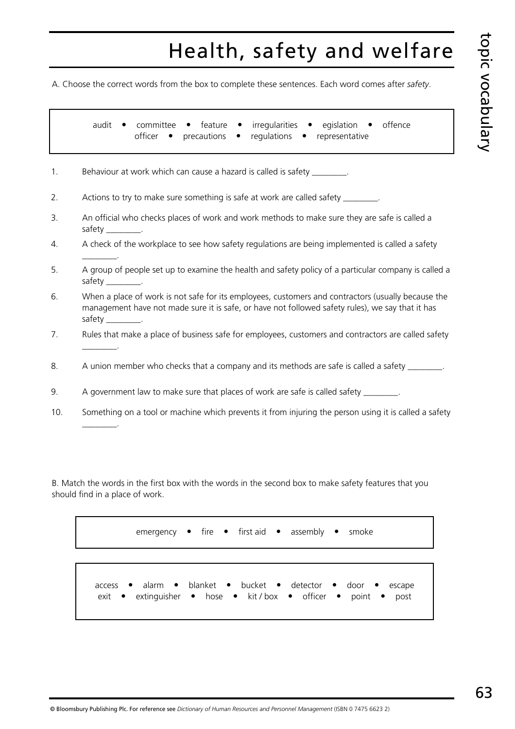# Health, safety and welfare

A. Choose the correct words from the box to complete these sentences. Each word comes after *safety*.

| audit • committee • feature • irregularities • egislation • offence<br>officer • precautions • regulations • representative |
|---|

1. Behaviour at work which can cause a hazard is called is safety ________.
2. Actions to try to make sure something is safe at work are called safety ________.
3. An official who checks places of work and work methods to make sure they are safe is called a safety ________.
4. A check of the workplace to see how safety regulations are being implemented is called a safety ________.
5. A group of people set up to examine the health and safety policy of a particular company is called a safety ________.
6. When a place of work is not safe for its employees, customers and contractors (usually because the management have not made sure it is safe, or have not followed safety rules), we say that it has safety ________.
7. Rules that make a place of business safe for employees, customers and contractors are called safety ________.
8. A union member who checks that a company and its methods are safe is called a safety ________.
9. A government law to make sure that places of work are safe is called safety ________.
10. Something on a tool or machine which prevents it from injuring the person using it is called a safety ________.

B. Match the words in the first box with the words in the second box to make safety features that you should find in a place of work.

| emergency • fire • first aid • assembly • smoke |
|---|

| access • alarm • blanket • bucket • detector • door • escape<br>exit • extinguisher • hose • kit / box • officer • point • post |
|---|

© Bloomsbury Publishing Plc. For reference see *Dictionary of Human Resources and Personnel Management* (ISBN 0 7475 6623 2)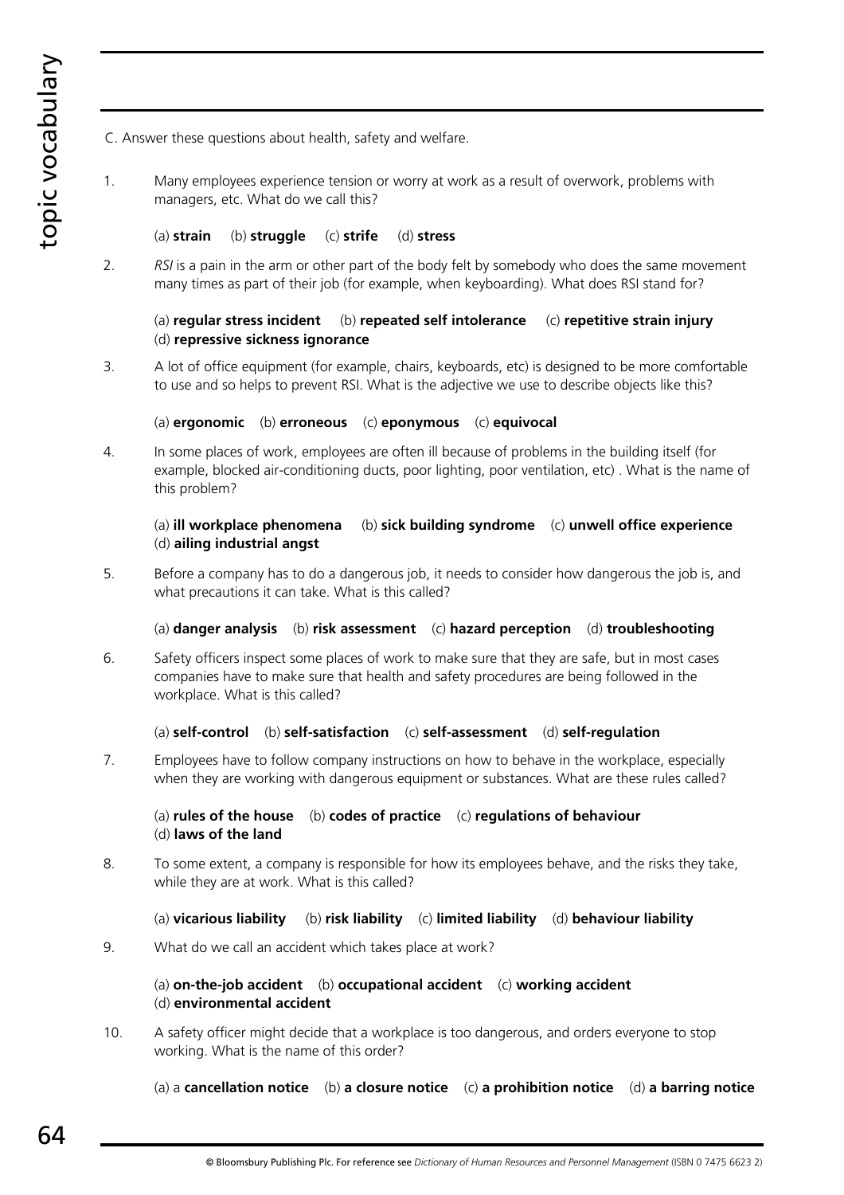C. Answer these questions about health, safety and welfare.

1. Many employees experience tension or worry at work as a result of overwork, problems with managers, etc. What do we call this?

   (a) **strain** (b) **struggle** (c) **strife** (d) **stress**

2. *RSI* is a pain in the arm or other part of the body felt by somebody who does the same movement many times as part of their job (for example, when keyboarding). What does RSI stand for?

   (a) **regular stress incident** (b) **repeated self intolerance** (c) **repetitive strain injury** (d) **repressive sickness ignorance**

3. A lot of office equipment (for example, chairs, keyboards, etc) is designed to be more comfortable to use and so helps to prevent RSI. What is the adjective we use to describe objects like this?

   (a) **ergonomic** (b) **erroneous** (c) **eponymous** (c) **equivocal**

4. In some places of work, employees are often ill because of problems in the building itself (for example, blocked air-conditioning ducts, poor lighting, poor ventilation, etc) . What is the name of this problem?

   (a) **ill workplace phenomena** (b) **sick building syndrome** (c) **unwell office experience** (d) **ailing industrial angst**

5. Before a company has to do a dangerous job, it needs to consider how dangerous the job is, and what precautions it can take. What is this called?

   (a) **danger analysis** (b) **risk assessment** (c) **hazard perception** (d) **troubleshooting**

6. Safety officers inspect some places of work to make sure that they are safe, but in most cases companies have to make sure that health and safety procedures are being followed in the workplace. What is this called?

   (a) **self-control** (b) **self-satisfaction** (c) **self-assessment** (d) **self-regulation**

7. Employees have to follow company instructions on how to behave in the workplace, especially when they are working with dangerous equipment or substances. What are these rules called?

   (a) **rules of the house** (b) **codes of practice** (c) **regulations of behaviour** (d) **laws of the land**

8. To some extent, a company is responsible for how its employees behave, and the risks they take, while they are at work. What is this called?

   (a) **vicarious liability** (b) **risk liability** (c) **limited liability** (d) **behaviour liability**

9. What do we call an accident which takes place at work?

   (a) **on-the-job accident** (b) **occupational accident** (c) **working accident** (d) **environmental accident**

10. A safety officer might decide that a workplace is too dangerous, and orders everyone to stop working. What is the name of this order?

    (a) a **cancellation notice** (b) **a closure notice** (c) **a prohibition notice** (d) **a barring notice**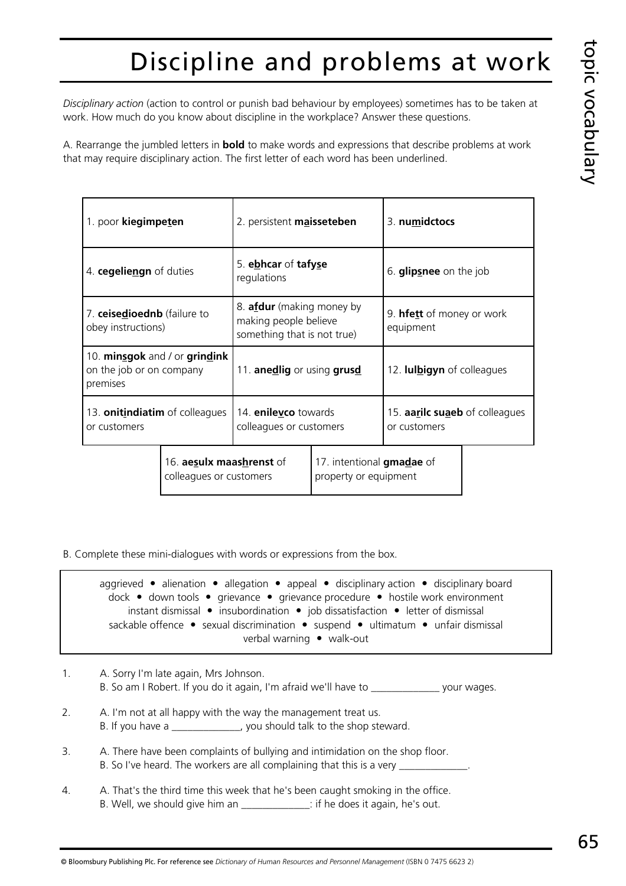# Discipline and problems at work

*Disciplinary action* (action to control or punish bad behaviour by employees) sometimes has to be taken at work. How much do you know about discipline in the workplace? Answer these questions.

A. Rearrange the jumbled letters in **bold** to make words and expressions that describe problems at work that may require disciplinary action. The first letter of each word has been underlined.

| | | |
|---|---|---|
| 1. poor **kiegimpeten** | 2. persistent **maisseteben** | 3. **numidctocs** |
| 4. **cegeliengn** of duties | 5. **ebhcar** of **tafyse** regulations | 6. **glipsnee** on the job |
| 7. **ceisedioednb** (failure to obey instructions) | 8. **afdur** (making money by making people believe something that is not true) | 9. **hfett** of money or work equipment |
| 10. **minsgok** and / or **grindink** on the job or on company premises | 11. **anedlig** or using **grusd** | 12. **lulbigyn** of colleagues |
| 13. **onitindiatim** of colleagues or customers | 14. **enilevco** towards colleagues or customers | 15. **aarilc suaeb** of colleagues or customers |
| 16. **aesulx maashrenst** of colleagues or customers | 17. intentional **gmadae** of property or equipment | |

B. Complete these mini-dialogues with words or expressions from the box.

> aggrieved • alienation • allegation • appeal • disciplinary action • disciplinary board
> dock • down tools • grievance • grievance procedure • hostile work environment
> instant dismissal • insubordination • job dissatisfaction • letter of dismissal
> sackable offence • sexual discrimination • suspend • ultimatum • unfair dismissal
> verbal warning • walk-out

1. A. Sorry I'm late again, Mrs Johnson.
   B. So am I Robert. If you do it again, I'm afraid we'll have to _____________ your wages.

2. A. I'm not at all happy with the way the management treat us.
   B. If you have a _____________, you should talk to the shop steward.

3. A. There have been complaints of bullying and intimidation on the shop floor.
   B. So I've heard. The workers are all complaining that this is a very _____________.

4. A. That's the third time this week that he's been caught smoking in the office.
   B. Well, we should give him an _____________: if he does it again, he's out.

© Bloomsbury Publishing Plc. For reference see *Dictionary of Human Resources and Personnel Management* (ISBN 0 7475 6623 2)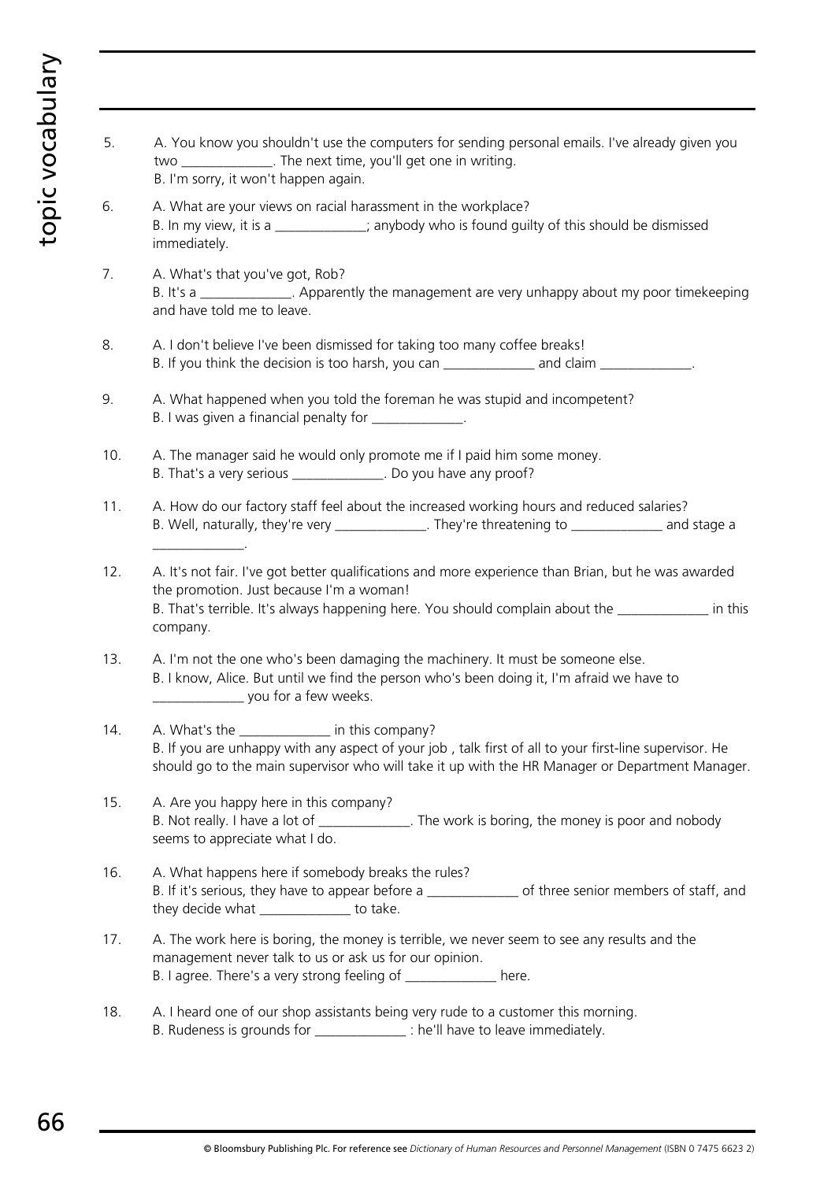5. A. You know you shouldn't use the computers for sending personal emails. I've already given you two _____________. The next time, you'll get one in writing.
   B. I'm sorry, it won't happen again.

6. A. What are your views on racial harassment in the workplace?
   B. In my view, it is a _____________; anybody who is found guilty of this should be dismissed immediately.

7. A. What's that you've got, Rob?
   B. It's a _____________. Apparently the management are very unhappy about my poor timekeeping and have told me to leave.

8. A. I don't believe I've been dismissed for taking too many coffee breaks!
   B. If you think the decision is too harsh, you can _____________ and claim _____________.

9. A. What happened when you told the foreman he was stupid and incompetent?
   B. I was given a financial penalty for _____________.

10. A. The manager said he would only promote me if I paid him some money.
    B. That's a very serious _____________. Do you have any proof?

11. A. How do our factory staff feel about the increased working hours and reduced salaries?
    B. Well, naturally, they're very _____________. They're threatening to _____________ and stage a _____________.

12. A. It's not fair. I've got better qualifications and more experience than Brian, but he was awarded the promotion. Just because I'm a woman!
    B. That's terrible. It's always happening here. You should complain about the _____________ in this company.

13. A. I'm not the one who's been damaging the machinery. It must be someone else.
    B. I know, Alice. But until we find the person who's been doing it, I'm afraid we have to _____________ you for a few weeks.

14. A. What's the _____________ in this company?
    B. If you are unhappy with any aspect of your job , talk first of all to your first-line supervisor. He should go to the main supervisor who will take it up with the HR Manager or Department Manager.

15. A. Are you happy here in this company?
    B. Not really. I have a lot of _____________. The work is boring, the money is poor and nobody seems to appreciate what I do.

16. A. What happens here if somebody breaks the rules?
    B. If it's serious, they have to appear before a _____________ of three senior members of staff, and they decide what _____________ to take.

17. A. The work here is boring, the money is terrible, we never seem to see any results and the management never talk to us or ask us for our opinion.
    B. I agree. There's a very strong feeling of _____________ here.

18. A. I heard one of our shop assistants being very rude to a customer this morning.
    B. Rudeness is grounds for _____________ : he'll have to leave immediately.

© Bloomsbury Publishing Plc. For reference see *Dictionary of Human Resources and Personnel Management* (ISBN 0 7475 6623 2)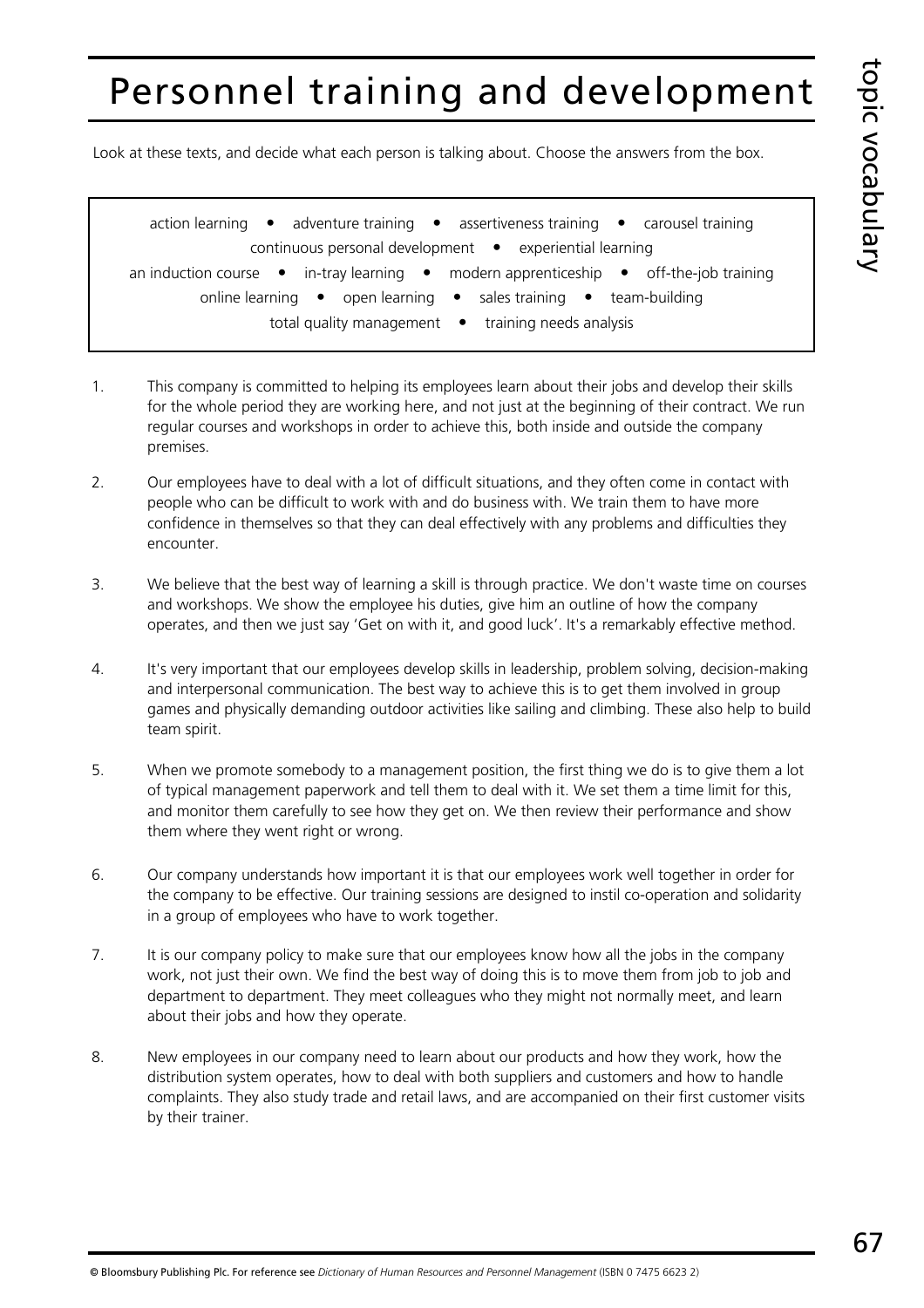# Personnel training and development

Look at these texts, and decide what each person is talking about. Choose the answers from the box.

> action learning • adventure training • assertiveness training • carousel training
> continuous personal development • experiential learning
> an induction course • in-tray learning • modern apprenticeship • off-the-job training
> online learning • open learning • sales training • team-building
> total quality management • training needs analysis

1. This company is committed to helping its employees learn about their jobs and develop their skills for the whole period they are working here, and not just at the beginning of their contract. We run regular courses and workshops in order to achieve this, both inside and outside the company premises.

2. Our employees have to deal with a lot of difficult situations, and they often come in contact with people who can be difficult to work with and do business with. We train them to have more confidence in themselves so that they can deal effectively with any problems and difficulties they encounter.

3. We believe that the best way of learning a skill is through practice. We don't waste time on courses and workshops. We show the employee his duties, give him an outline of how the company operates, and then we just say 'Get on with it, and good luck'. It's a remarkably effective method.

4. It's very important that our employees develop skills in leadership, problem solving, decision-making and interpersonal communication. The best way to achieve this is to get them involved in group games and physically demanding outdoor activities like sailing and climbing. These also help to build team spirit.

5. When we promote somebody to a management position, the first thing we do is to give them a lot of typical management paperwork and tell them to deal with it. We set them a time limit for this, and monitor them carefully to see how they get on. We then review their performance and show them where they went right or wrong.

6. Our company understands how important it is that our employees work well together in order for the company to be effective. Our training sessions are designed to instil co-operation and solidarity in a group of employees who have to work together.

7. It is our company policy to make sure that our employees know how all the jobs in the company work, not just their own. We find the best way of doing this is to move them from job to job and department to department. They meet colleagues who they might not normally meet, and learn about their jobs and how they operate.

8. New employees in our company need to learn about our products and how they work, how the distribution system operates, how to deal with both suppliers and customers and how to handle complaints. They also study trade and retail laws, and are accompanied on their first customer visits by their trainer.

© Bloomsbury Publishing Plc. For reference see *Dictionary of Human Resources and Personnel Management* (ISBN 0 7475 6623 2)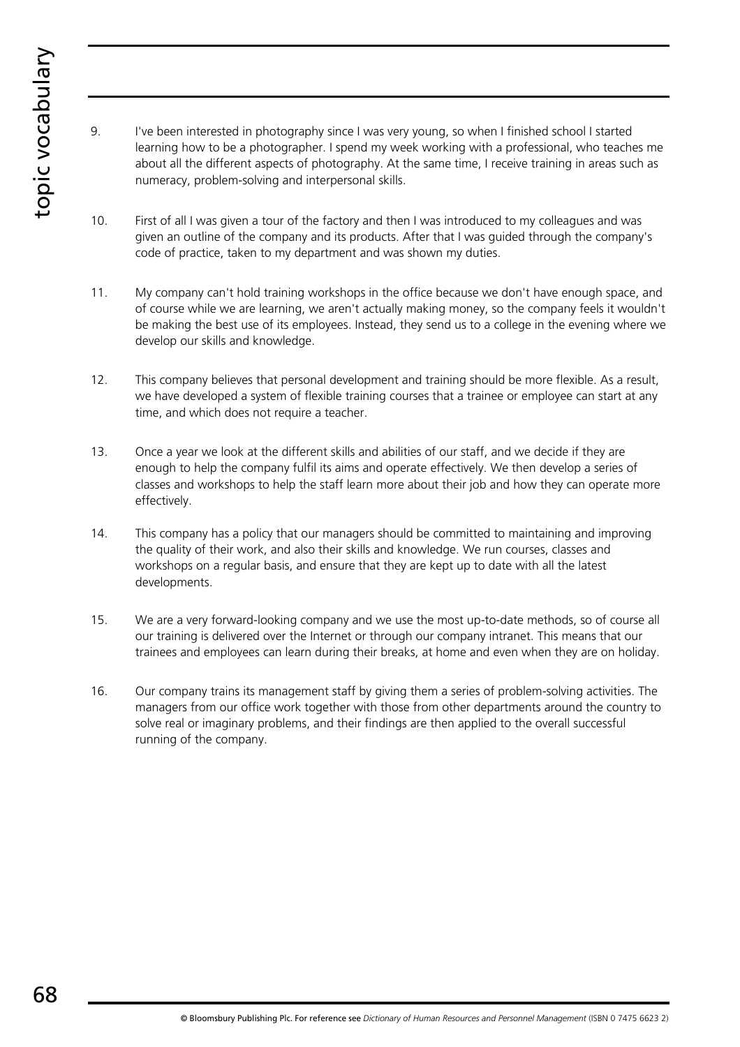9. I've been interested in photography since I was very young, so when I finished school I started learning how to be a photographer. I spend my week working with a professional, who teaches me about all the different aspects of photography. At the same time, I receive training in areas such as numeracy, problem-solving and interpersonal skills.

10. First of all I was given a tour of the factory and then I was introduced to my colleagues and was given an outline of the company and its products. After that I was guided through the company's code of practice, taken to my department and was shown my duties.

11. My company can't hold training workshops in the office because we don't have enough space, and of course while we are learning, we aren't actually making money, so the company feels it wouldn't be making the best use of its employees. Instead, they send us to a college in the evening where we develop our skills and knowledge.

12. This company believes that personal development and training should be more flexible. As a result, we have developed a system of flexible training courses that a trainee or employee can start at any time, and which does not require a teacher.

13. Once a year we look at the different skills and abilities of our staff, and we decide if they are enough to help the company fulfil its aims and operate effectively. We then develop a series of classes and workshops to help the staff learn more about their job and how they can operate more effectively.

14. This company has a policy that our managers should be committed to maintaining and improving the quality of their work, and also their skills and knowledge. We run courses, classes and workshops on a regular basis, and ensure that they are kept up to date with all the latest developments.

15. We are a very forward-looking company and we use the most up-to-date methods, so of course all our training is delivered over the Internet or through our company intranet. This means that our trainees and employees can learn during their breaks, at home and even when they are on holiday.

16. Our company trains its management staff by giving them a series of problem-solving activities. The managers from our office work together with those from other departments around the country to solve real or imaginary problems, and their findings are then applied to the overall successful running of the company.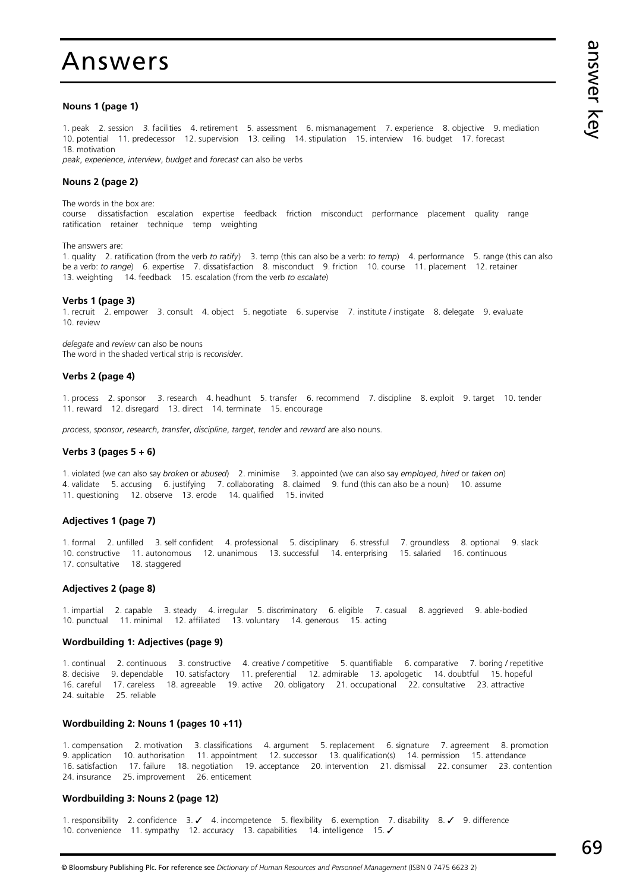# Answers

### Nouns 1 (page 1)

1. peak 2. session 3. facilities 4. retirement 5. assessment 6. mismanagement 7. experience 8. objective 9. mediation 10. potential 11. predecessor 12. supervision 13. ceiling 14. stipulation 15. interview 16. budget 17. forecast 18. motivation

*peak*, *experience*, *interview*, *budget* and *forecast* can also be verbs

### Nouns 2 (page 2)

The words in the box are:
course dissatisfaction escalation expertise feedback friction misconduct performance placement quality range ratification retainer technique temp weighting

The answers are:
1. quality 2. ratification (from the verb *to ratify*) 3. temp (this can also be a verb: *to temp*) 4. performance 5. range (this can also be a verb: *to range*) 6. expertise 7. dissatisfaction 8. misconduct 9. friction 10. course 11. placement 12. retainer 13. weighting 14. feedback 15. escalation (from the verb *to escalate*)

### Verbs 1 (page 3)

1. recruit 2. empower 3. consult 4. object 5. negotiate 6. supervise 7. institute / instigate 8. delegate 9. evaluate 10. review

*delegate* and *review* can also be nouns
The word in the shaded vertical strip is *reconsider*.

### Verbs 2 (page 4)

1. process 2. sponsor 3. research 4. headhunt 5. transfer 6. recommend 7. discipline 8. exploit 9. target 10. tender 11. reward 12. disregard 13. direct 14. terminate 15. encourage

*process*, *sponsor*, *research*, *transfer*, *discipline*, *target*, *tender* and *reward* are also nouns.

### Verbs 3 (pages 5 + 6)

1. violated (we can also say *broken* or *abused*) 2. minimise 3. appointed (we can also say *employed*, *hired* or *taken on*) 4. validate 5. accusing 6. justifying 7. collaborating 8. claimed 9. fund (this can also be a noun) 10. assume 11. questioning 12. observe 13. erode 14. qualified 15. invited

### Adjectives 1 (page 7)

1. formal 2. unfilled 3. self confident 4. professional 5. disciplinary 6. stressful 7. groundless 8. optional 9. slack 10. constructive 11. autonomous 12. unanimous 13. successful 14. enterprising 15. salaried 16. continuous 17. consultative 18. staggered

### Adjectives 2 (page 8)

1. impartial 2. capable 3. steady 4. irregular 5. discriminatory 6. eligible 7. casual 8. aggrieved 9. able-bodied 10. punctual 11. minimal 12. affiliated 13. voluntary 14. generous 15. acting

### Wordbuilding 1: Adjectives (page 9)

1. continual 2. continuous 3. constructive 4. creative / competitive 5. quantifiable 6. comparative 7. boring / repetitive 8. decisive 9. dependable 10. satisfactory 11. preferential 12. admirable 13. apologetic 14. doubtful 15. hopeful 16. careful 17. careless 18. agreeable 19. active 20. obligatory 21. occupational 22. consultative 23. attractive 24. suitable 25. reliable

### Wordbuilding 2: Nouns 1 (pages 10 +11)

1. compensation 2. motivation 3. classifications 4. argument 5. replacement 6. signature 7. agreement 8. promotion 9. application 10. authorisation 11. appointment 12. successor 13. qualification(s) 14. permission 15. attendance 16. satisfaction 17. failure 18. negotiation 19. acceptance 20. intervention 21. dismissal 22. consumer 23. contention 24. insurance 25. improvement 26. enticement

### Wordbuilding 3: Nouns 2 (page 12)

1. responsibility 2. confidence 3. ✓ 4. incompetence 5. flexibility 6. exemption 7. disability 8. ✓ 9. difference 10. convenience 11. sympathy 12. accuracy 13. capabilities 14. intelligence 15. ✓

© Bloomsbury Publishing Plc. For reference see *Dictionary of Human Resources and Personnel Management* (ISBN 0 7475 6623 2)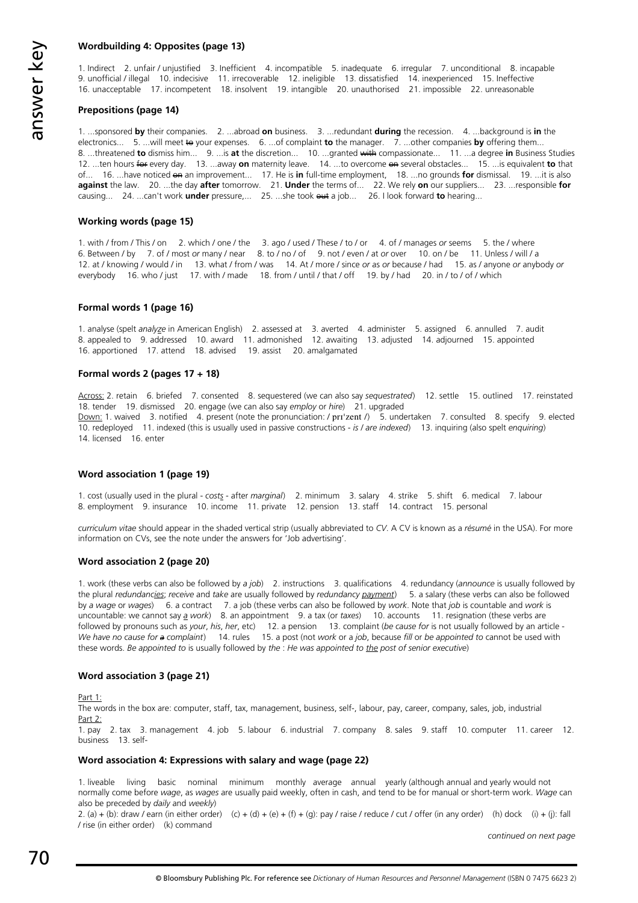### Wordbuilding 4: Opposites (page 13)

1. Indirect 2. unfair / unjustified 3. Inefficient 4. incompatible 5. inadequate 6. irregular 7. unconditional 8. incapable 9. unofficial / illegal 10. indecisive 11. irrecoverable 12. ineligible 13. dissatisfied 14. inexperienced 15. Ineffective 16. unacceptable 17. incompetent 18. insolvent 19. intangible 20. unauthorised 21. impossible 22. unreasonable

### Prepositions (page 14)

1. ...sponsored **by** their companies. 2. ...abroad **on** business. 3. ...redundant **during** the recession. 4. ...background is **in** the electronics... 5. ...will meet ~~to~~ your expenses. 6. ...of complaint **to** the manager. 7. ...other companies **by** offering them... 8. ...threatened **to** dismiss him... 9. ...is **at** the discretion... 10. ...granted ~~with~~ compassionate... 11. ...a degree **in** Business Studies 12. ...ten hours ~~for~~ every day. 13. ...away **on** maternity leave. 14. ...to overcome ~~on~~ several obstacles... 15. ...is equivalent **to** that of... 16. ...have noticed ~~on~~ an improvement... 17. He is **in** full-time employment, 18. ...no grounds **for** dismissal. 19. ...it is also **against** the law. 20. ...the day **after** tomorrow. 21. **Under** the terms of... 22. We rely **on** our suppliers... 23. ...responsible **for** causing... 24. ...can't work **under** pressure,... 25. ...she took ~~out~~ a job... 26. I look forward **to** hearing...

### Working words (page 15)

1. with / from / This / on 2. which / one / the 3. ago / used / These / to / or 4. of / manages *or* seems 5. the / where 6. Between / by 7. of / most *or* many / near 8. to / no / of 9. not / even / at *or* over 10. on / be 11. Unless / will / a 12. at / knowing / would / in 13. what / from / was 14. At / more / since *or* as *or* because / had 15. as / anyone *or* anybody *or* everybody 16. who / just 17. with / made 18. from / until / that / off 19. by / had 20. in / to / of / which

### Formal words 1 (page 16)

1. analyse (spelt *analyze* in American English) 2. assessed at 3. averted 4. administer 5. assigned 6. annulled 7. audit 8. appealed to 9. addressed 10. award 11. admonished 12. awaiting 13. adjusted 14. adjourned 15. appointed 16. apportioned 17. attend 18. advised 19. assist 20. amalgamated

### Formal words 2 (pages 17 + 18)

Across: 2. retain 6. briefed 7. consented 8. sequestered (we can also say *sequestrated*) 12. settle 15. outlined 17. reinstated 18. tender 19. dismissed 20. engage (we can also say *employ* or *hire*) 21. upgraded
Down: 1. waived 3. notified 4. present (note the pronunciation: / prɪˈzent /) 5. undertaken 7. consulted 8. specify 9. elected 10. redeployed 11. indexed (this is usually used in passive constructions - *is / are indexed*) 13. inquiring (also spelt *enquiring*) 14. licensed 16. enter

### Word association 1 (page 19)

1. cost (usually used in the plural - *costs* - after *marginal*) 2. minimum 3. salary 4. strike 5. shift 6. medical 7. labour 8. employment 9. insurance 10. income 11. private 12. pension 13. staff 14. contract 15. personal

*curriculum vitae* should appear in the shaded vertical strip (usually abbreviated to *CV*. A CV is known as a *résumé* in the USA). For more information on CVs, see the note under the answers for 'Job advertising'.

### Word association 2 (page 20)

1. work (these verbs can also be followed by *a job*) 2. instructions 3. qualifications 4. redundancy (*announce* is usually followed by the plural *redundancies*; *receive* and *take* are usually followed by *redundancy payment*) 5. a salary (these verbs can also be followed by *a wage* or *wages*) 6. a contract 7. a job (these verbs can also be followed by *work*. Note that *job* is countable and *work* is uncountable: we cannot say *a work*) 8. an appointment 9. a tax (or *taxes*) 10. accounts 11. resignation (these verbs are followed by pronouns such as *your*, *his*, *her*, etc) 12. a pension 13. complaint (*be cause for* is not usually followed by an article - *We have no cause for ~~a~~ complaint*) 14. rules 15. a post (not *work* or a *job*, because *fill* or *be appointed to* cannot be used with these words. *Be appointed to* is usually followed by *the* : *He was appointed to the post of senior executive*)

### Word association 3 (page 21)

Part 1:
The words in the box are: computer, staff, tax, management, business, self-, labour, pay, career, company, sales, job, industrial
Part 2:
1. pay 2. tax 3. management 4. job 5. labour 6. industrial 7. company 8. sales 9. staff 10. computer 11. career 12. business 13. self-

### Word association 4: Expressions with salary and wage (page 22)

1. liveable living basic nominal minimum monthly average annual yearly (although annual and yearly would not normally come before *wage*, as *wages* are usually paid weekly, often in cash, and tend to be for manual or short-term work. *Wage* can also be preceded by *daily* and *weekly*)
2. (a) + (b): draw / earn (in either order) (c) + (d) + (e) + (f) + (g): pay / raise / reduce / cut / offer (in any order) (h) dock (i) + (j): fall / rise (in either order) (k) command

*continued on next page*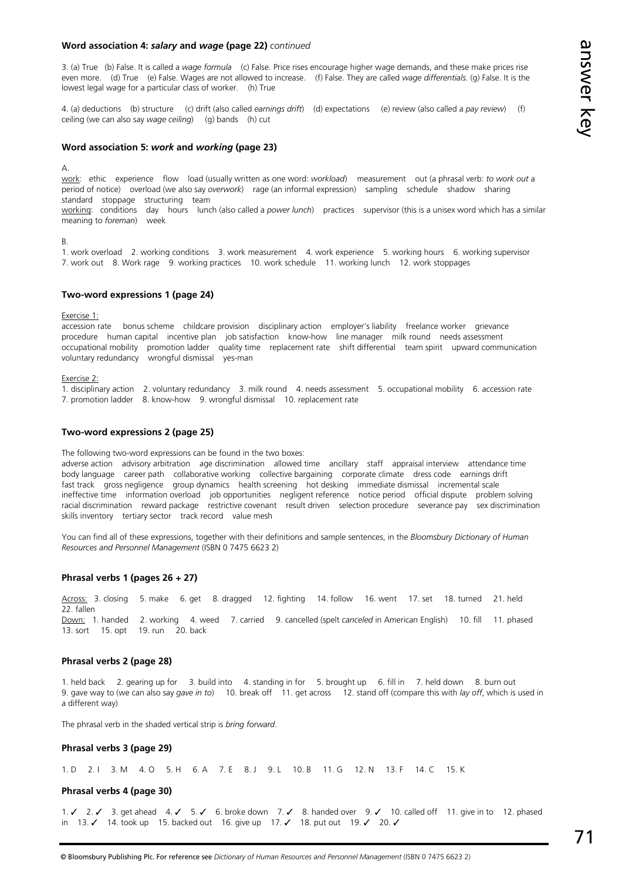**Word association 4: *salary* and *wage* (page 22)** *continued*

3. (a) True (b) False. It is called a *wage formula* (c) False. Price rises encourage higher wage demands, and these make prices rise even more. (d) True (e) False. Wages are not allowed to increase. (f) False. They are called *wage differentials.* (g) False. It is the lowest legal wage for a particular class of worker. (h) True

4. (a) deductions (b) structure (c) drift (also called *earnings drift*) (d) expectations (e) review (also called a *pay review*) (f) ceiling (we can also say *wage ceiling*) (g) bands (h) cut

### Word association 5: *work* and *working* (page 23)

A.

work: ethic experience flow load (usually written as one word: *workload*) measurement out (a phrasal verb: *to work out* a period of notice) overload (we also say *overwork*) rage (an informal expression) sampling schedule shadow sharing standard stoppage structuring team

working: conditions day hours lunch (also called a *power lunch*) practices supervisor (this is a unisex word which has a similar meaning to *foreman*) week

B.

1. work overload 2. working conditions 3. work measurement 4. work experience 5. working hours 6. working supervisor 7. work out 8. Work rage 9. working practices 10. work schedule 11. working lunch 12. work stoppages

### Two-word expressions 1 (page 24)

Exercise 1:

accession rate bonus scheme childcare provision disciplinary action employer's liability freelance worker grievance procedure human capital incentive plan job satisfaction know-how line manager milk round needs assessment occupational mobility promotion ladder quality time replacement rate shift differential team spirit upward communication voluntary redundancy wrongful dismissal yes-man

Exercise 2:

1. disciplinary action 2. voluntary redundancy 3. milk round 4. needs assessment 5. occupational mobility 6. accession rate 7. promotion ladder 8. know-how 9. wrongful dismissal 10. replacement rate

### Two-word expressions 2 (page 25)

The following two-word expressions can be found in the two boxes:

adverse action advisory arbitration age discrimination allowed time ancillary staff appraisal interview attendance time body language career path collaborative working collective bargaining corporate climate dress code earnings drift fast track gross negligence group dynamics health screening hot desking immediate dismissal incremental scale ineffective time information overload job opportunities negligent reference notice period official dispute problem solving racial discrimination reward package restrictive covenant result driven selection procedure severance pay sex discrimination skills inventory tertiary sector track record value mesh

You can find all of these expressions, together with their definitions and sample sentences, in the *Bloomsbury Dictionary of Human Resources and Personnel Management* (ISBN 0 7475 6623 2)

### Phrasal verbs 1 (pages 26 + 27)

Across: 3. closing 5. make 6. get 8. dragged 12. fighting 14. follow 16. went 17. set 18. turned 21. held 22. fallen

Down: 1. handed 2. working 4. weed 7. carried 9. cancelled (spelt *canceled* in American English) 10. fill 11. phased 13. sort 15. opt 19. run 20. back

### Phrasal verbs 2 (page 28)

1. held back 2. gearing up for 3. build into 4. standing in for 5. brought up 6. fill in 7. held down 8. burn out 9. gave way to (we can also say *gave in to*) 10. break off 11. get across 12. stand off (compare this with *lay off*, which is used in a different way)

The phrasal verb in the shaded vertical strip is *bring forward*.

### Phrasal verbs 3 (page 29)

1. D 2. I 3. M 4. O 5. H 6. A 7. E 8. J 9. L 10. B 11. G 12. N 13. F 14. C 15. K

### Phrasal verbs 4 (page 30)

1. ✓ 2. ✓ 3. get ahead 4. ✓ 5. ✓ 6. broke down 7. ✓ 8. handed over 9. ✓ 10. called off 11. give in to 12. phased in 13. ✓ 14. took up 15. backed out 16. give up 17. ✓ 18. put out 19. ✓ 20. ✓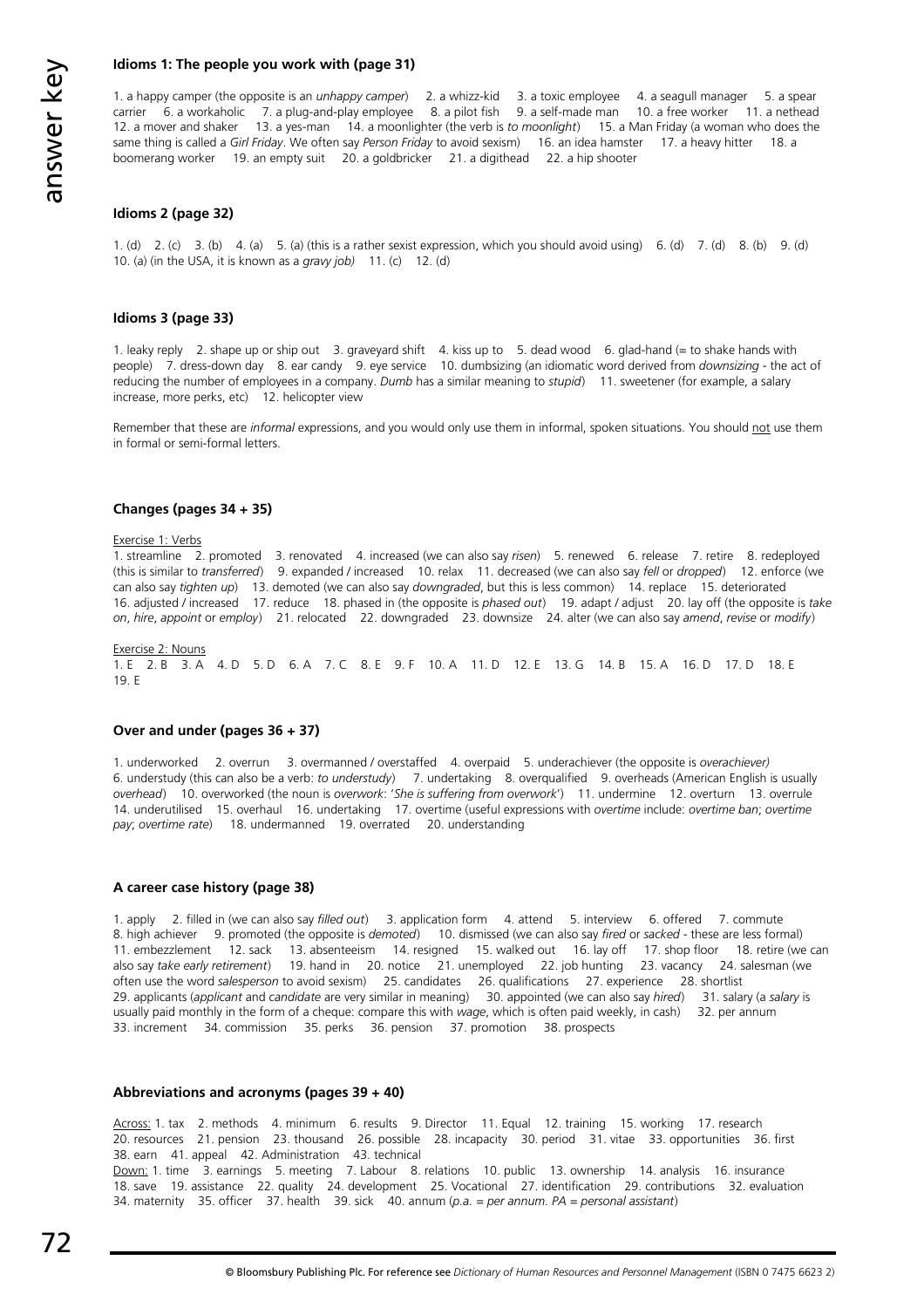### Idioms 1: The people you work with (page 31)

1. a happy camper (the opposite is an *unhappy camper*) 2. a whizz-kid 3. a toxic employee 4. a seagull manager 5. a spear carrier 6. a workaholic 7. a plug-and-play employee 8. a pilot fish 9. a self-made man 10. a free worker 11. a nethead 12. a mover and shaker 13. a yes-man 14. a moonlighter (the verb is *to moonlight*) 15. a Man Friday (a woman who does the same thing is called a *Girl Friday*. We often say *Person Friday* to avoid sexism) 16. an idea hamster 17. a heavy hitter 18. a boomerang worker 19. an empty suit 20. a goldbricker 21. a digithead 22. a hip shooter

### Idioms 2 (page 32)

1. (d) 2. (c) 3. (b) 4. (a) 5. (a) (this is a rather sexist expression, which you should avoid using) 6. (d) 7. (d) 8. (b) 9. (d) 10. (a) (in the USA, it is known as a *gravy job)* 11. (c) 12. (d)

### Idioms 3 (page 33)

1. leaky reply 2. shape up or ship out 3. graveyard shift 4. kiss up to 5. dead wood 6. glad-hand (= to shake hands with people) 7. dress-down day 8. ear candy 9. eye service 10. dumbsizing (an idiomatic word derived from *downsizing* - the act of reducing the number of employees in a company. *Dumb* has a similar meaning to *stupid*) 11. sweetener (for example, a salary increase, more perks, etc) 12. helicopter view

Remember that these are *informal* expressions, and you would only use them in informal, spoken situations. You should not use them in formal or semi-formal letters.

### Changes (pages 34 + 35)

Exercise 1: Verbs

1. streamline 2. promoted 3. renovated 4. increased (we can also say *risen*) 5. renewed 6. release 7. retire 8. redeployed (this is similar to *transferred*) 9. expanded / increased 10. relax 11. decreased (we can also say *fell* or *dropped*) 12. enforce (we can also say *tighten up*) 13. demoted (we can also say *downgraded*, but this is less common) 14. replace 15. deteriorated 16. adjusted / increased 17. reduce 18. phased in (the opposite is *phased out*) 19. adapt / adjust 20. lay off (the opposite is *take on*, *hire*, *appoint* or *employ*) 21. relocated 22. downgraded 23. downsize 24. alter (we can also say *amend*, *revise* or *modify*)

Exercise 2: Nouns

1. E 2. B 3. A 4. D 5. D 6. A 7. C 8. E 9. F 10. A 11. D 12. E 13. G 14. B 15. A 16. D 17. D 18. E 19. E

### Over and under (pages 36 + 37)

1. underworked 2. overrun 3. overmanned / overstaffed 4. overpaid 5. underachiever (the opposite is *overachiever)* 6. understudy (this can also be a verb: *to understudy*) 7. undertaking 8. overqualified 9. overheads (American English is usually *overhead*) 10. overworked (the noun is *overwork*: '*She is suffering from overwork*') 11. undermine 12. overturn 13. overrule 14. underutilised 15. overhaul 16. undertaking 17. overtime (useful expressions with *overtime* include: *overtime ban*; *overtime pay*; *overtime rate*) 18. undermanned 19. overrated 20. understanding

### A career case history (page 38)

1. apply 2. filled in (we can also say *filled out*) 3. application form 4. attend 5. interview 6. offered 7. commute 8. high achiever 9. promoted (the opposite is *demoted*) 10. dismissed (we can also say *fired* or *sacked* - these are less formal) 11. embezzlement 12. sack 13. absenteeism 14. resigned 15. walked out 16. lay off 17. shop floor 18. retire (we can also say *take early retirement*) 19. hand in 20. notice 21. unemployed 22. job hunting 23. vacancy 24. salesman (we often use the word *salesperson* to avoid sexism) 25. candidates 26. qualifications 27. experience 28. shortlist 29. applicants (*applicant* and *candidate* are very similar in meaning) 30. appointed (we can also say *hired*) 31. salary (a *salary* is usually paid monthly in the form of a cheque: compare this with *wage*, which is often paid weekly, in cash) 32. per annum 33. increment 34. commission 35. perks 36. pension 37. promotion 38. prospects

### Abbreviations and acronyms (pages 39 + 40)

Across: 1. tax 2. methods 4. minimum 6. results 9. Director 11. Equal 12. training 15. working 17. research 20. resources 21. pension 23. thousand 26. possible 28. incapacity 30. period 31. vitae 33. opportunities 36. first 38. earn 41. appeal 42. Administration 43. technical

Down: 1. time 3. earnings 5. meeting 7. Labour 8. relations 10. public 13. ownership 14. analysis 16. insurance 18. save 19. assistance 22. quality 24. development 25. Vocational 27. identification 29. contributions 32. evaluation 34. maternity 35. officer 37. health 39. sick 40. annum (*p.a. = per annum. PA = personal assistant*)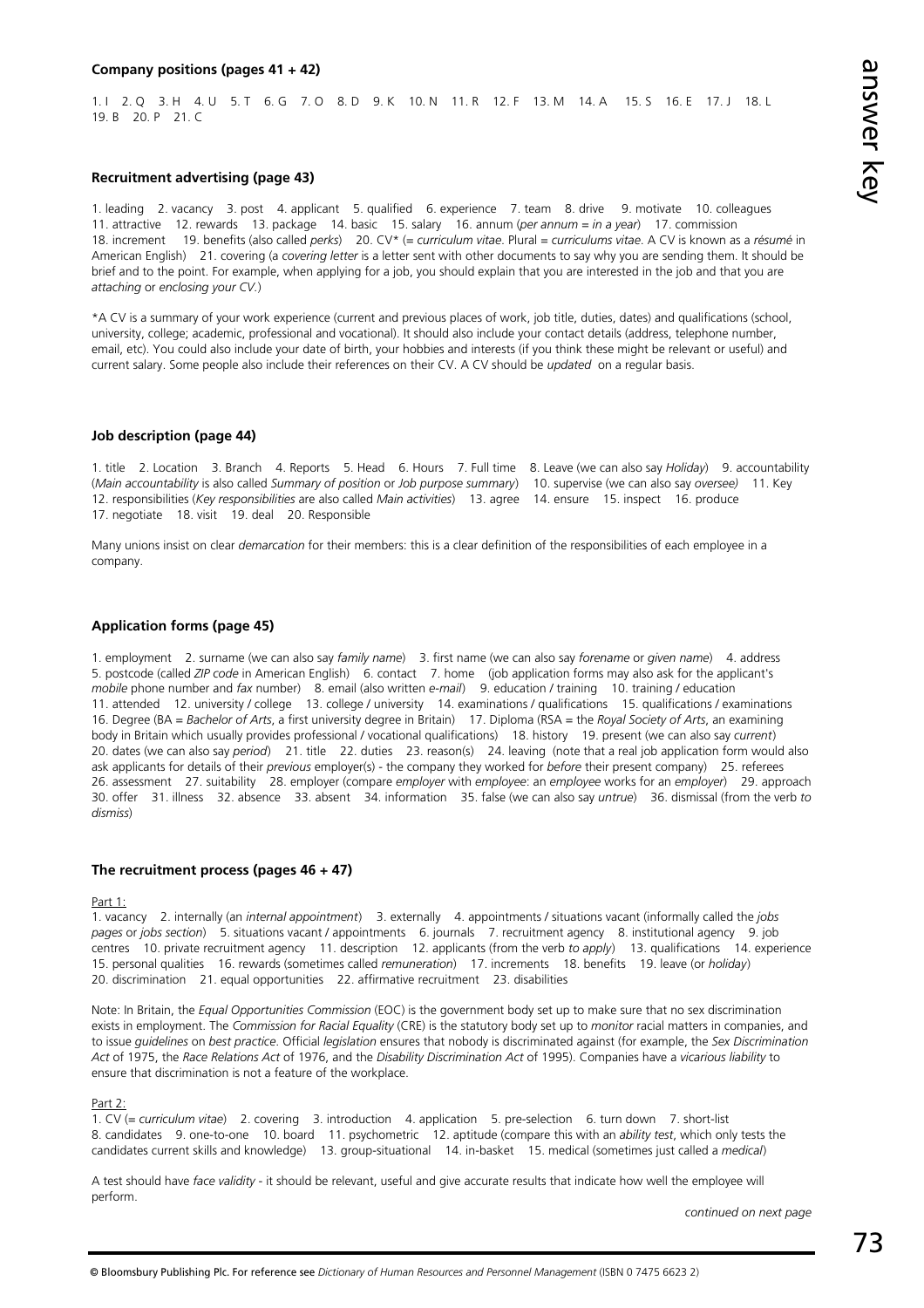#### Company positions (pages 41 + 42)

1. I 2. Q 3. H 4. U 5. T 6. G 7. O 8. D 9. K 10. N 11. R 12. F 13. M 14. A 15. S 16. E 17. J 18. L 19. B 20. P 21. C

#### Recruitment advertising (page 43)

1. leading 2. vacancy 3. post 4. applicant 5. qualified 6. experience 7. team 8. drive 9. motivate 10. colleagues 11. attractive 12. rewards 13. package 14. basic 15. salary 16. annum (*per annum* = *in a year*) 17. commission 18. increment 19. benefits (also called *perks*) 20. CV* (= *curriculum vitae*. Plural = *curriculums vitae*. A CV is known as a *résumé* in American English) 21. covering (a *covering letter* is a letter sent with other documents to say why you are sending them. It should be brief and to the point. For example, when applying for a job, you should explain that you are interested in the job and that you are *attaching* or *enclosing your CV*.)

*A CV is a summary of your work experience (current and previous places of work, job title, duties, dates) and qualifications (school, university, college; academic, professional and vocational). It should also include your contact details (address, telephone number, email, etc). You could also include your date of birth, your hobbies and interests (if you think these might be relevant or useful) and current salary. Some people also include their references on their CV. A CV should be *updated* on a regular basis.

#### Job description (page 44)

1. title 2. Location 3. Branch 4. Reports 5. Head 6. Hours 7. Full time 8. Leave (we can also say *Holiday*) 9. accountability (*Main accountability* is also called *Summary of position* or *Job purpose summary*) 10. supervise (we can also say *oversee)* 11. Key 12. responsibilities (*Key responsibilities* are also called *Main activities*) 13. agree 14. ensure 15. inspect 16. produce 17. negotiate 18. visit 19. deal 20. Responsible

Many unions insist on clear *demarcation* for their members: this is a clear definition of the responsibilities of each employee in a company.

#### Application forms (page 45)

1. employment 2. surname (we can also say *family name*) 3. first name (we can also say *forename* or *given name*) 4. address 5. postcode (called *ZIP code* in American English) 6. contact 7. home (job application forms may also ask for the applicant's *mobile* phone number and *fax* number) 8. email (also written *e-mail*) 9. education / training 10. training / education 11. attended 12. university / college 13. college / university 14. examinations / qualifications 15. qualifications / examinations 16. Degree (BA = *Bachelor of Arts*, a first university degree in Britain) 17. Diploma (RSA = the *Royal Society of Arts*, an examining body in Britain which usually provides professional / vocational qualifications) 18. history 19. present (we can also say *current*) 20. dates (we can also say *period*) 21. title 22. duties 23. reason(s) 24. leaving (note that a real job application form would also ask applicants for details of their *previous* employer(s) - the company they worked for *before* their present company) 25. referees 26. assessment 27. suitability 28. employer (compare *employer* with *employee*: an *employee* works for an *employer*) 29. approach 30. offer 31. illness 32. absence 33. absent 34. information 35. false (we can also say *untrue*) 36. dismissal (from the verb *to dismiss*)

#### The recruitment process (pages 46 + 47)

Part 1:

1. vacancy 2. internally (an *internal appointment*) 3. externally 4. appointments / situations vacant (informally called the *jobs pages* or *jobs section*) 5. situations vacant / appointments 6. journals 7. recruitment agency 8. institutional agency 9. job centres 10. private recruitment agency 11. description 12. applicants (from the verb *to apply*) 13. qualifications 14. experience 15. personal qualities 16. rewards (sometimes called *remuneration*) 17. increments 18. benefits 19. leave (or *holiday*) 20. discrimination 21. equal opportunities 22. affirmative recruitment 23. disabilities

Note: In Britain, the *Equal Opportunities Commission* (EOC) is the government body set up to make sure that no sex discrimination exists in employment. The *Commission for Racial Equality* (CRE) is the statutory body set up to *monitor* racial matters in companies, and to issue *guidelines* on *best practice*. Official *legislation* ensures that nobody is discriminated against (for example, the *Sex Discrimination Act* of 1975, the *Race Relations Act* of 1976, and the *Disability Discrimination Act* of 1995). Companies have a *vicarious liability* to ensure that discrimination is not a feature of the workplace.

Part 2:

1. CV (= *curriculum vitae*) 2. covering 3. introduction 4. application 5. pre-selection 6. turn down 7. short-list 8. candidates 9. one-to-one 10. board 11. psychometric 12. aptitude (compare this with an *ability test*, which only tests the candidates current skills and knowledge) 13. group-situational 14. in-basket 15. medical (sometimes just called a *medical*)

A test should have *face validity* - it should be relevant, useful and give accurate results that indicate how well the employee will perform.

*continued on next page*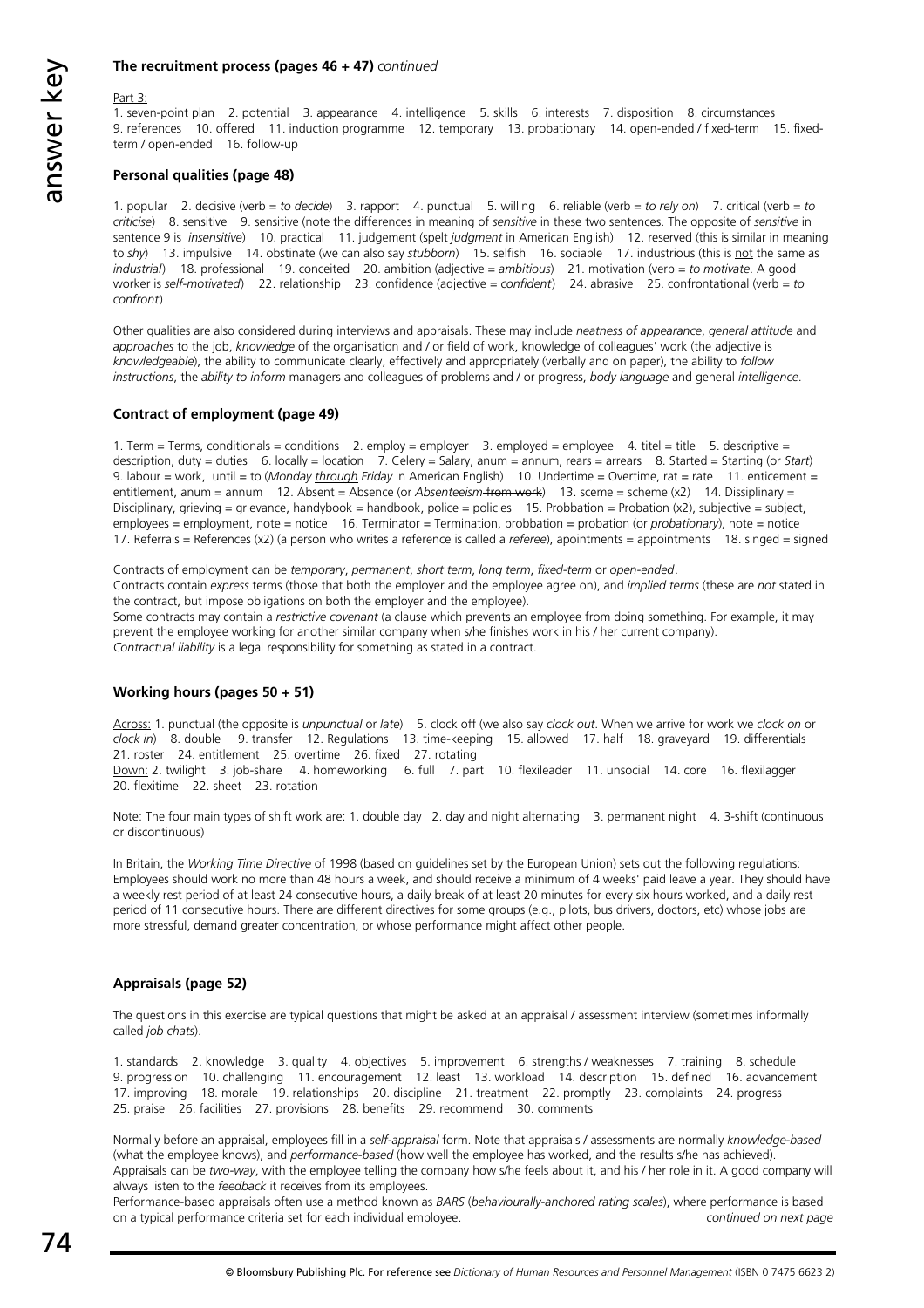**The recruitment process (pages 46 + 47)** *continued*

Part 3:

1. seven-point plan 2. potential 3. appearance 4. intelligence 5. skills 6. interests 7. disposition 8. circumstances 9. references 10. offered 11. induction programme 12. temporary 13. probationary 14. open-ended / fixed-term 15. fixed-term / open-ended 16. follow-up

**Personal qualities (page 48)**

1. popular 2. decisive (verb = *to decide*) 3. rapport 4. punctual 5. willing 6. reliable (verb = *to rely on*) 7. critical (verb = *to criticise*) 8. sensitive 9. sensitive (note the differences in meaning of *sensitive* in these two sentences. The opposite of *sensitive* in sentence 9 is *insensitive*) 10. practical 11. judgement (spelt *judgment* in American English) 12. reserved (this is similar in meaning to *shy*) 13. impulsive 14. obstinate (we can also say *stubborn*) 15. selfish 16. sociable 17. industrious (this is not the same as *industrial*) 18. professional 19. conceited 20. ambition (adjective = *ambitious*) 21. motivation (verb = *to motivate*. A good worker is *self-motivated*) 22. relationship 23. confidence (adjective = *confident*) 24. abrasive 25. confrontational (verb = *to confront*)

Other qualities are also considered during interviews and appraisals. These may include *neatness of appearance*, *general attitude* and *approaches* to the job, *knowledge* of the organisation and / or field of work, knowledge of colleagues' work (the adjective is *knowledgeable*), the ability to communicate clearly, effectively and appropriately (verbally and on paper), the ability to *follow instructions*, the *ability to inform* managers and colleagues of problems and / or progress, *body language* and general *intelligence*.

**Contract of employment (page 49)**

1. Term = Terms, conditionals = conditions 2. employ = employer 3. employed = employee 4. titel = title 5. descriptive = description, duty = duties 6. locally = location 7. Celery = Salary, anum = annum, rears = arrears 8. Started = Starting (or *Start*) 9. labour = work, until = to (*Monday through Friday* in American English) 10. Undertime = Overtime, rat = rate 11. enticement = entitlement, anum = annum 12. Absent = Absence (or *Absenteeism* ~~from work~~) 13. sceme = scheme (x2) 14. Dissiplinary = Disciplinary, grieving = grievance, handybook = handbook, police = policies 15. Probbation = Probation (x2), subjective = subject, employees = employment, note = notice 16. Terminator = Termination, probbation = probation (or *probationary*), note = notice 17. Referrals = References (x2) (a person who writes a reference is called a *referee*), apointments = appointments 18. singed = signed

Contracts of employment can be *temporary*, *permanent*, *short term*, *long term*, *fixed-term* or *open-ended*.
Contracts contain *express* terms (those that both the employer and the employee agree on), and *implied terms* (these are *not* stated in the contract, but impose obligations on both the employer and the employee).
Some contracts may contain a *restrictive covenant* (a clause which prevents an employee from doing something. For example, it may prevent the employee working for another similar company when s/he finishes work in his / her current company).
*Contractual liability* is a legal responsibility for something as stated in a contract.

**Working hours (pages 50 + 51)**

Across: 1. punctual (the opposite is *unpunctual* or *late*) 5. clock off (we also say *clock out*. When we arrive for work we *clock on* or *clock in*) 8. double 9. transfer 12. Regulations 13. time-keeping 15. allowed 17. half 18. graveyard 19. differentials 21. roster 24. entitlement 25. overtime 26. fixed 27. rotating
Down: 2. twilight 3. job-share 4. homeworking 6. full 7. part 10. flexileader 11. unsocial 14. core 16. flexilagger 20. flexitime 22. sheet 23. rotation

Note: The four main types of shift work are: 1. double day 2. day and night alternating 3. permanent night 4. 3-shift (continuous or discontinuous)

In Britain, the *Working Time Directive* of 1998 (based on guidelines set by the European Union) sets out the following regulations: Employees should work no more than 48 hours a week, and should receive a minimum of 4 weeks' paid leave a year. They should have a weekly rest period of at least 24 consecutive hours, a daily break of at least 20 minutes for every six hours worked, and a daily rest period of 11 consecutive hours. There are different directives for some groups (e.g., pilots, bus drivers, doctors, etc) whose jobs are more stressful, demand greater concentration, or whose performance might affect other people.

**Appraisals (page 52)**

The questions in this exercise are typical questions that might be asked at an appraisal / assessment interview (sometimes informally called *job chats*).

1. standards 2. knowledge 3. quality 4. objectives 5. improvement 6. strengths / weaknesses 7. training 8. schedule 9. progression 10. challenging 11. encouragement 12. least 13. workload 14. description 15. defined 16. advancement 17. improving 18. morale 19. relationships 20. discipline 21. treatment 22. promptly 23. complaints 24. progress 25. praise 26. facilities 27. provisions 28. benefits 29. recommend 30. comments

Normally before an appraisal, employees fill in a *self-appraisal* form. Note that appraisals / assessments are normally *knowledge-based* (what the employee knows), and *performance-based* (how well the employee has worked, and the results s/he has achieved). Appraisals can be *two-way*, with the employee telling the company how s/he feels about it, and his / her role in it. A good company will always listen to the *feedback* it receives from its employees.
Performance-based appraisals often use a method known as *BARS* (*behaviourally-anchored rating scales*), where performance is based on a typical performance criteria set for each individual employee. *continued on next page*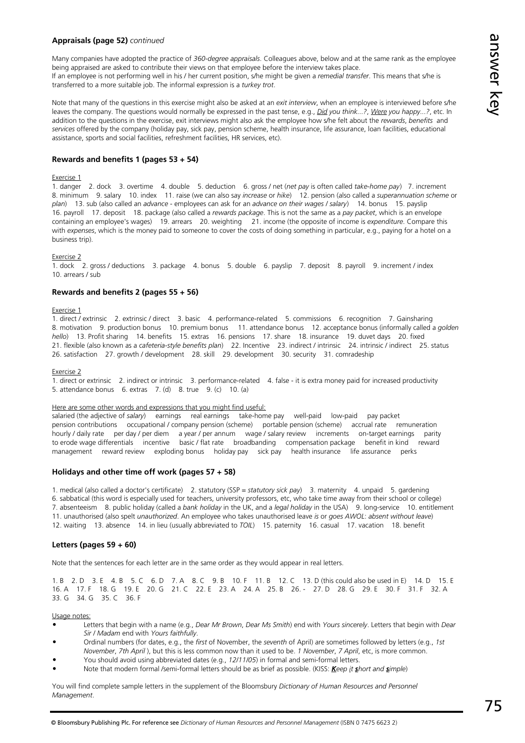**Appraisals (page 52)** *continued*

Many companies have adopted the practice of *360-degree appraisals*. Colleagues above, below and at the same rank as the employee being appraised are asked to contribute their views on that employee before the interview takes place.
If an employee is not performing well in his / her current position, s/he might be given a *remedial transfer*. This means that s/he is transferred to a more suitable job. The informal expression is a *turkey trot*.

Note that many of the questions in this exercise might also be asked at an *exit interview*, when an employee is interviewed before s/he leaves the company. The questions would normally be expressed in the past tense, e.g., *Did you think...?*, *Were you happy...?*, etc. In addition to the questions in the exercise, exit interviews might also ask the employee how s/he felt about the *rewards*, *benefits* and *services* offered by the company (holiday pay, sick pay, pension scheme, health insurance, life assurance, loan facilities, educational assistance, sports and social facilities, refreshment facilities, HR services, etc).

## Rewards and benefits 1 (pages 53 + 54)

Exercise 1

1. danger 2. dock 3. overtime 4. double 5. deduction 6. gross / net (*net pay* is often called *take-home pay*) 7. increment 8. minimum 9. salary 10. index 11. raise (we can also say *increase* or *hike*) 12. pension (also called a *superannuation scheme* or *plan*) 13. sub (also called an *advance* - employees can ask for an *advance on their wages / salary*) 14. bonus 15. payslip 16. payroll 17. deposit 18. package (also called a *rewards package*. This is not the same as a *pay packet*, which is an envelope containing an employee's wages) 19. arrears 20. weighting 21. income (the opposite of income is *expenditure*. Compare this with *expenses*, which is the money paid to someone to cover the costs of doing something in particular, e.g., paying for a hotel on a business trip).

Exercise 2

1. dock 2. gross / deductions 3. package 4. bonus 5. double 6. payslip 7. deposit 8. payroll 9. increment / index 10. arrears / sub

## Rewards and benefits 2 (pages 55 + 56)

Exercise 1

1. direct / extrinsic 2. extrinsic / direct 3. basic 4. performance-related 5. commissions 6. recognition 7. Gainsharing 8. motivation 9. production bonus 10. premium bonus 11. attendance bonus 12. acceptance bonus (informally called a *golden hello*) 13. Profit sharing 14. benefits 15. extras 16. pensions 17. share 18. insurance 19. duvet days 20. fixed 21. flexible (also known as a *cafeteria-style benefits plan*) 22. Incentive 23. indirect / intrinsic 24. intrinsic / indirect 25. status 26. satisfaction 27. growth / development 28. skill 29. development 30. security 31. comradeship

Exercise 2

1. direct or extrinsic 2. indirect or intrinsic 3. performance-related 4. false - it is extra money paid for increased productivity 5. attendance bonus 6. extras 7. (d) 8. true 9. (c) 10. (a)

Here are some other words and expressions that you might find useful:

salaried (the adjective of *salary*) earnings real earnings take-home pay well-paid low-paid pay packet pension contributions occupational / company pension (scheme) portable pension (scheme) accrual rate remuneration hourly / daily rate per day / per diem a year / per annum wage / salary review increments on-target earnings parity to erode wage differentials incentive basic / flat rate broadbanding compensation package benefit in kind reward management reward review exploding bonus holiday pay sick pay health insurance life assurance perks

## Holidays and other time off work (pages 57 + 58)

1. medical (also called a doctor's certificate) 2. statutory (SSP = *statutory sick pay*) 3. maternity 4. unpaid 5. gardening 6. sabbatical (this word is especially used for teachers, university professors, etc, who take time away from their school or college) 7. absenteeism 8. public holiday (called a *bank holiday* in the UK, and a *legal holiday* in the USA) 9. long-service 10. entitlement 11. unauthorised (also spelt *unauthorized*. An employee who takes unauthorised leave *is* or *goes AWOL*: *absent without leave*) 12. waiting 13. absence 14. in lieu (usually abbreviated to *TOIL*) 15. paternity 16. casual 17. vacation 18. benefit

## Letters (pages 59 + 60)

Note that the sentences for each letter are in the same order as they would appear in real letters.

1. B 2. D 3. E 4. B 5. C 6. D 7. A 8. C 9. B 10. F 11. B 12. C 13. D (this could also be used in E) 14. D 15. E 16. A 17. F 18. G 19. E 20. G 21. C 22. E 23. A 24. A 25. B 26. - 27. D 28. G 29. E 30. F 31. F 32. A 33. G 34. G 35. C 36. F

Usage notes:

- Letters that begin with a name (e.g., *Dear Mr Brown*, *Dear Ms Smith*) end with *Yours sincerely*. Letters that begin with *Dear Sir / Madam* end with *Yours faithfully*.
- Ordinal numbers (for dates, e.g., the *first* of November, the *seventh* of April) are sometimes followed by letters (e.g., *1st November*, *7th April* ), but this is less common now than it used to be. *1 November*, *7 April*, etc, is more common.
- You should avoid using abbreviated dates (e.g., *12/11/05*) in formal and semi-formal letters.
- Note that modern formal /semi-formal letters should be as brief as possible. (KISS: ***K****eep* ***i****t* ***s****hort and* ***s****imple*)

You will find complete sample letters in the supplement of the Bloomsbury *Dictionary of Human Resources and Personnel Management*.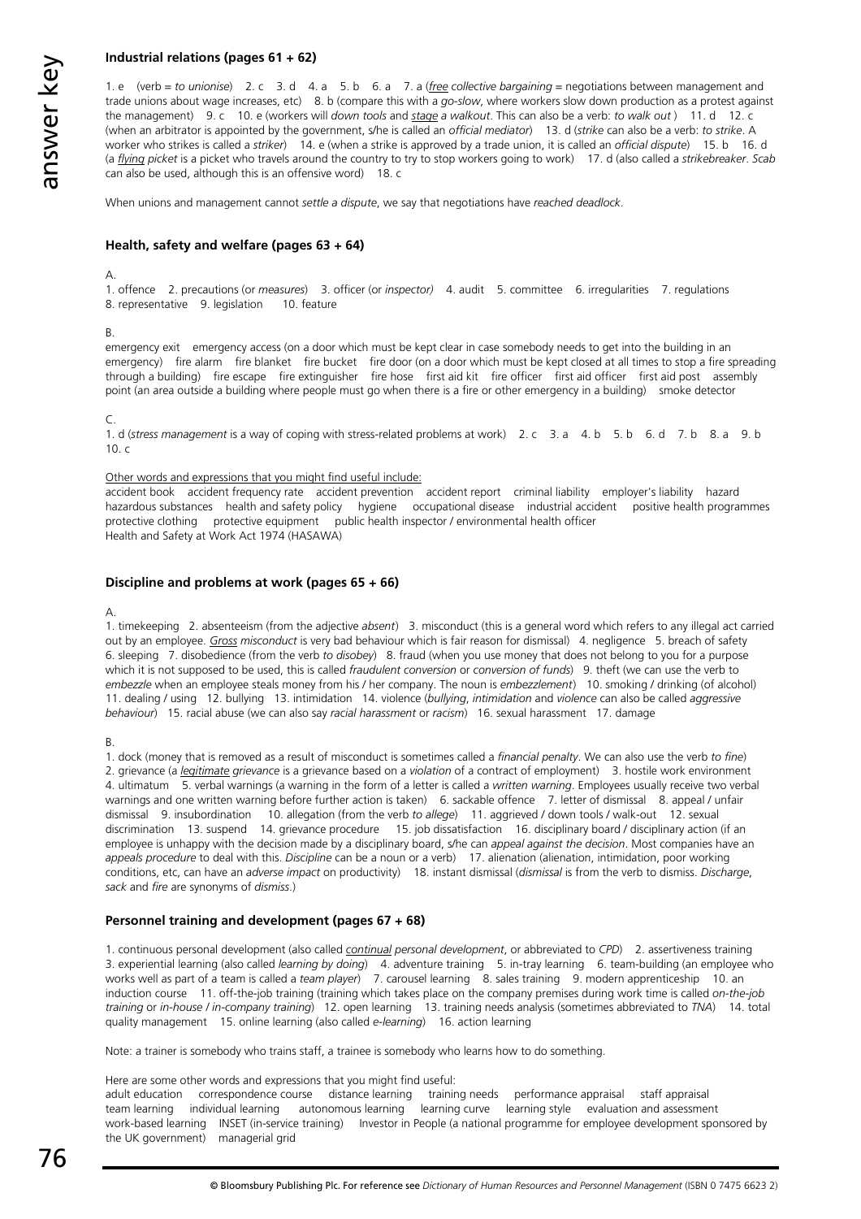### Industrial relations (pages 61 + 62)

1. e (verb = *to unionise*) 2. c 3. d 4. a 5. b 6. a 7. a (*free collective bargaining* = negotiations between management and trade unions about wage increases, etc) 8. b (compare this with a *go-slow*, where workers slow down production as a protest against the management) 9. c 10. e (workers will *down tools* and *stage a walkout*. This can also be a verb: *to walk out* ) 11. d 12. c (when an arbitrator is appointed by the government, s/he is called an *official mediator*) 13. d (*strike* can also be a verb: *to strike*. A worker who strikes is called a *striker*) 14. e (when a strike is approved by a trade union, it is called an *official dispute*) 15. b 16. d (a *flying picket* is a picket who travels around the country to try to stop workers going to work) 17. d (also called a *strikebreaker*. *Scab* can also be used, although this is an offensive word) 18. c

When unions and management cannot *settle a dispute*, we say that negotiations have *reached deadlock*.

### Health, safety and welfare (pages 63 + 64)

A.

1. offence 2. precautions (or *measures*) 3. officer (or *inspector)* 4. audit 5. committee 6. irregularities 7. regulations 8. representative 9. legislation 10. feature

B.

emergency exit emergency access (on a door which must be kept clear in case somebody needs to get into the building in an emergency) fire alarm fire blanket fire bucket fire door (on a door which must be kept closed at all times to stop a fire spreading through a building) fire escape fire extinguisher fire hose first aid kit fire officer first aid officer first aid post assembly point (an area outside a building where people must go when there is a fire or other emergency in a building) smoke detector

C.

1. d (*stress management* is a way of coping with stress-related problems at work) 2. c 3. a 4. b 5. b 6. d 7. b 8. a 9. b 10. c

Other words and expressions that you might find useful include:

accident book accident frequency rate accident prevention accident report criminal liability employer's liability hazard hazardous substances health and safety policy hygiene occupational disease industrial accident positive health programmes protective clothing protective equipment public health inspector / environmental health officer
Health and Safety at Work Act 1974 (HASAWA)

### Discipline and problems at work (pages 65 + 66)

A.

1. timekeeping 2. absenteeism (from the adjective *absent*) 3. misconduct (this is a general word which refers to any illegal act carried out by an employee. *Gross misconduct* is very bad behaviour which is fair reason for dismissal) 4. negligence 5. breach of safety 6. sleeping 7. disobedience (from the verb *to disobey*) 8. fraud (when you use money that does not belong to you for a purpose which it is not supposed to be used, this is called *fraudulent conversion* or *conversion of funds*) 9. theft (we can use the verb to *embezzle* when an employee steals money from his / her company. The noun is *embezzlement*) 10. smoking / drinking (of alcohol) 11. dealing / using 12. bullying 13. intimidation 14. violence (*bullying*, *intimidation* and *violence* can also be called *aggressive behaviour*) 15. racial abuse (we can also say *racial harassment* or *racism*) 16. sexual harassment 17. damage

B.

1. dock (money that is removed as a result of misconduct is sometimes called a *financial penalty*. We can also use the verb *to fine*) 2. grievance (a *legitimate grievance* is a grievance based on a *violation* of a contract of employment) 3. hostile work environment 4. ultimatum 5. verbal warnings (a warning in the form of a letter is called a *written warning*. Employees usually receive two verbal warnings and one written warning before further action is taken) 6. sackable offence 7. letter of dismissal 8. appeal / unfair dismissal 9. insubordination 10. allegation (from the verb *to allege*) 11. aggrieved / down tools / walk-out 12. sexual discrimination 13. suspend 14. grievance procedure 15. job dissatisfaction 16. disciplinary board / disciplinary action (if an employee is unhappy with the decision made by a disciplinary board, s/he can *appeal against the decision*. Most companies have an *appeals procedure* to deal with this. *Discipline* can be a noun or a verb) 17. alienation (alienation, intimidation, poor working conditions, etc, can have an *adverse impact* on productivity) 18. instant dismissal (*dismissal* is from the verb to dismiss. *Discharge*, *sack* and *fire* are synonyms of *dismiss*.)

### Personnel training and development (pages 67 + 68)

1. continuous personal development (also called *continual personal development*, or abbreviated to *CPD*) 2. assertiveness training 3. experiential learning (also called *learning by doing*) 4. adventure training 5. in-tray learning 6. team-building (an employee who works well as part of a team is called a *team player*) 7. carousel learning 8. sales training 9. modern apprenticeship 10. an induction course 11. off-the-job training (training which takes place on the company premises during work time is called *on-the-job training* or *in-house / in-company training*) 12. open learning 13. training needs analysis (sometimes abbreviated to *TNA*) 14. total quality management 15. online learning (also called *e-learning*) 16. action learning

Note: a trainer is somebody who trains staff, a trainee is somebody who learns how to do something.

Here are some other words and expressions that you might find useful:
adult education correspondence course distance learning training needs performance appraisal staff appraisal team learning individual learning autonomous learning learning curve learning style evaluation and assessment work-based learning INSET (in-service training) Investor in People (a national programme for employee development sponsored by the UK government) managerial grid

© Bloomsbury Publishing Plc. For reference see *Dictionary of Human Resources and Personnel Management* (ISBN 0 7475 6623 2)